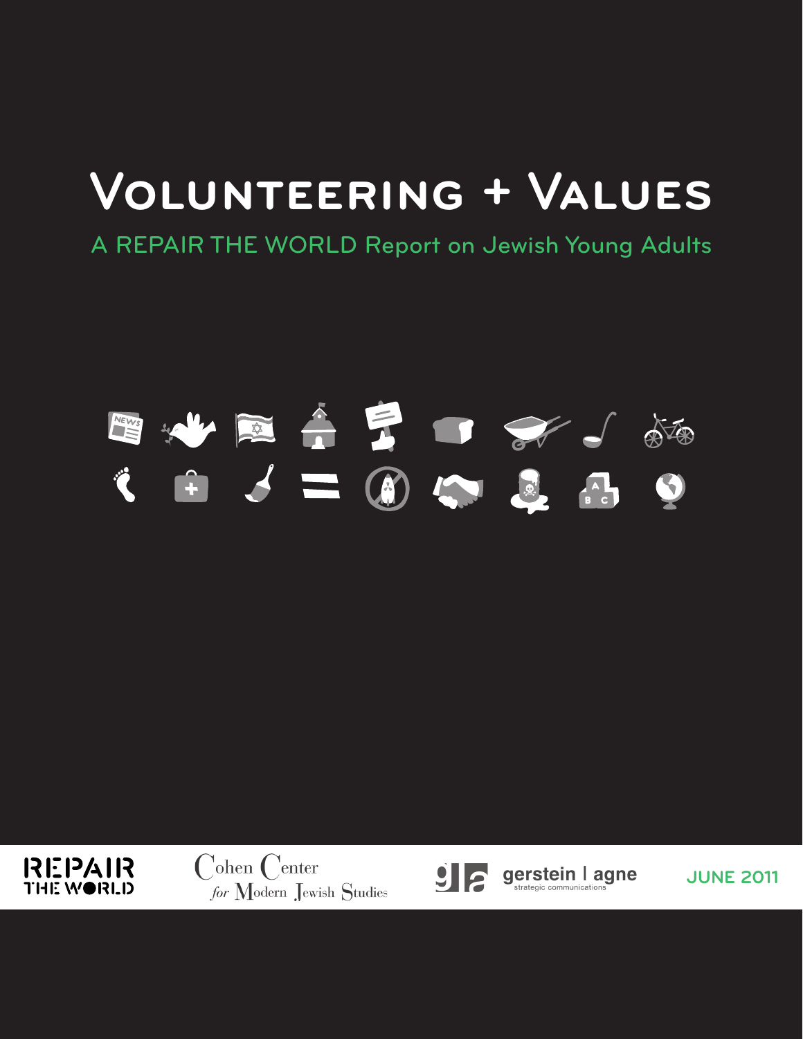# Volunteering + Values

## A REPAIR THE WORLD Report on Jewish Young Adults

REPAIR THE WORLD

Cohen Center for Modern Jewish Studies

gerstein | agne strategic communications

JUNE 2011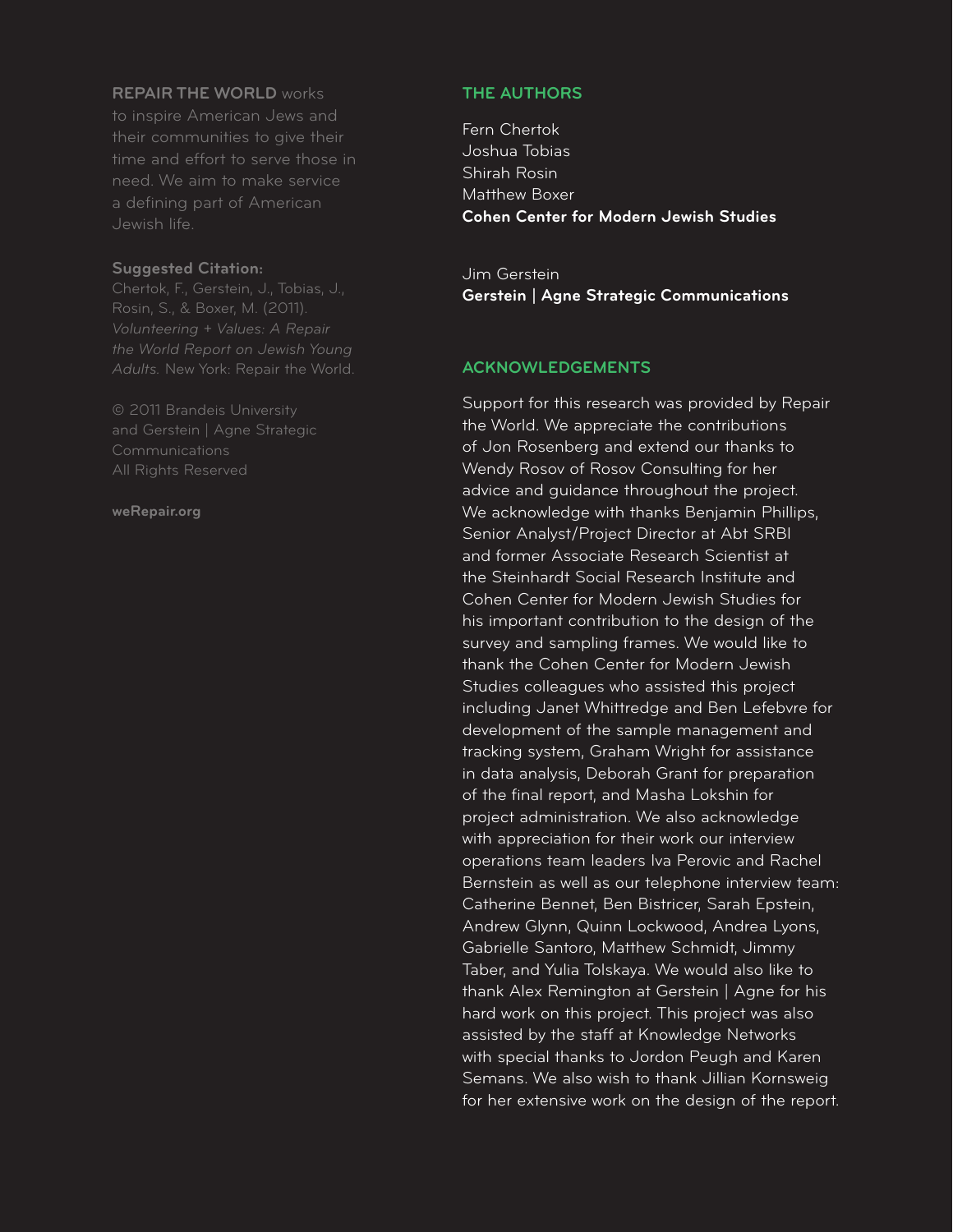**REPAIR THE WORLD** works to inspire American Jews and their communities to give their time and effort to serve those in need. We aim to make service a defining part of American Jewish life.

**Suggested Citation:**
Chertok, F., Gerstein, J., Tobias, J., Rosin, S., & Boxer, M. (2011). *Volunteering + Values: A Repair the World Report on Jewish Young Adults.* New York: Repair the World.

© 2011 Brandeis University and Gerstein | Agne Strategic Communications
All Rights Reserved

**weRepair.org**

## THE AUTHORS

Fern Chertok
Joshua Tobias
Shirah Rosin
Matthew Boxer
**Cohen Center for Modern Jewish Studies**

Jim Gerstein
**Gerstein | Agne Strategic Communications**

## ACKNOWLEDGEMENTS

Support for this research was provided by Repair the World. We appreciate the contributions of Jon Rosenberg and extend our thanks to Wendy Rosov of Rosov Consulting for her advice and guidance throughout the project. We acknowledge with thanks Benjamin Phillips, Senior Analyst/Project Director at Abt SRBI and former Associate Research Scientist at the Steinhardt Social Research Institute and Cohen Center for Modern Jewish Studies for his important contribution to the design of the survey and sampling frames. We would like to thank the Cohen Center for Modern Jewish Studies colleagues who assisted this project including Janet Whittredge and Ben Lefebvre for development of the sample management and tracking system, Graham Wright for assistance in data analysis, Deborah Grant for preparation of the final report, and Masha Lokshin for project administration. We also acknowledge with appreciation for their work our interview operations team leaders Iva Perovic and Rachel Bernstein as well as our telephone interview team: Catherine Bennet, Ben Bistricer, Sarah Epstein, Andrew Glynn, Quinn Lockwood, Andrea Lyons, Gabrielle Santoro, Matthew Schmidt, Jimmy Taber, and Yulia Tolskaya. We would also like to thank Alex Remington at Gerstein | Agne for his hard work on this project. This project was also assisted by the staff at Knowledge Networks with special thanks to Jordon Peugh and Karen Semans. We also wish to thank Jillian Kornsweig for her extensive work on the design of the report.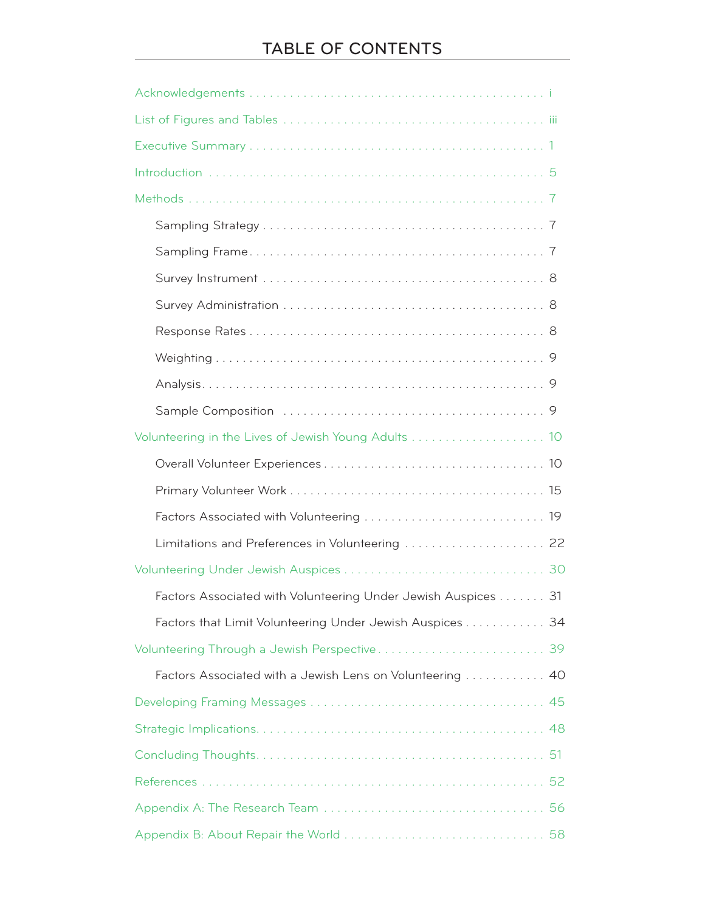# TABLE OF CONTENTS

- Acknowledgements . . . . . . . . . . i
- List of Figures and Tables . . . . . . . . . . iii
- Executive Summary . . . . . . . . . . 1
- Introduction . . . . . . . . . . 5
- Methods . . . . . . . . . . 7
  - Sampling Strategy . . . . . . . . . . 7
  - Sampling Frame . . . . . . . . . . 7
  - Survey Instrument . . . . . . . . . . 8
  - Survey Administration . . . . . . . . . . 8
  - Response Rates . . . . . . . . . . 8
  - Weighting . . . . . . . . . . 9
  - Analysis . . . . . . . . . . 9
  - Sample Composition . . . . . . . . . . 9
- Volunteering in the Lives of Jewish Young Adults . . . . . . . . . . 10
  - Overall Volunteer Experiences . . . . . . . . . . 10
  - Primary Volunteer Work . . . . . . . . . . 15
  - Factors Associated with Volunteering . . . . . . . . . . 19
  - Limitations and Preferences in Volunteering . . . . . . . . . . 22
- Volunteering Under Jewish Auspices . . . . . . . . . . 30
  - Factors Associated with Volunteering Under Jewish Auspices . . . . . . . 31
  - Factors that Limit Volunteering Under Jewish Auspices . . . . . . . . . . 34
- Volunteering Through a Jewish Perspective . . . . . . . . . . 39
  - Factors Associated with a Jewish Lens on Volunteering . . . . . . . . . . 40
- Developing Framing Messages . . . . . . . . . . 45
- Strategic Implications . . . . . . . . . . 48
- Concluding Thoughts . . . . . . . . . . 51
- References . . . . . . . . . . 52
- Appendix A: The Research Team . . . . . . . . . . 56
- Appendix B: About Repair the World . . . . . . . . . . 58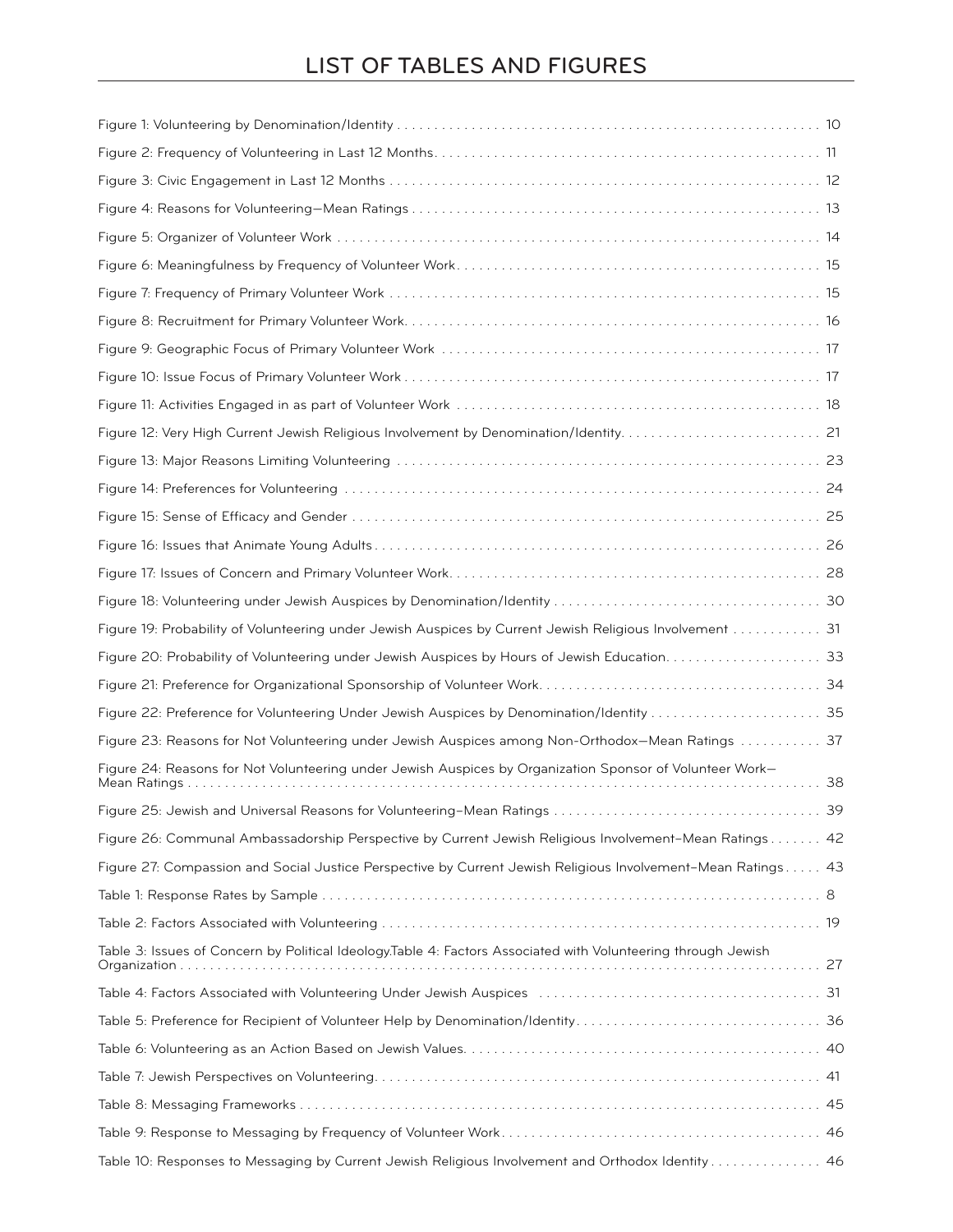# LIST OF TABLES AND FIGURES

Figure 1: Volunteering by Denomination/Identity . . . . . . . . . . . . . . . . . . . . . . . . . . . . . . . . . . . . . . . . . . . . . . . . . . . . . . . 10

Figure 2: Frequency of Volunteering in Last 12 Months. . . . . . . . . . . . . . . . . . . . . . . . . . . . . . . . . . . . . . . . . . . . . . . . . . . . 11

Figure 3: Civic Engagement in Last 12 Months . . . . . . . . . . . . . . . . . . . . . . . . . . . . . . . . . . . . . . . . . . . . . . . . . . . . . . . . . 12

Figure 4: Reasons for Volunteering—Mean Ratings . . . . . . . . . . . . . . . . . . . . . . . . . . . . . . . . . . . . . . . . . . . . . . . . . . . . . . 13

Figure 5: Organizer of Volunteer Work . . . . . . . . . . . . . . . . . . . . . . . . . . . . . . . . . . . . . . . . . . . . . . . . . . . . . . . . . . . . . . . . 14

Figure 6: Meaningfulness by Frequency of Volunteer Work. . . . . . . . . . . . . . . . . . . . . . . . . . . . . . . . . . . . . . . . . . . . . . . . . 15

Figure 7: Frequency of Primary Volunteer Work . . . . . . . . . . . . . . . . . . . . . . . . . . . . . . . . . . . . . . . . . . . . . . . . . . . . . . . . . 15

Figure 8: Recruitment for Primary Volunteer Work. . . . . . . . . . . . . . . . . . . . . . . . . . . . . . . . . . . . . . . . . . . . . . . . . . . . . . . . 16

Figure 9: Geographic Focus of Primary Volunteer Work . . . . . . . . . . . . . . . . . . . . . . . . . . . . . . . . . . . . . . . . . . . . . . . . . . . 17

Figure 10: Issue Focus of Primary Volunteer Work . . . . . . . . . . . . . . . . . . . . . . . . . . . . . . . . . . . . . . . . . . . . . . . . . . . . . . . . 17

Figure 11: Activities Engaged in as part of Volunteer Work . . . . . . . . . . . . . . . . . . . . . . . . . . . . . . . . . . . . . . . . . . . . . . . . . 18

Figure 12: Very High Current Jewish Religious Involvement by Denomination/Identity. . . . . . . . . . . . . . . . . . . . . . . . . . . 21

Figure 13: Major Reasons Limiting Volunteering . . . . . . . . . . . . . . . . . . . . . . . . . . . . . . . . . . . . . . . . . . . . . . . . . . . . . . . . . 23

Figure 14: Preferences for Volunteering . . . . . . . . . . . . . . . . . . . . . . . . . . . . . . . . . . . . . . . . . . . . . . . . . . . . . . . . . . . . . . . . 24

Figure 15: Sense of Efficacy and Gender . . . . . . . . . . . . . . . . . . . . . . . . . . . . . . . . . . . . . . . . . . . . . . . . . . . . . . . . . . . . . . . 25

Figure 16: Issues that Animate Young Adults . . . . . . . . . . . . . . . . . . . . . . . . . . . . . . . . . . . . . . . . . . . . . . . . . . . . . . . . . . . 26

Figure 17: Issues of Concern and Primary Volunteer Work. . . . . . . . . . . . . . . . . . . . . . . . . . . . . . . . . . . . . . . . . . . . . . . . . . 28

Figure 18: Volunteering under Jewish Auspices by Denomination/Identity . . . . . . . . . . . . . . . . . . . . . . . . . . . . . . . . . . . . 30

Figure 19: Probability of Volunteering under Jewish Auspices by Current Jewish Religious Involvement . . . . . . . . . . . . 31

Figure 20: Probability of Volunteering under Jewish Auspices by Hours of Jewish Education. . . . . . . . . . . . . . . . . . . . . 33

Figure 21: Preference for Organizational Sponsorship of Volunteer Work. . . . . . . . . . . . . . . . . . . . . . . . . . . . . . . . . . . . . . 34

Figure 22: Preference for Volunteering Under Jewish Auspices by Denomination/Identity . . . . . . . . . . . . . . . . . . . . . . . 35

Figure 23: Reasons for Not Volunteering under Jewish Auspices among Non-Orthodox—Mean Ratings . . . . . . . . . . . 37

Figure 24: Reasons for Not Volunteering under Jewish Auspices by Organization Sponsor of Volunteer Work—Mean Ratings . . . . . . . . . . . . . . . . . . . . . . . . . . . . . . . . . . . . . . . . . . . . . . . . . . . . . . . . . . . . . . . . . . . . . . . . . . . . . . . . . . . 38

Figure 25: Jewish and Universal Reasons for Volunteering–Mean Ratings . . . . . . . . . . . . . . . . . . . . . . . . . . . . . . . . . . . . 39

Figure 26: Communal Ambassadorship Perspective by Current Jewish Religious Involvement–Mean Ratings . . . . . . . 42

Figure 27: Compassion and Social Justice Perspective by Current Jewish Religious Involvement–Mean Ratings . . . . . 43

Table 1: Response Rates by Sample . . . . . . . . . . . . . . . . . . . . . . . . . . . . . . . . . . . . . . . . . . . . . . . . . . . . . . . . . . . . . . . . . . . 8

Table 2: Factors Associated with Volunteering . . . . . . . . . . . . . . . . . . . . . . . . . . . . . . . . . . . . . . . . . . . . . . . . . . . . . . . . . . . 19

Table 3: Issues of Concern by Political Ideology.Table 4: Factors Associated with Volunteering through Jewish Organization . . . . . . . . . . . . . . . . . . . . . . . . . . . . . . . . . . . . . . . . . . . . . . . . . . . . . . . . . . . . . . . . . . . . . . . . . . . . . . . . 27

Table 4: Factors Associated with Volunteering Under Jewish Auspices . . . . . . . . . . . . . . . . . . . . . . . . . . . . . . . . . . . . . . 31

Table 5: Preference for Recipient of Volunteer Help by Denomination/Identity. . . . . . . . . . . . . . . . . . . . . . . . . . . . . . . . . 36

Table 6: Volunteering as an Action Based on Jewish Values. . . . . . . . . . . . . . . . . . . . . . . . . . . . . . . . . . . . . . . . . . . . . . . . 40

Table 7: Jewish Perspectives on Volunteering. . . . . . . . . . . . . . . . . . . . . . . . . . . . . . . . . . . . . . . . . . . . . . . . . . . . . . . . . . . . 41

Table 8: Messaging Frameworks . . . . . . . . . . . . . . . . . . . . . . . . . . . . . . . . . . . . . . . . . . . . . . . . . . . . . . . . . . . . . . . . . . . . . . 45

Table 9: Response to Messaging by Frequency of Volunteer Work. . . . . . . . . . . . . . . . . . . . . . . . . . . . . . . . . . . . . . . . . . . 46

Table 10: Responses to Messaging by Current Jewish Religious Involvement and Orthodox Identity . . . . . . . . . . . . . . . 46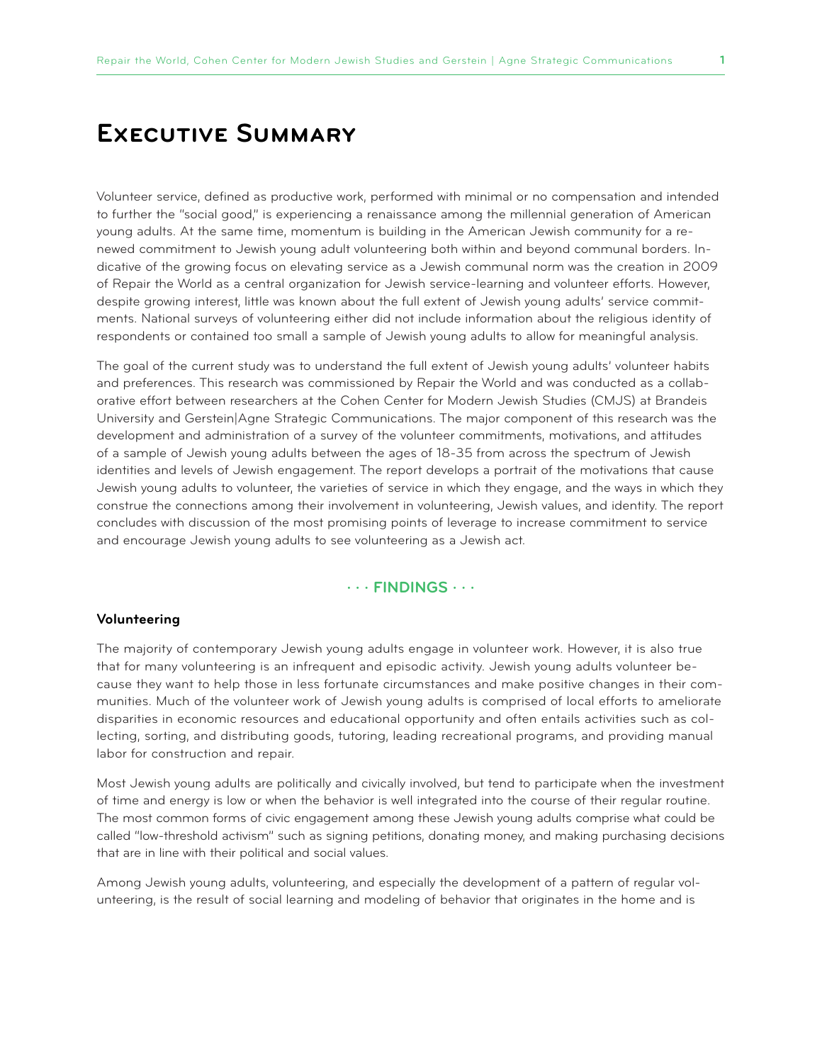# Executive Summary

Volunteer service, defined as productive work, performed with minimal or no compensation and intended to further the "social good," is experiencing a renaissance among the millennial generation of American young adults. At the same time, momentum is building in the American Jewish community for a renewed commitment to Jewish young adult volunteering both within and beyond communal borders. Indicative of the growing focus on elevating service as a Jewish communal norm was the creation in 2009 of Repair the World as a central organization for Jewish service-learning and volunteer efforts. However, despite growing interest, little was known about the full extent of Jewish young adults' service commitments. National surveys of volunteering either did not include information about the religious identity of respondents or contained too small a sample of Jewish young adults to allow for meaningful analysis.

The goal of the current study was to understand the full extent of Jewish young adults' volunteer habits and preferences. This research was commissioned by Repair the World and was conducted as a collaborative effort between researchers at the Cohen Center for Modern Jewish Studies (CMJS) at Brandeis University and Gerstein|Agne Strategic Communications. The major component of this research was the development and administration of a survey of the volunteer commitments, motivations, and attitudes of a sample of Jewish young adults between the ages of 18-35 from across the spectrum of Jewish identities and levels of Jewish engagement. The report develops a portrait of the motivations that cause Jewish young adults to volunteer, the varieties of service in which they engage, and the ways in which they construe the connections among their involvement in volunteering, Jewish values, and identity. The report concludes with discussion of the most promising points of leverage to increase commitment to service and encourage Jewish young adults to see volunteering as a Jewish act.

## · · · FINDINGS · · ·

### Volunteering

The majority of contemporary Jewish young adults engage in volunteer work. However, it is also true that for many volunteering is an infrequent and episodic activity. Jewish young adults volunteer because they want to help those in less fortunate circumstances and make positive changes in their communities. Much of the volunteer work of Jewish young adults is comprised of local efforts to ameliorate disparities in economic resources and educational opportunity and often entails activities such as collecting, sorting, and distributing goods, tutoring, leading recreational programs, and providing manual labor for construction and repair.

Most Jewish young adults are politically and civically involved, but tend to participate when the investment of time and energy is low or when the behavior is well integrated into the course of their regular routine. The most common forms of civic engagement among these Jewish young adults comprise what could be called "low-threshold activism" such as signing petitions, donating money, and making purchasing decisions that are in line with their political and social values.

Among Jewish young adults, volunteering, and especially the development of a pattern of regular volunteering, is the result of social learning and modeling of behavior that originates in the home and is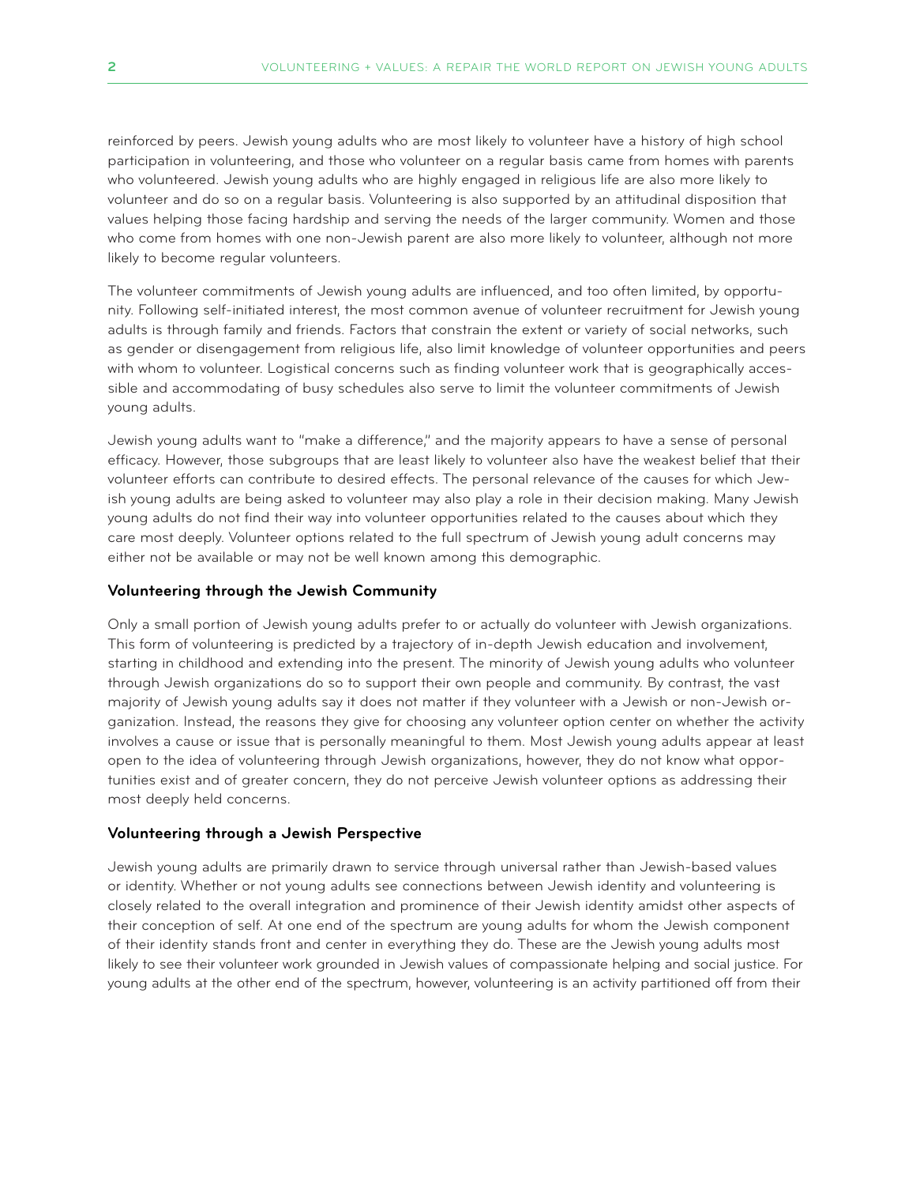reinforced by peers. Jewish young adults who are most likely to volunteer have a history of high school participation in volunteering, and those who volunteer on a regular basis came from homes with parents who volunteered. Jewish young adults who are highly engaged in religious life are also more likely to volunteer and do so on a regular basis. Volunteering is also supported by an attitudinal disposition that values helping those facing hardship and serving the needs of the larger community. Women and those who come from homes with one non-Jewish parent are also more likely to volunteer, although not more likely to become regular volunteers.

The volunteer commitments of Jewish young adults are influenced, and too often limited, by opportunity. Following self-initiated interest, the most common avenue of volunteer recruitment for Jewish young adults is through family and friends. Factors that constrain the extent or variety of social networks, such as gender or disengagement from religious life, also limit knowledge of volunteer opportunities and peers with whom to volunteer. Logistical concerns such as finding volunteer work that is geographically accessible and accommodating of busy schedules also serve to limit the volunteer commitments of Jewish young adults.

Jewish young adults want to "make a difference," and the majority appears to have a sense of personal efficacy. However, those subgroups that are least likely to volunteer also have the weakest belief that their volunteer efforts can contribute to desired effects. The personal relevance of the causes for which Jewish young adults are being asked to volunteer may also play a role in their decision making. Many Jewish young adults do not find their way into volunteer opportunities related to the causes about which they care most deeply. Volunteer options related to the full spectrum of Jewish young adult concerns may either not be available or may not be well known among this demographic.

### Volunteering through the Jewish Community

Only a small portion of Jewish young adults prefer to or actually do volunteer with Jewish organizations. This form of volunteering is predicted by a trajectory of in-depth Jewish education and involvement, starting in childhood and extending into the present. The minority of Jewish young adults who volunteer through Jewish organizations do so to support their own people and community. By contrast, the vast majority of Jewish young adults say it does not matter if they volunteer with a Jewish or non-Jewish organization. Instead, the reasons they give for choosing any volunteer option center on whether the activity involves a cause or issue that is personally meaningful to them. Most Jewish young adults appear at least open to the idea of volunteering through Jewish organizations, however, they do not know what opportunities exist and of greater concern, they do not perceive Jewish volunteer options as addressing their most deeply held concerns.

### Volunteering through a Jewish Perspective

Jewish young adults are primarily drawn to service through universal rather than Jewish-based values or identity. Whether or not young adults see connections between Jewish identity and volunteering is closely related to the overall integration and prominence of their Jewish identity amidst other aspects of their conception of self. At one end of the spectrum are young adults for whom the Jewish component of their identity stands front and center in everything they do. These are the Jewish young adults most likely to see their volunteer work grounded in Jewish values of compassionate helping and social justice. For young adults at the other end of the spectrum, however, volunteering is an activity partitioned off from their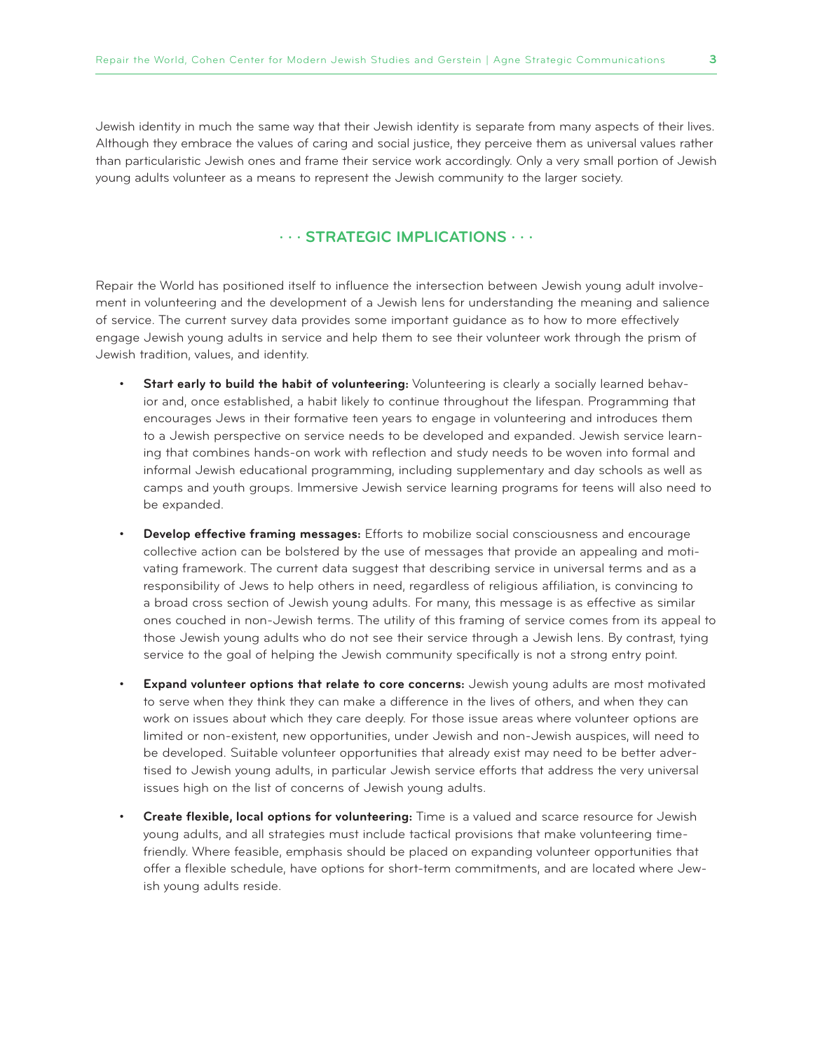Jewish identity in much the same way that their Jewish identity is separate from many aspects of their lives. Although they embrace the values of caring and social justice, they perceive them as universal values rather than particularistic Jewish ones and frame their service work accordingly. Only a very small portion of Jewish young adults volunteer as a means to represent the Jewish community to the larger society.

## · · · STRATEGIC IMPLICATIONS · · ·

Repair the World has positioned itself to influence the intersection between Jewish young adult involvement in volunteering and the development of a Jewish lens for understanding the meaning and salience of service. The current survey data provides some important guidance as to how to more effectively engage Jewish young adults in service and help them to see their volunteer work through the prism of Jewish tradition, values, and identity.

- **Start early to build the habit of volunteering:** Volunteering is clearly a socially learned behavior and, once established, a habit likely to continue throughout the lifespan. Programming that encourages Jews in their formative teen years to engage in volunteering and introduces them to a Jewish perspective on service needs to be developed and expanded. Jewish service learning that combines hands-on work with reflection and study needs to be woven into formal and informal Jewish educational programming, including supplementary and day schools as well as camps and youth groups. Immersive Jewish service learning programs for teens will also need to be expanded.
- **Develop effective framing messages:** Efforts to mobilize social consciousness and encourage collective action can be bolstered by the use of messages that provide an appealing and motivating framework. The current data suggest that describing service in universal terms and as a responsibility of Jews to help others in need, regardless of religious affiliation, is convincing to a broad cross section of Jewish young adults. For many, this message is as effective as similar ones couched in non-Jewish terms. The utility of this framing of service comes from its appeal to those Jewish young adults who do not see their service through a Jewish lens. By contrast, tying service to the goal of helping the Jewish community specifically is not a strong entry point.
- **Expand volunteer options that relate to core concerns:** Jewish young adults are most motivated to serve when they think they can make a difference in the lives of others, and when they can work on issues about which they care deeply. For those issue areas where volunteer options are limited or non-existent, new opportunities, under Jewish and non-Jewish auspices, will need to be developed. Suitable volunteer opportunities that already exist may need to be better advertised to Jewish young adults, in particular Jewish service efforts that address the very universal issues high on the list of concerns of Jewish young adults.
- **Create flexible, local options for volunteering:** Time is a valued and scarce resource for Jewish young adults, and all strategies must include tactical provisions that make volunteering time-friendly. Where feasible, emphasis should be placed on expanding volunteer opportunities that offer a flexible schedule, have options for short-term commitments, and are located where Jewish young adults reside.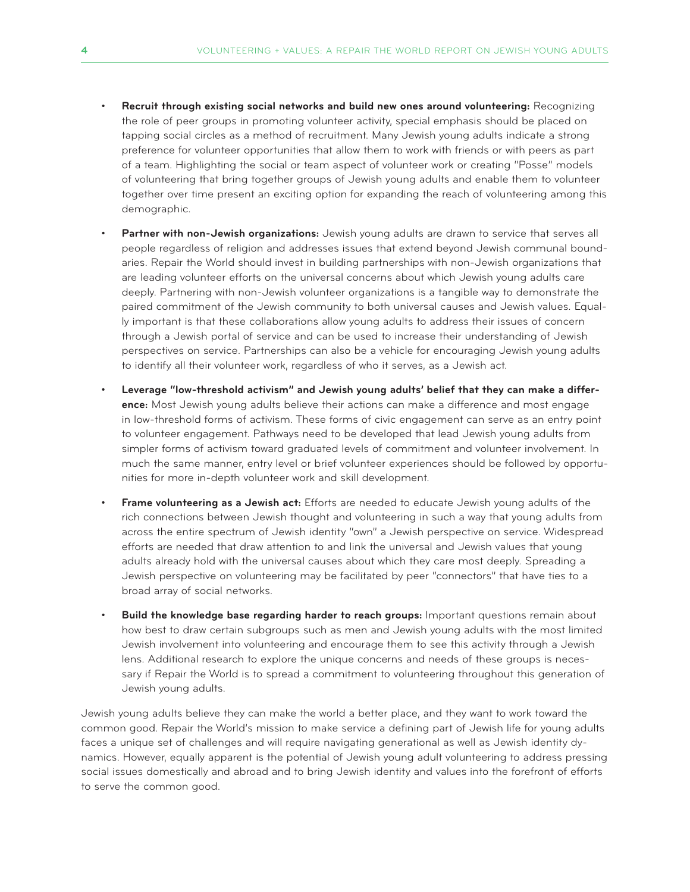- **Recruit through existing social networks and build new ones around volunteering:** Recognizing the role of peer groups in promoting volunteer activity, special emphasis should be placed on tapping social circles as a method of recruitment. Many Jewish young adults indicate a strong preference for volunteer opportunities that allow them to work with friends or with peers as part of a team. Highlighting the social or team aspect of volunteer work or creating "Posse" models of volunteering that bring together groups of Jewish young adults and enable them to volunteer together over time present an exciting option for expanding the reach of volunteering among this demographic.

- **Partner with non-Jewish organizations:** Jewish young adults are drawn to service that serves all people regardless of religion and addresses issues that extend beyond Jewish communal boundaries. Repair the World should invest in building partnerships with non-Jewish organizations that are leading volunteer efforts on the universal concerns about which Jewish young adults care deeply. Partnering with non-Jewish volunteer organizations is a tangible way to demonstrate the paired commitment of the Jewish community to both universal causes and Jewish values. Equally important is that these collaborations allow young adults to address their issues of concern through a Jewish portal of service and can be used to increase their understanding of Jewish perspectives on service. Partnerships can also be a vehicle for encouraging Jewish young adults to identify all their volunteer work, regardless of who it serves, as a Jewish act.

- **Leverage "low-threshold activism" and Jewish young adults' belief that they can make a difference:** Most Jewish young adults believe their actions can make a difference and most engage in low-threshold forms of activism. These forms of civic engagement can serve as an entry point to volunteer engagement. Pathways need to be developed that lead Jewish young adults from simpler forms of activism toward graduated levels of commitment and volunteer involvement. In much the same manner, entry level or brief volunteer experiences should be followed by opportunities for more in-depth volunteer work and skill development.

- **Frame volunteering as a Jewish act:** Efforts are needed to educate Jewish young adults of the rich connections between Jewish thought and volunteering in such a way that young adults from across the entire spectrum of Jewish identity "own" a Jewish perspective on service. Widespread efforts are needed that draw attention to and link the universal and Jewish values that young adults already hold with the universal causes about which they care most deeply. Spreading a Jewish perspective on volunteering may be facilitated by peer "connectors" that have ties to a broad array of social networks.

- **Build the knowledge base regarding harder to reach groups:** Important questions remain about how best to draw certain subgroups such as men and Jewish young adults with the most limited Jewish involvement into volunteering and encourage them to see this activity through a Jewish lens. Additional research to explore the unique concerns and needs of these groups is necessary if Repair the World is to spread a commitment to volunteering throughout this generation of Jewish young adults.

Jewish young adults believe they can make the world a better place, and they want to work toward the common good. Repair the World's mission to make service a defining part of Jewish life for young adults faces a unique set of challenges and will require navigating generational as well as Jewish identity dynamics. However, equally apparent is the potential of Jewish young adult volunteering to address pressing social issues domestically and abroad and to bring Jewish identity and values into the forefront of efforts to serve the common good.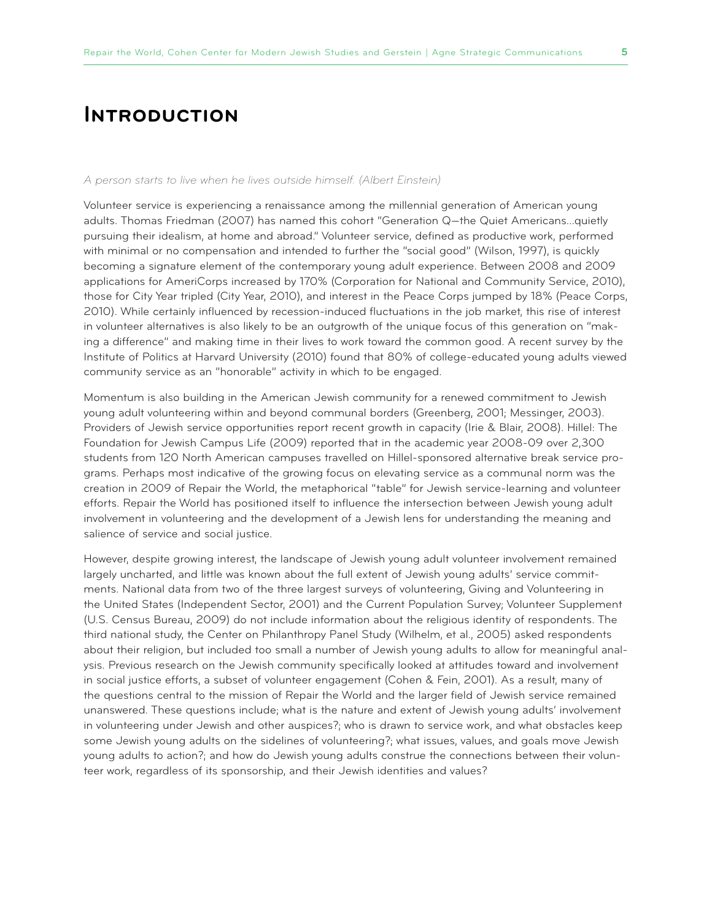# Introduction

*A person starts to live when he lives outside himself. (Albert Einstein)*

Volunteer service is experiencing a renaissance among the millennial generation of American young adults. Thomas Friedman (2007) has named this cohort "Generation Q—the Quiet Americans…quietly pursuing their idealism, at home and abroad." Volunteer service, defined as productive work, performed with minimal or no compensation and intended to further the "social good" (Wilson, 1997), is quickly becoming a signature element of the contemporary young adult experience. Between 2008 and 2009 applications for AmeriCorps increased by 170% (Corporation for National and Community Service, 2010), those for City Year tripled (City Year, 2010), and interest in the Peace Corps jumped by 18% (Peace Corps, 2010). While certainly influenced by recession-induced fluctuations in the job market, this rise of interest in volunteer alternatives is also likely to be an outgrowth of the unique focus of this generation on "making a difference" and making time in their lives to work toward the common good. A recent survey by the Institute of Politics at Harvard University (2010) found that 80% of college-educated young adults viewed community service as an "honorable" activity in which to be engaged.

Momentum is also building in the American Jewish community for a renewed commitment to Jewish young adult volunteering within and beyond communal borders (Greenberg, 2001; Messinger, 2003). Providers of Jewish service opportunities report recent growth in capacity (Irie & Blair, 2008). Hillel: The Foundation for Jewish Campus Life (2009) reported that in the academic year 2008-09 over 2,300 students from 120 North American campuses travelled on Hillel-sponsored alternative break service programs. Perhaps most indicative of the growing focus on elevating service as a communal norm was the creation in 2009 of Repair the World, the metaphorical "table" for Jewish service-learning and volunteer efforts. Repair the World has positioned itself to influence the intersection between Jewish young adult involvement in volunteering and the development of a Jewish lens for understanding the meaning and salience of service and social justice.

However, despite growing interest, the landscape of Jewish young adult volunteer involvement remained largely uncharted, and little was known about the full extent of Jewish young adults' service commitments. National data from two of the three largest surveys of volunteering, Giving and Volunteering in the United States (Independent Sector, 2001) and the Current Population Survey; Volunteer Supplement (U.S. Census Bureau, 2009) do not include information about the religious identity of respondents. The third national study, the Center on Philanthropy Panel Study (Wilhelm, et al., 2005) asked respondents about their religion, but included too small a number of Jewish young adults to allow for meaningful analysis. Previous research on the Jewish community specifically looked at attitudes toward and involvement in social justice efforts, a subset of volunteer engagement (Cohen & Fein, 2001). As a result, many of the questions central to the mission of Repair the World and the larger field of Jewish service remained unanswered. These questions include; what is the nature and extent of Jewish young adults' involvement in volunteering under Jewish and other auspices?; who is drawn to service work, and what obstacles keep some Jewish young adults on the sidelines of volunteering?; what issues, values, and goals move Jewish young adults to action?; and how do Jewish young adults construe the connections between their volunteer work, regardless of its sponsorship, and their Jewish identities and values?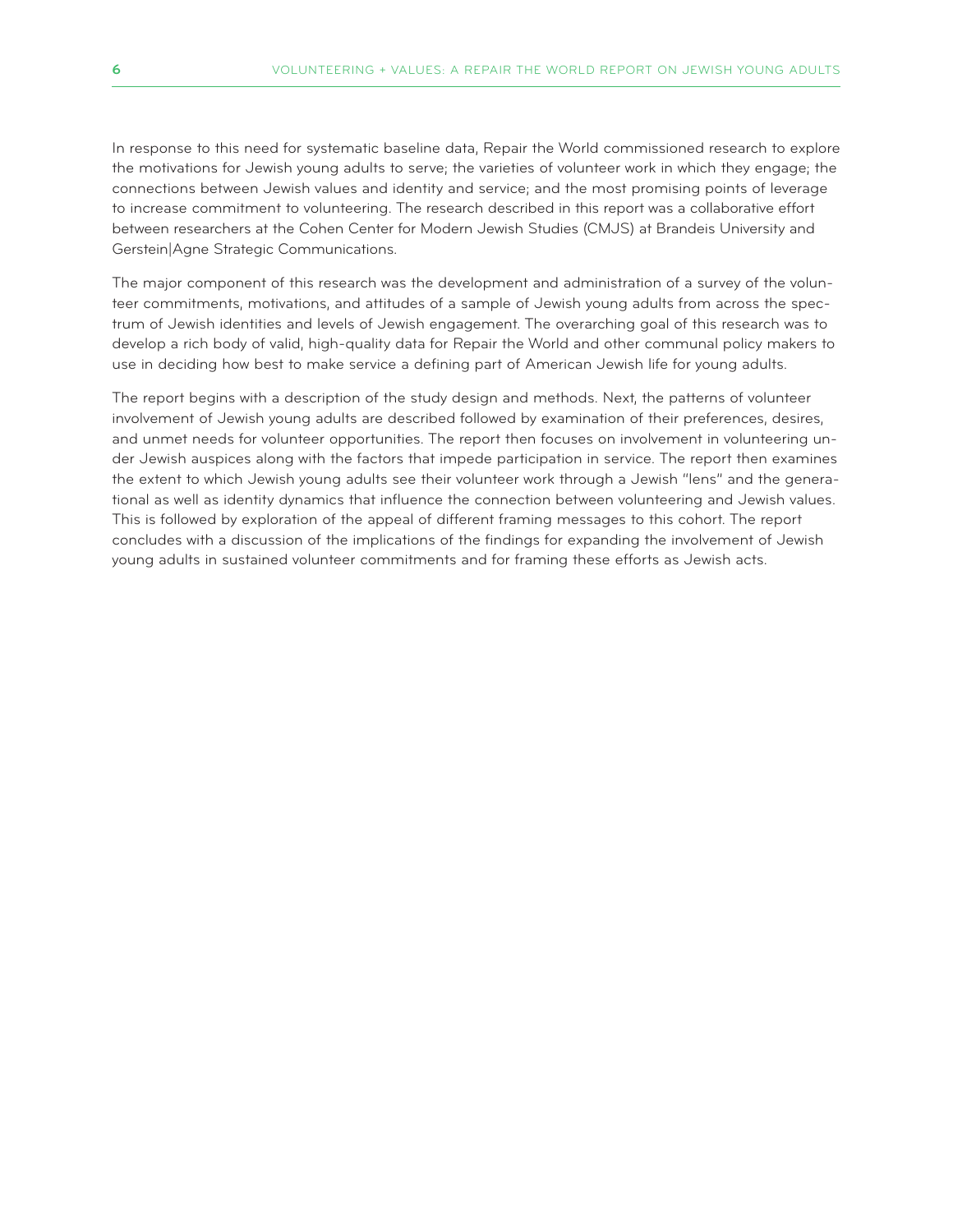In response to this need for systematic baseline data, Repair the World commissioned research to explore the motivations for Jewish young adults to serve; the varieties of volunteer work in which they engage; the connections between Jewish values and identity and service; and the most promising points of leverage to increase commitment to volunteering. The research described in this report was a collaborative effort between researchers at the Cohen Center for Modern Jewish Studies (CMJS) at Brandeis University and Gerstein|Agne Strategic Communications.

The major component of this research was the development and administration of a survey of the volunteer commitments, motivations, and attitudes of a sample of Jewish young adults from across the spectrum of Jewish identities and levels of Jewish engagement. The overarching goal of this research was to develop a rich body of valid, high-quality data for Repair the World and other communal policy makers to use in deciding how best to make service a defining part of American Jewish life for young adults.

The report begins with a description of the study design and methods. Next, the patterns of volunteer involvement of Jewish young adults are described followed by examination of their preferences, desires, and unmet needs for volunteer opportunities. The report then focuses on involvement in volunteering under Jewish auspices along with the factors that impede participation in service. The report then examines the extent to which Jewish young adults see their volunteer work through a Jewish "lens" and the generational as well as identity dynamics that influence the connection between volunteering and Jewish values. This is followed by exploration of the appeal of different framing messages to this cohort. The report concludes with a discussion of the implications of the findings for expanding the involvement of Jewish young adults in sustained volunteer commitments and for framing these efforts as Jewish acts.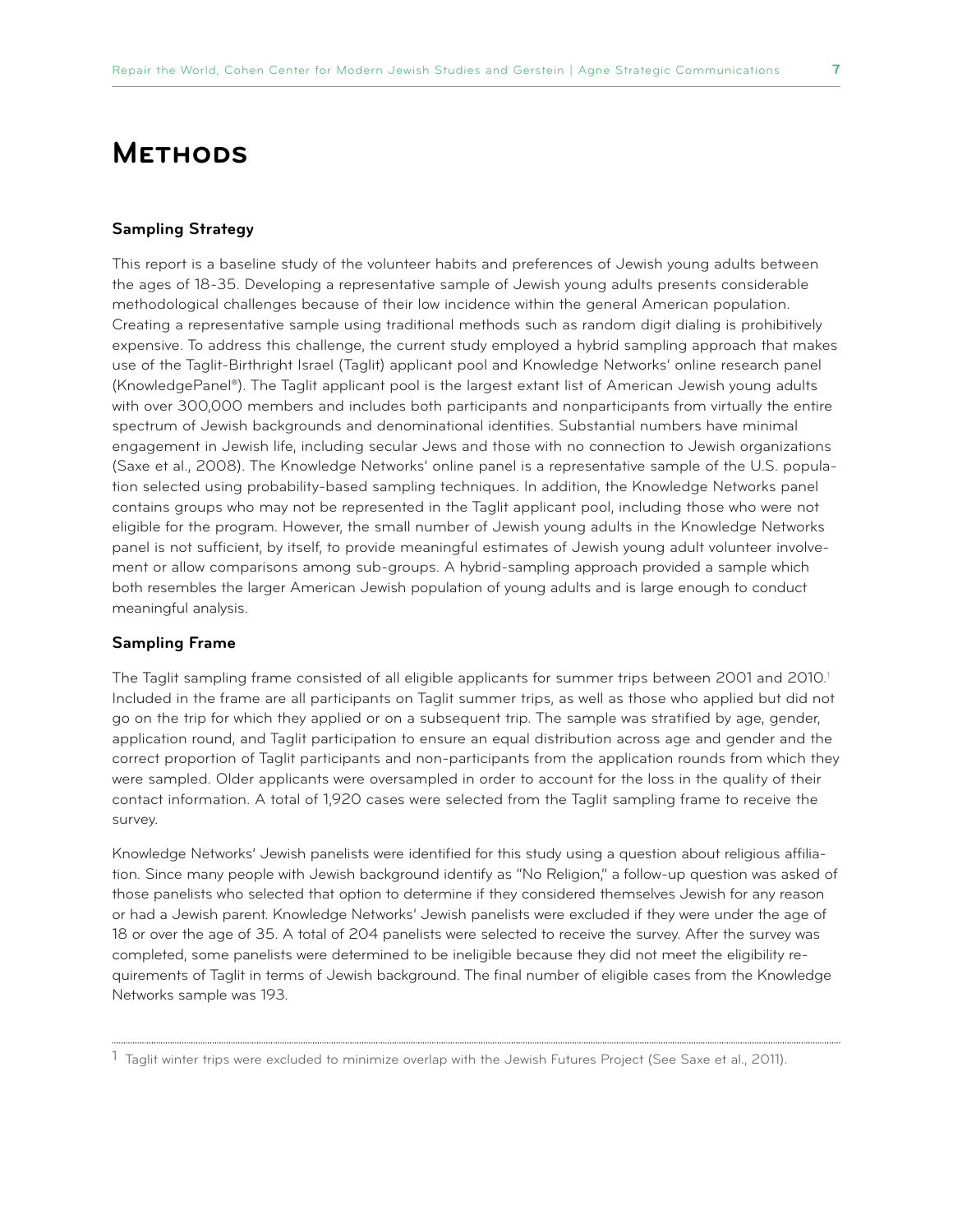# Methods

### Sampling Strategy

This report is a baseline study of the volunteer habits and preferences of Jewish young adults between the ages of 18-35. Developing a representative sample of Jewish young adults presents considerable methodological challenges because of their low incidence within the general American population. Creating a representative sample using traditional methods such as random digit dialing is prohibitively expensive. To address this challenge, the current study employed a hybrid sampling approach that makes use of the Taglit-Birthright Israel (Taglit) applicant pool and Knowledge Networks' online research panel (KnowledgePanel®). The Taglit applicant pool is the largest extant list of American Jewish young adults with over 300,000 members and includes both participants and nonparticipants from virtually the entire spectrum of Jewish backgrounds and denominational identities. Substantial numbers have minimal engagement in Jewish life, including secular Jews and those with no connection to Jewish organizations (Saxe et al., 2008). The Knowledge Networks' online panel is a representative sample of the U.S. population selected using probability-based sampling techniques. In addition, the Knowledge Networks panel contains groups who may not be represented in the Taglit applicant pool, including those who were not eligible for the program. However, the small number of Jewish young adults in the Knowledge Networks panel is not sufficient, by itself, to provide meaningful estimates of Jewish young adult volunteer involvement or allow comparisons among sub-groups. A hybrid-sampling approach provided a sample which both resembles the larger American Jewish population of young adults and is large enough to conduct meaningful analysis.

### Sampling Frame

The Taglit sampling frame consisted of all eligible applicants for summer trips between 2001 and 2010.[1] Included in the frame are all participants on Taglit summer trips, as well as those who applied but did not go on the trip for which they applied or on a subsequent trip. The sample was stratified by age, gender, application round, and Taglit participation to ensure an equal distribution across age and gender and the correct proportion of Taglit participants and non-participants from the application rounds from which they were sampled. Older applicants were oversampled in order to account for the loss in the quality of their contact information. A total of 1,920 cases were selected from the Taglit sampling frame to receive the survey.

Knowledge Networks' Jewish panelists were identified for this study using a question about religious affiliation. Since many people with Jewish background identify as "No Religion," a follow-up question was asked of those panelists who selected that option to determine if they considered themselves Jewish for any reason or had a Jewish parent. Knowledge Networks' Jewish panelists were excluded if they were under the age of 18 or over the age of 35. A total of 204 panelists were selected to receive the survey. After the survey was completed, some panelists were determined to be ineligible because they did not meet the eligibility requirements of Taglit in terms of Jewish background. The final number of eligible cases from the Knowledge Networks sample was 193.

---

[1] Taglit winter trips were excluded to minimize overlap with the Jewish Futures Project (See Saxe et al., 2011).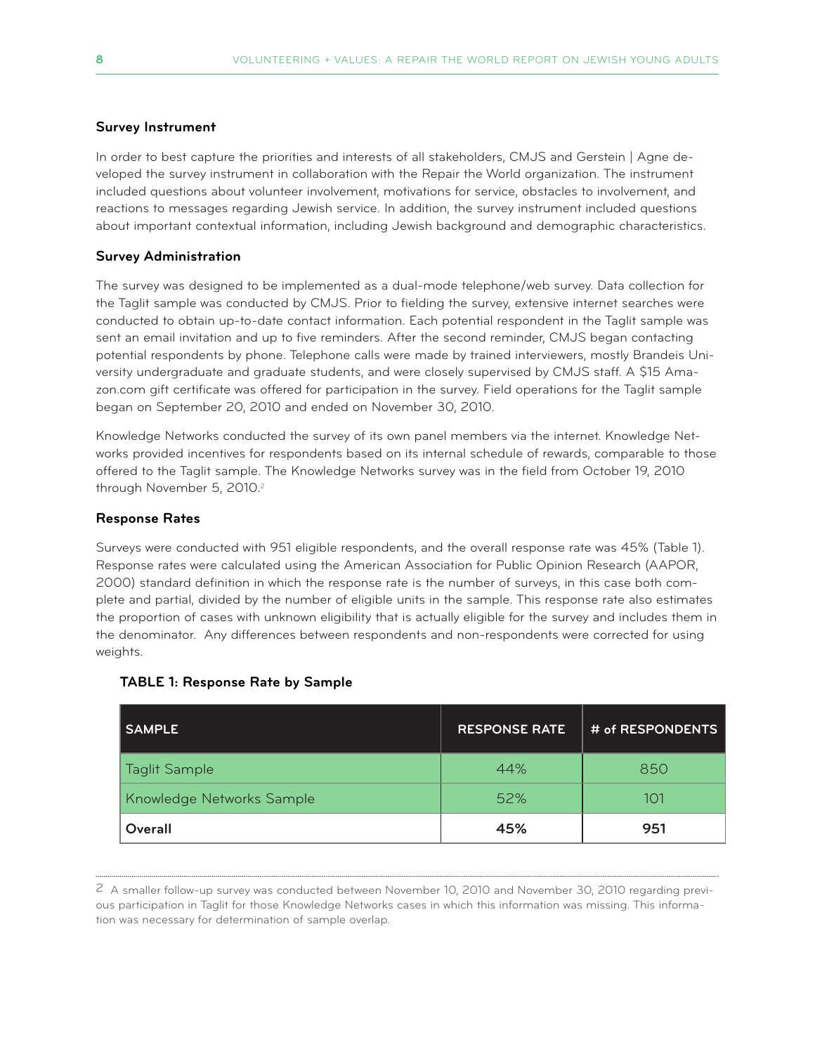### Survey Instrument

In order to best capture the priorities and interests of all stakeholders, CMJS and Gerstein | Agne developed the survey instrument in collaboration with the Repair the World organization. The instrument included questions about volunteer involvement, motivations for service, obstacles to involvement, and reactions to messages regarding Jewish service. In addition, the survey instrument included questions about important contextual information, including Jewish background and demographic characteristics.

### Survey Administration

The survey was designed to be implemented as a dual-mode telephone/web survey. Data collection for the Taglit sample was conducted by CMJS. Prior to fielding the survey, extensive internet searches were conducted to obtain up-to-date contact information. Each potential respondent in the Taglit sample was sent an email invitation and up to five reminders. After the second reminder, CMJS began contacting potential respondents by phone. Telephone calls were made by trained interviewers, mostly Brandeis University undergraduate and graduate students, and were closely supervised by CMJS staff. A $15 Amazon.com gift certificate was offered for participation in the survey. Field operations for the Taglit sample began on September 20, 2010 and ended on November 30, 2010.

Knowledge Networks conducted the survey of its own panel members via the internet. Knowledge Networks provided incentives for respondents based on its internal schedule of rewards, comparable to those offered to the Taglit sample. The Knowledge Networks survey was in the field from October 19, 2010 through November 5, 2010.[2]

### Response Rates

Surveys were conducted with 951 eligible respondents, and the overall response rate was 45% (Table 1). Response rates were calculated using the American Association for Public Opinion Research (AAPOR, 2000) standard definition in which the response rate is the number of surveys, in this case both complete and partial, divided by the number of eligible units in the sample. This response rate also estimates the proportion of cases with unknown eligibility that is actually eligible for the survey and includes them in the denominator. Any differences between respondents and non-respondents were corrected for using weights.

**TABLE 1: Response Rate by Sample**

| SAMPLE | RESPONSE RATE | # of RESPONDENTS |
|---|---|---|
| Taglit Sample | 44% | 850 |
| Knowledge Networks Sample | 52% | 101 |
| **Overall** | **45%** | **951** |

2 A smaller follow-up survey was conducted between November 10, 2010 and November 30, 2010 regarding previous participation in Taglit for those Knowledge Networks cases in which this information was missing. This information was necessary for determination of sample overlap.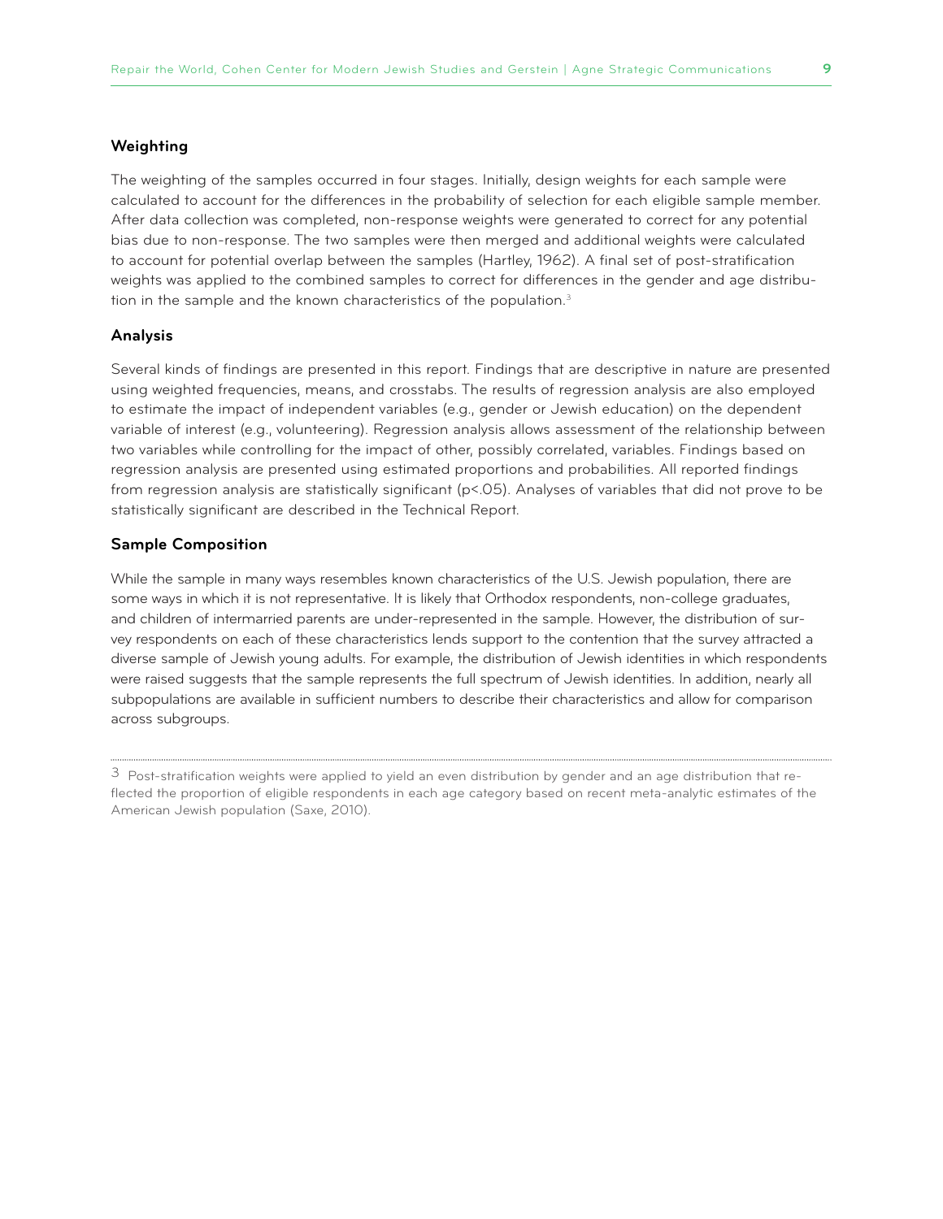### Weighting

The weighting of the samples occurred in four stages. Initially, design weights for each sample were calculated to account for the differences in the probability of selection for each eligible sample member. After data collection was completed, non-response weights were generated to correct for any potential bias due to non-response. The two samples were then merged and additional weights were calculated to account for potential overlap between the samples (Hartley, 1962). A final set of post-stratification weights was applied to the combined samples to correct for differences in the gender and age distribution in the sample and the known characteristics of the population.[3]

### Analysis

Several kinds of findings are presented in this report. Findings that are descriptive in nature are presented using weighted frequencies, means, and crosstabs. The results of regression analysis are also employed to estimate the impact of independent variables (e.g., gender or Jewish education) on the dependent variable of interest (e.g., volunteering). Regression analysis allows assessment of the relationship between two variables while controlling for the impact of other, possibly correlated, variables. Findings based on regression analysis are presented using estimated proportions and probabilities. All reported findings from regression analysis are statistically significant ($p<.05$). Analyses of variables that did not prove to be statistically significant are described in the Technical Report.

### Sample Composition

While the sample in many ways resembles known characteristics of the U.S. Jewish population, there are some ways in which it is not representative. It is likely that Orthodox respondents, non-college graduates, and children of intermarried parents are under-represented in the sample. However, the distribution of survey respondents on each of these characteristics lends support to the contention that the survey attracted a diverse sample of Jewish young adults. For example, the distribution of Jewish identities in which respondents were raised suggests that the sample represents the full spectrum of Jewish identities. In addition, nearly all subpopulations are available in sufficient numbers to describe their characteristics and allow for comparison across subgroups.

---

3 Post-stratification weights were applied to yield an even distribution by gender and an age distribution that reflected the proportion of eligible respondents in each age category based on recent meta-analytic estimates of the American Jewish population (Saxe, 2010).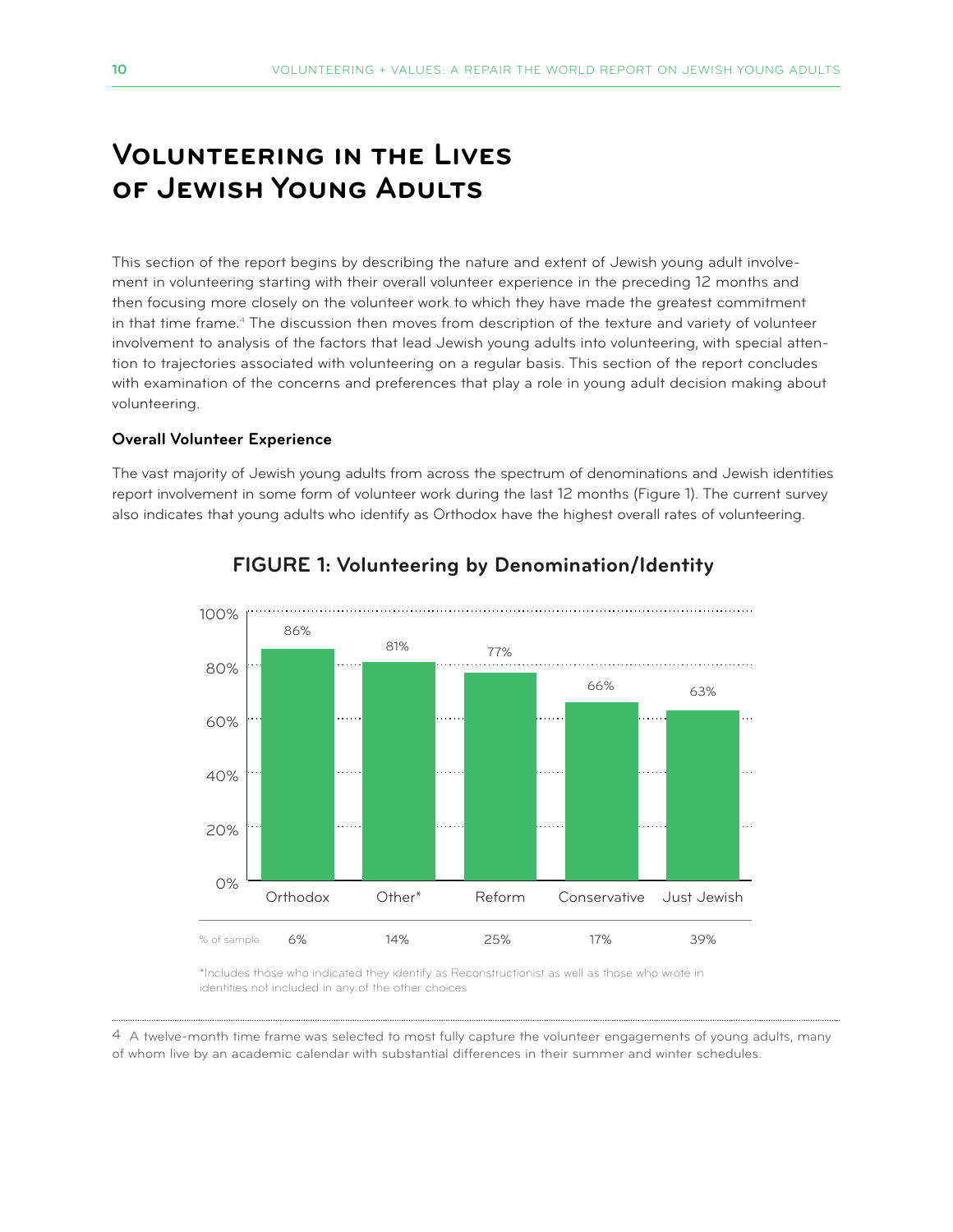# Volunteering in the Lives of Jewish Young Adults

This section of the report begins by describing the nature and extent of Jewish young adult involvement in volunteering starting with their overall volunteer experience in the preceding 12 months and then focusing more closely on the volunteer work to which they have made the greatest commitment in that time frame.[4] The discussion then moves from description of the texture and variety of volunteer involvement to analysis of the factors that lead Jewish young adults into volunteering, with special attention to trajectories associated with volunteering on a regular basis. This section of the report concludes with examination of the concerns and preferences that play a role in young adult decision making about volunteering.

**Overall Volunteer Experience**

The vast majority of Jewish young adults from across the spectrum of denominations and Jewish identities report involvement in some form of volunteer work during the last 12 months (Figure 1). The current survey also indicates that young adults who identify as Orthodox have the highest overall rates of volunteering.

**FIGURE 1: Volunteering by Denomination/Identity**

| | Orthodox | Other* | Reform | Conservative | Just Jewish |
|---|---|---|---|---|---|
| Volunteering | 86% | 81% | 77% | 66% | 63% |
| % of sample | 6% | 14% | 25% | 17% | 39% |

*Includes those who indicated they identify as Reconstructionist as well as those who wrote in identities not included in any of the other choices

4 A twelve-month time frame was selected to most fully capture the volunteer engagements of young adults, many of whom live by an academic calendar with substantial differences in their summer and winter schedules.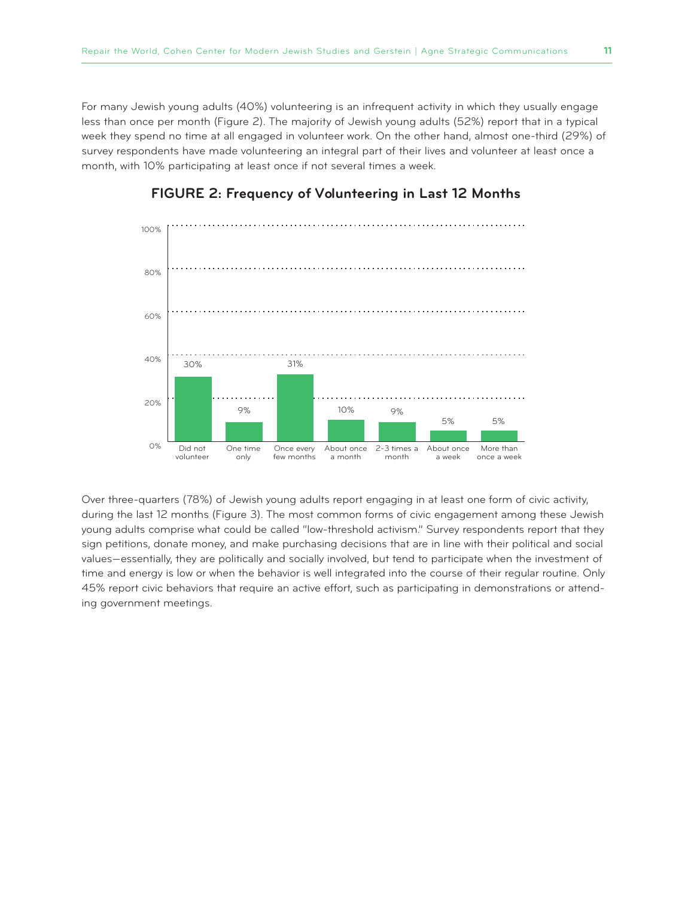For many Jewish young adults (40%) volunteering is an infrequent activity in which they usually engage less than once per month (Figure 2). The majority of Jewish young adults (52%) report that in a typical week they spend no time at all engaged in volunteer work. On the other hand, almost one-third (29%) of survey respondents have made volunteering an integral part of their lives and volunteer at least once a month, with 10% participating at least once if not several times a week.

**FIGURE 2: Frequency of Volunteering in Last 12 Months**

| Frequency | Percent |
|---|---|
| Did not volunteer | 30% |
| One time only | 9% |
| Once every few months | 31% |
| About once a month | 10% |
| 2-3 times a month | 9% |
| About once a week | 5% |
| More than once a week | 5% |

Over three-quarters (78%) of Jewish young adults report engaging in at least one form of civic activity, during the last 12 months (Figure 3). The most common forms of civic engagement among these Jewish young adults comprise what could be called "low-threshold activism." Survey respondents report that they sign petitions, donate money, and make purchasing decisions that are in line with their political and social values—essentially, they are politically and socially involved, but tend to participate when the investment of time and energy is low or when the behavior is well integrated into the course of their regular routine. Only 45% report civic behaviors that require an active effort, such as participating in demonstrations or attending government meetings.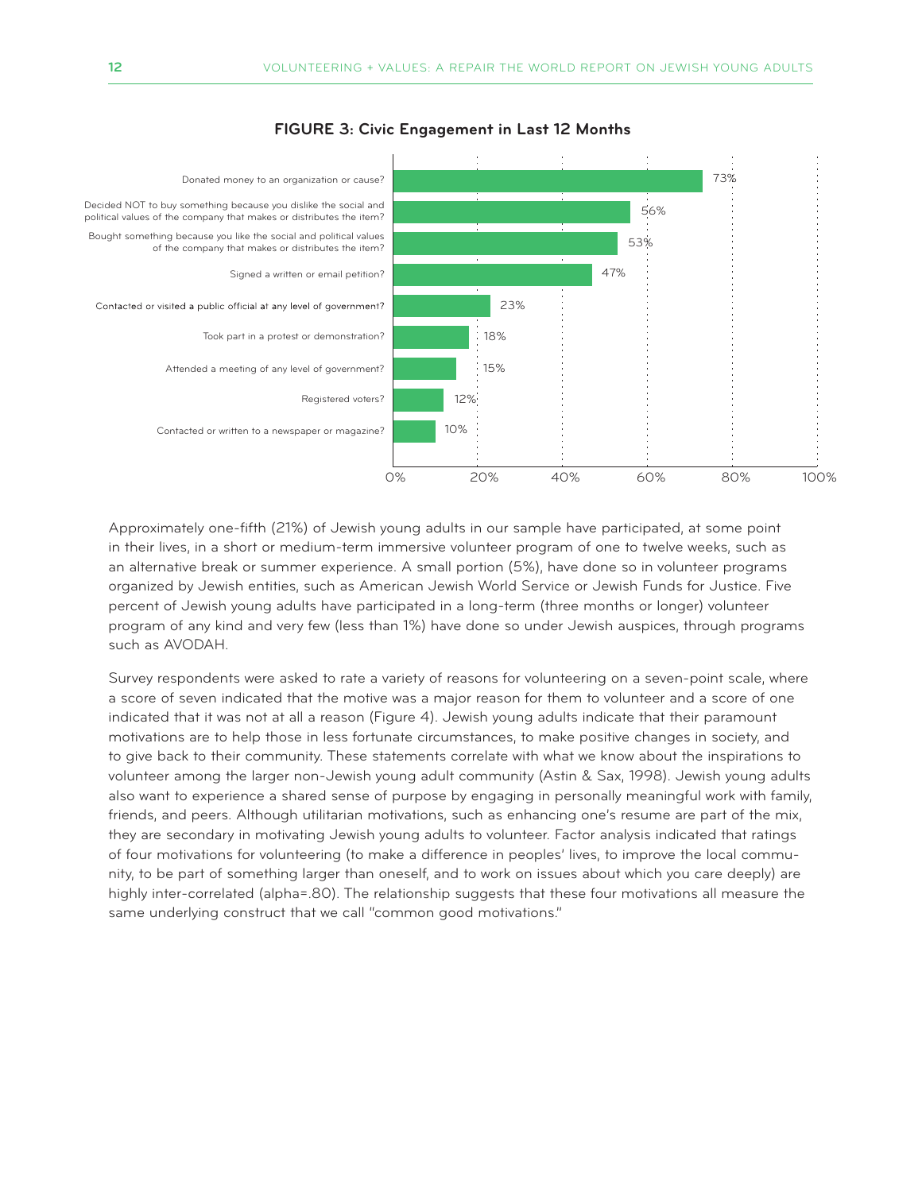**FIGURE 3: Civic Engagement in Last 12 Months**

| Activity | Percent |
| --- | --- |
| Donated money to an organization or cause? | 73% |
| Decided NOT to buy something because you dislike the social and political values of the company that makes or distributes the item? | 56% |
| Bought something because you like the social and political values of the company that makes or distributes the item? | 53% |
| Signed a written or email petition? | 47% |
| Contacted or visited a public official at any level of government? | 23% |
| Took part in a protest or demonstration? | 18% |
| Attended a meeting of any level of government? | 15% |
| Registered voters? | 12% |
| Contacted or written to a newspaper or magazine? | 10% |

Approximately one-fifth (21%) of Jewish young adults in our sample have participated, at some point in their lives, in a short or medium-term immersive volunteer program of one to twelve weeks, such as an alternative break or summer experience. A small portion (5%), have done so in volunteer programs organized by Jewish entities, such as American Jewish World Service or Jewish Funds for Justice. Five percent of Jewish young adults have participated in a long-term (three months or longer) volunteer program of any kind and very few (less than 1%) have done so under Jewish auspices, through programs such as AVODAH.

Survey respondents were asked to rate a variety of reasons for volunteering on a seven-point scale, where a score of seven indicated that the motive was a major reason for them to volunteer and a score of one indicated that it was not at all a reason (Figure 4). Jewish young adults indicate that their paramount motivations are to help those in less fortunate circumstances, to make positive changes in society, and to give back to their community. These statements correlate with what we know about the inspirations to volunteer among the larger non-Jewish young adult community (Astin & Sax, 1998). Jewish young adults also want to experience a shared sense of purpose by engaging in personally meaningful work with family, friends, and peers. Although utilitarian motivations, such as enhancing one's resume are part of the mix, they are secondary in motivating Jewish young adults to volunteer. Factor analysis indicated that ratings of four motivations for volunteering (to make a difference in peoples' lives, to improve the local community, to be part of something larger than oneself, and to work on issues about which you care deeply) are highly inter-correlated (alpha=.80). The relationship suggests that these four motivations all measure the same underlying construct that we call "common good motivations."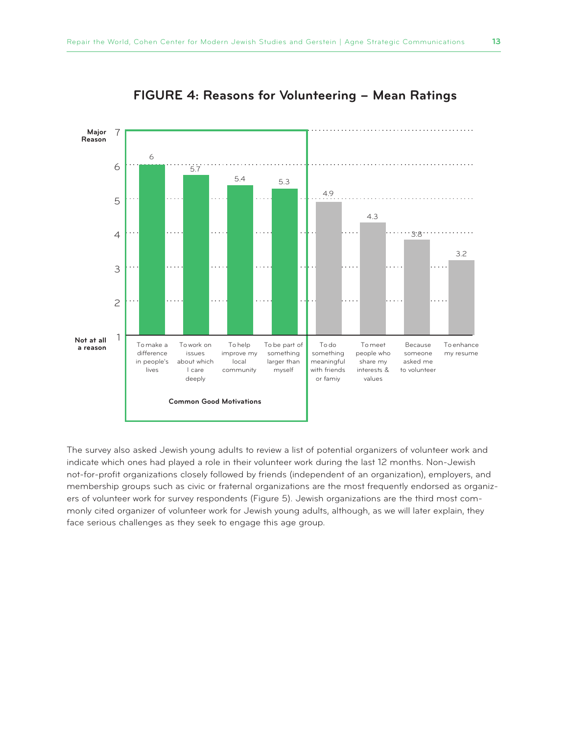## FIGURE 4: Reasons for Volunteering – Mean Ratings

| Reason | Mean Rating |
|---|---|
| To make a difference in people's lives | 6 |
| To work on issues about which I care deeply | 5.7 |
| To help improve my local community | 5.4 |
| To be part of something larger than myself | 5.3 |
| To do something meaningful with friends or famiy | 4.9 |
| To meet people who share my interests & values | 4.3 |
| Because someone asked me to volunteer | 3.8 |
| To enhance my resume | 3.2 |

Scale: 1 = Not at all a reason; 7 = Major Reason

Common Good Motivations: To make a difference in people's lives; To work on issues about which I care deeply; To help improve my local community; To be part of something larger than myself

The survey also asked Jewish young adults to review a list of potential organizers of volunteer work and indicate which ones had played a role in their volunteer work during the last 12 months. Non-Jewish not-for-profit organizations closely followed by friends (independent of an organization), employers, and membership groups such as civic or fraternal organizations are the most frequently endorsed as organizers of volunteer work for survey respondents (Figure 5). Jewish organizations are the third most commonly cited organizer of volunteer work for Jewish young adults, although, as we will later explain, they face serious challenges as they seek to engage this age group.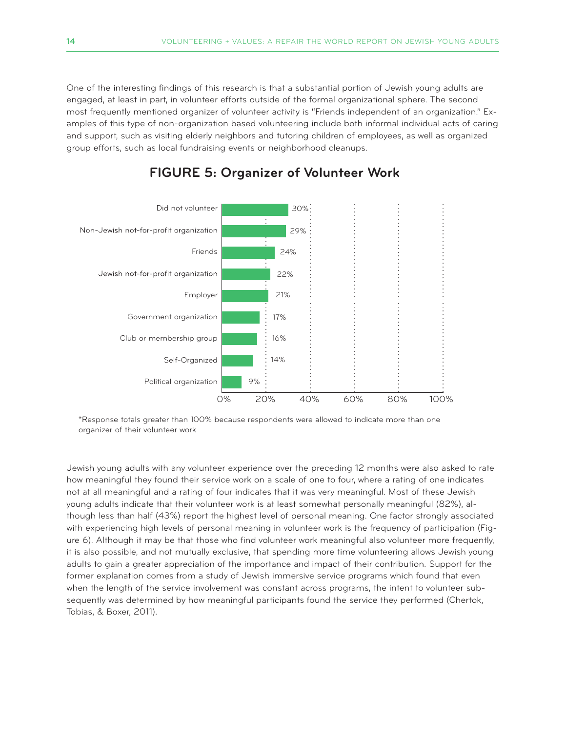One of the interesting findings of this research is that a substantial portion of Jewish young adults are engaged, at least in part, in volunteer efforts outside of the formal organizational sphere. The second most frequently mentioned organizer of volunteer activity is "Friends independent of an organization." Examples of this type of non-organization based volunteering include both informal individual acts of caring and support, such as visiting elderly neighbors and tutoring children of employees, as well as organized group efforts, such as local fundraising events or neighborhood cleanups.

## FIGURE 5: Organizer of Volunteer Work

| Organizer | Percent |
|---|---|
| Did not volunteer | 30% |
| Non-Jewish not-for-profit organization | 29% |
| Friends | 24% |
| Jewish not-for-profit organization | 22% |
| Employer | 21% |
| Government organization | 17% |
| Club or membership group | 16% |
| Self-Organized | 14% |
| Political organization | 9% |

*Response totals greater than 100% because respondents were allowed to indicate more than one organizer of their volunteer work

Jewish young adults with any volunteer experience over the preceding 12 months were also asked to rate how meaningful they found their service work on a scale of one to four, where a rating of one indicates not at all meaningful and a rating of four indicates that it was very meaningful. Most of these Jewish young adults indicate that their volunteer work is at least somewhat personally meaningful (82%), although less than half (43%) report the highest level of personal meaning. One factor strongly associated with experiencing high levels of personal meaning in volunteer work is the frequency of participation (Figure 6). Although it may be that those who find volunteer work meaningful also volunteer more frequently, it is also possible, and not mutually exclusive, that spending more time volunteering allows Jewish young adults to gain a greater appreciation of the importance and impact of their contribution. Support for the former explanation comes from a study of Jewish immersive service programs which found that even when the length of the service involvement was constant across programs, the intent to volunteer subsequently was determined by how meaningful participants found the service they performed (Chertok, Tobias, & Boxer, 2011).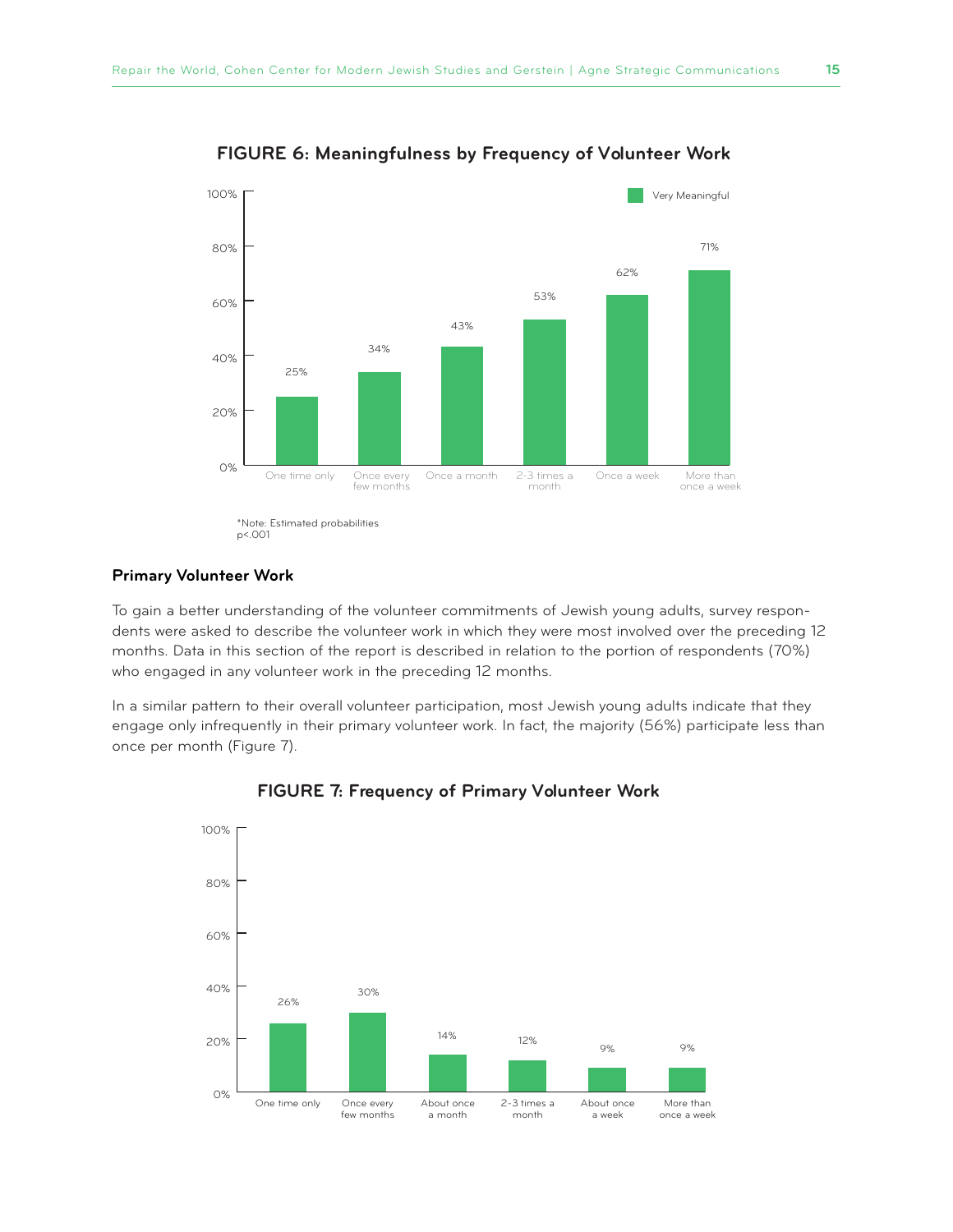**FIGURE 6: Meaningfulness by Frequency of Volunteer Work**

| | Very Meaningful |
|---|---|
| One time only | 25% |
| Once every few months | 34% |
| Once a month | 43% |
| 2-3 times a month | 53% |
| Once a week | 62% |
| More than once a week | 71% |

*Note: Estimated probabilities
p<.001

### Primary Volunteer Work

To gain a better understanding of the volunteer commitments of Jewish young adults, survey respondents were asked to describe the volunteer work in which they were most involved over the preceding 12 months. Data in this section of the report is described in relation to the portion of respondents (70%) who engaged in any volunteer work in the preceding 12 months.

In a similar pattern to their overall volunteer participation, most Jewish young adults indicate that they engage only infrequently in their primary volunteer work. In fact, the majority (56%) participate less than once per month (Figure 7).

**FIGURE 7: Frequency of Primary Volunteer Work**

| | |
|---|---|
| One time only | 26% |
| Once every few months | 30% |
| About once a month | 14% |
| 2-3 times a month | 12% |
| About once a week | 9% |
| More than once a week | 9% |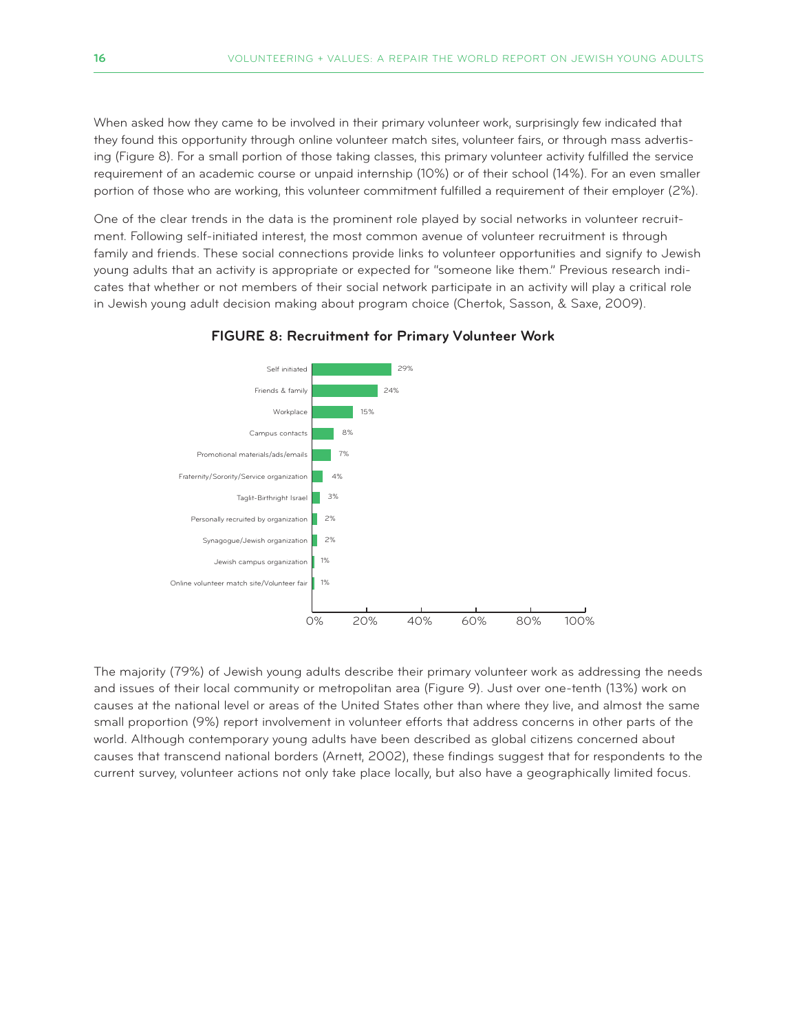When asked how they came to be involved in their primary volunteer work, surprisingly few indicated that they found this opportunity through online volunteer match sites, volunteer fairs, or through mass advertising (Figure 8). For a small portion of those taking classes, this primary volunteer activity fulfilled the service requirement of an academic course or unpaid internship (10%) or of their school (14%). For an even smaller portion of those who are working, this volunteer commitment fulfilled a requirement of their employer (2%).

One of the clear trends in the data is the prominent role played by social networks in volunteer recruitment. Following self-initiated interest, the most common avenue of volunteer recruitment is through family and friends. These social connections provide links to volunteer opportunities and signify to Jewish young adults that an activity is appropriate or expected for "someone like them." Previous research indicates that whether or not members of their social network participate in an activity will play a critical role in Jewish young adult decision making about program choice (Chertok, Sasson, & Saxe, 2009).

**FIGURE 8: Recruitment for Primary Volunteer Work**

| Source | Percent |
|---|---|
| Self initiated | 29% |
| Friends & family | 24% |
| Workplace | 15% |
| Campus contacts | 8% |
| Promotional materials/ads/emails | 7% |
| Fraternity/Sorority/Service organization | 4% |
| Taglit-Birthright Israel | 3% |
| Personally recruited by organization | 2% |
| Synagogue/Jewish organization | 2% |
| Jewish campus organization | 1% |
| Online volunteer match site/Volunteer fair | 1% |

The majority (79%) of Jewish young adults describe their primary volunteer work as addressing the needs and issues of their local community or metropolitan area (Figure 9). Just over one-tenth (13%) work on causes at the national level or areas of the United States other than where they live, and almost the same small proportion (9%) report involvement in volunteer efforts that address concerns in other parts of the world. Although contemporary young adults have been described as global citizens concerned about causes that transcend national borders (Arnett, 2002), these findings suggest that for respondents to the current survey, volunteer actions not only take place locally, but also have a geographically limited focus.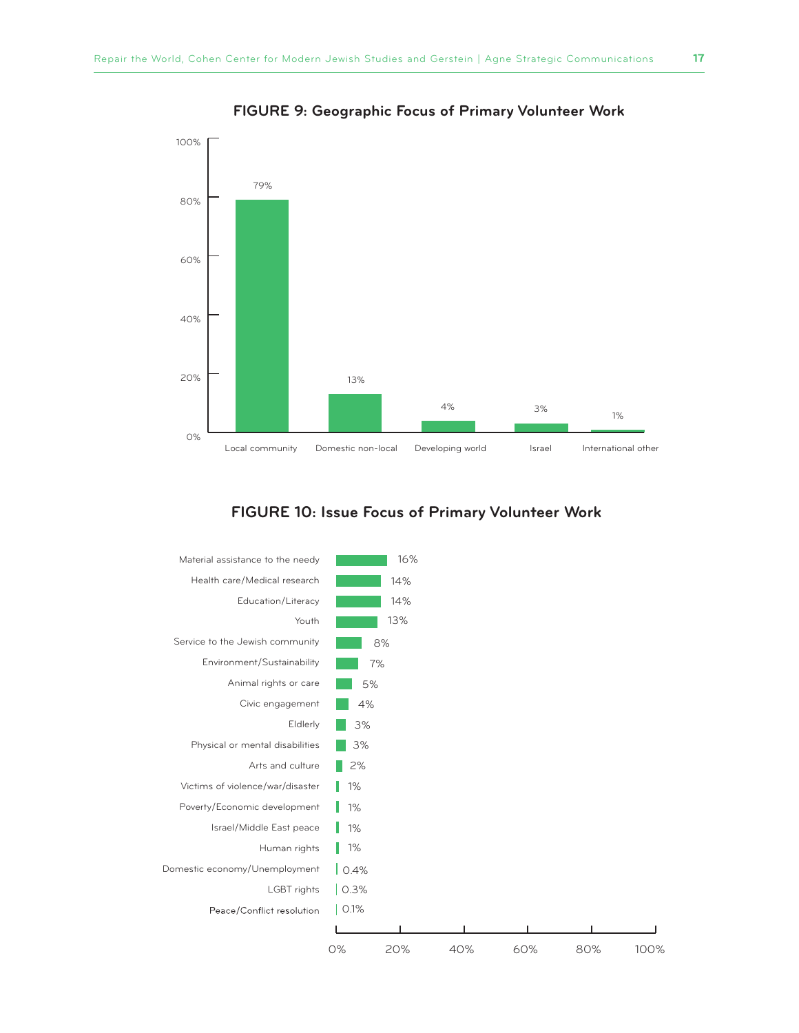**FIGURE 9: Geographic Focus of Primary Volunteer Work**

| Geographic focus | Percent |
|---|---|
| Local community | 79% |
| Domestic non-local | 13% |
| Developing world | 4% |
| Israel | 3% |
| International other | 1% |

**FIGURE 10: Issue Focus of Primary Volunteer Work**

| Issue focus | Percent |
|---|---|
| Material assistance to the needy | 16% |
| Health care/Medical research | 14% |
| Education/Literacy | 14% |
| Youth | 13% |
| Service to the Jewish community | 8% |
| Environment/Sustainability | 7% |
| Animal rights or care | 5% |
| Civic engagement | 4% |
| Eldlerly | 3% |
| Physical or mental disabilities | 3% |
| Arts and culture | 2% |
| Victims of violence/war/disaster | 1% |
| Poverty/Economic development | 1% |
| Israel/Middle East peace | 1% |
| Human rights | 1% |
| Domestic economy/Unemployment | 0.4% |
| LGBT rights | 0.3% |
| Peace/Conflict resolution | 0.1% |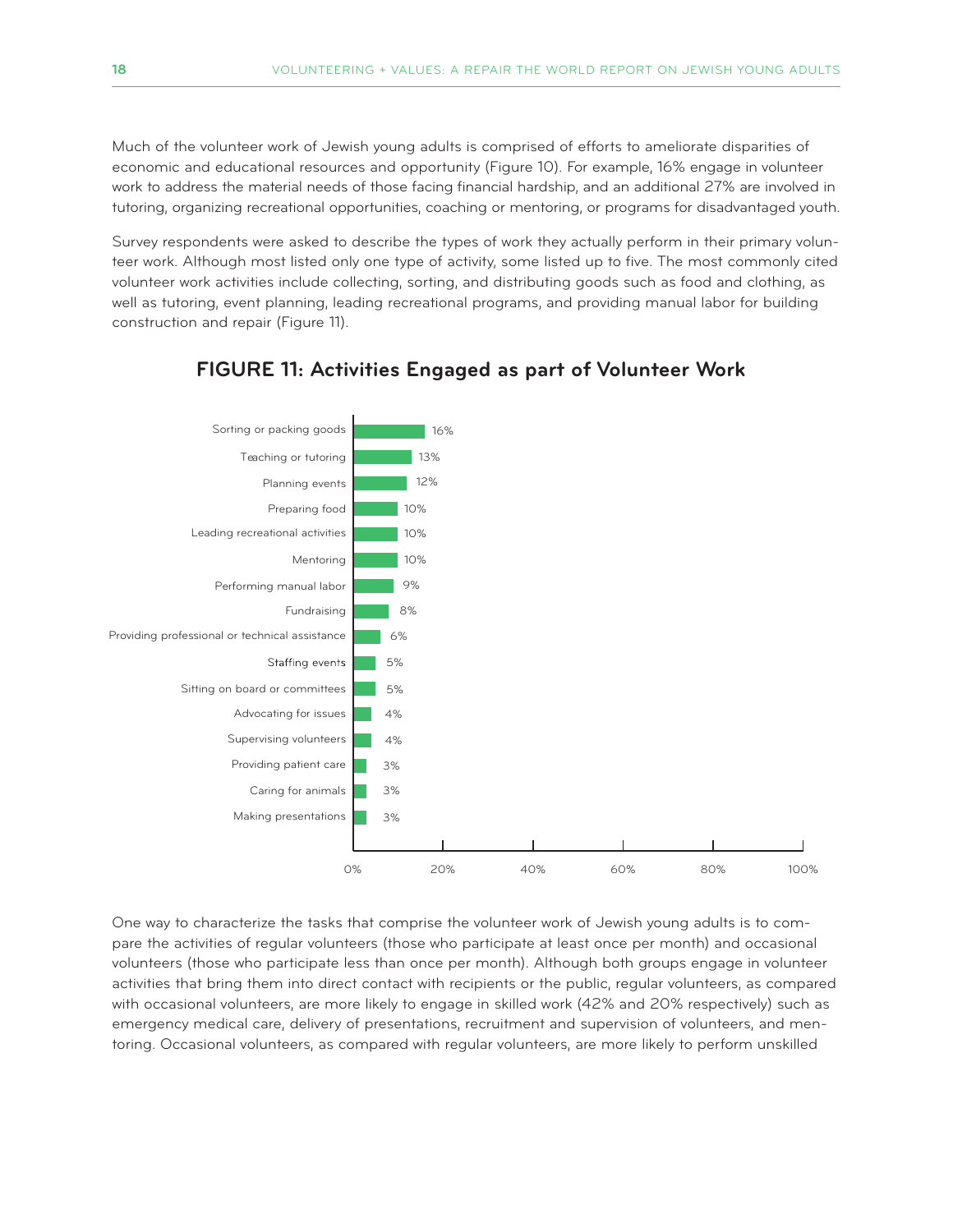Much of the volunteer work of Jewish young adults is comprised of efforts to ameliorate disparities of economic and educational resources and opportunity (Figure 10). For example, 16% engage in volunteer work to address the material needs of those facing financial hardship, and an additional 27% are involved in tutoring, organizing recreational opportunities, coaching or mentoring, or programs for disadvantaged youth.

Survey respondents were asked to describe the types of work they actually perform in their primary volunteer work. Although most listed only one type of activity, some listed up to five. The most commonly cited volunteer work activities include collecting, sorting, and distributing goods such as food and clothing, as well as tutoring, event planning, leading recreational programs, and providing manual labor for building construction and repair (Figure 11).

## FIGURE 11: Activities Engaged as part of Volunteer Work

| Activity | Percent |
|---|---|
| Sorting or packing goods | 16% |
| Teaching or tutoring | 13% |
| Planning events | 12% |
| Preparing food | 10% |
| Leading recreational activities | 10% |
| Mentoring | 10% |
| Performing manual labor | 9% |
| Fundraising | 8% |
| Providing professional or technical assistance | 6% |
| Staffing events | 5% |
| Sitting on board or committees | 5% |
| Advocating for issues | 4% |
| Supervising volunteers | 4% |
| Providing patient care | 3% |
| Caring for animals | 3% |
| Making presentations | 3% |

One way to characterize the tasks that comprise the volunteer work of Jewish young adults is to compare the activities of regular volunteers (those who participate at least once per month) and occasional volunteers (those who participate less than once per month). Although both groups engage in volunteer activities that bring them into direct contact with recipients or the public, regular volunteers, as compared with occasional volunteers, are more likely to engage in skilled work (42% and 20% respectively) such as emergency medical care, delivery of presentations, recruitment and supervision of volunteers, and mentoring. Occasional volunteers, as compared with regular volunteers, are more likely to perform unskilled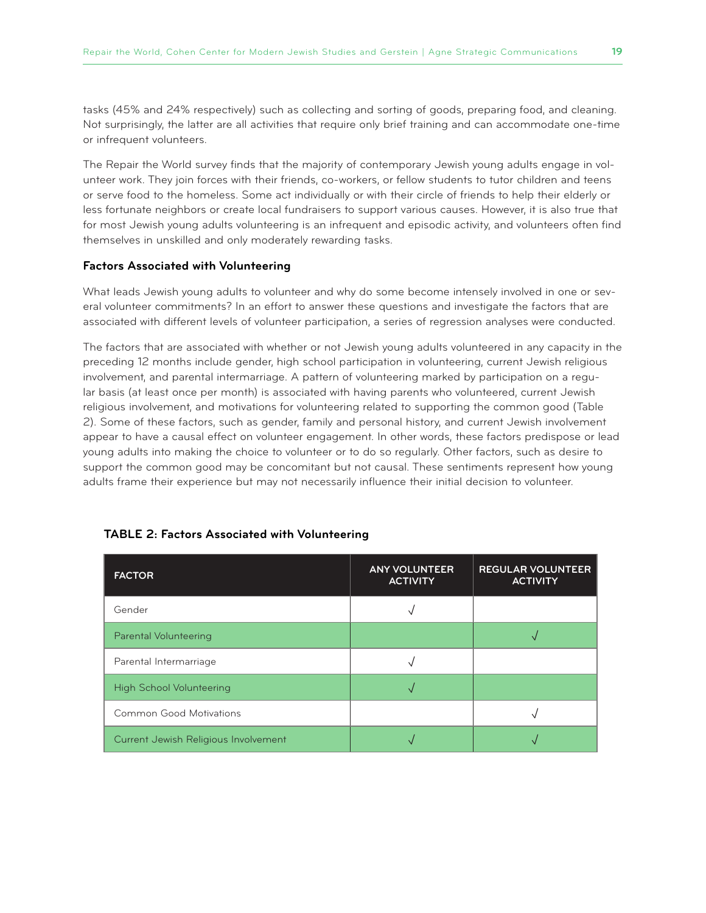tasks (45% and 24% respectively) such as collecting and sorting of goods, preparing food, and cleaning. Not surprisingly, the latter are all activities that require only brief training and can accommodate one-time or infrequent volunteers.

The Repair the World survey finds that the majority of contemporary Jewish young adults engage in volunteer work. They join forces with their friends, co-workers, or fellow students to tutor children and teens or serve food to the homeless. Some act individually or with their circle of friends to help their elderly or less fortunate neighbors or create local fundraisers to support various causes. However, it is also true that for most Jewish young adults volunteering is an infrequent and episodic activity, and volunteers often find themselves in unskilled and only moderately rewarding tasks.

### Factors Associated with Volunteering

What leads Jewish young adults to volunteer and why do some become intensely involved in one or several volunteer commitments? In an effort to answer these questions and investigate the factors that are associated with different levels of volunteer participation, a series of regression analyses were conducted.

The factors that are associated with whether or not Jewish young adults volunteered in any capacity in the preceding 12 months include gender, high school participation in volunteering, current Jewish religious involvement, and parental intermarriage. A pattern of volunteering marked by participation on a regular basis (at least once per month) is associated with having parents who volunteered, current Jewish religious involvement, and motivations for volunteering related to supporting the common good (Table 2). Some of these factors, such as gender, family and personal history, and current Jewish involvement appear to have a causal effect on volunteer engagement. In other words, these factors predispose or lead young adults into making the choice to volunteer or to do so regularly. Other factors, such as desire to support the common good may be concomitant but not causal. These sentiments represent how young adults frame their experience but may not necessarily influence their initial decision to volunteer.

**TABLE 2: Factors Associated with Volunteering**

| FACTOR | ANY VOLUNTEER ACTIVITY | REGULAR VOLUNTEER ACTIVITY |
|---|---|---|
| Gender | √ | |
| Parental Volunteering | | √ |
| Parental Intermarriage | √ | |
| High School Volunteering | √ | |
| Common Good Motivations | | √ |
| Current Jewish Religious Involvement | √ | √ |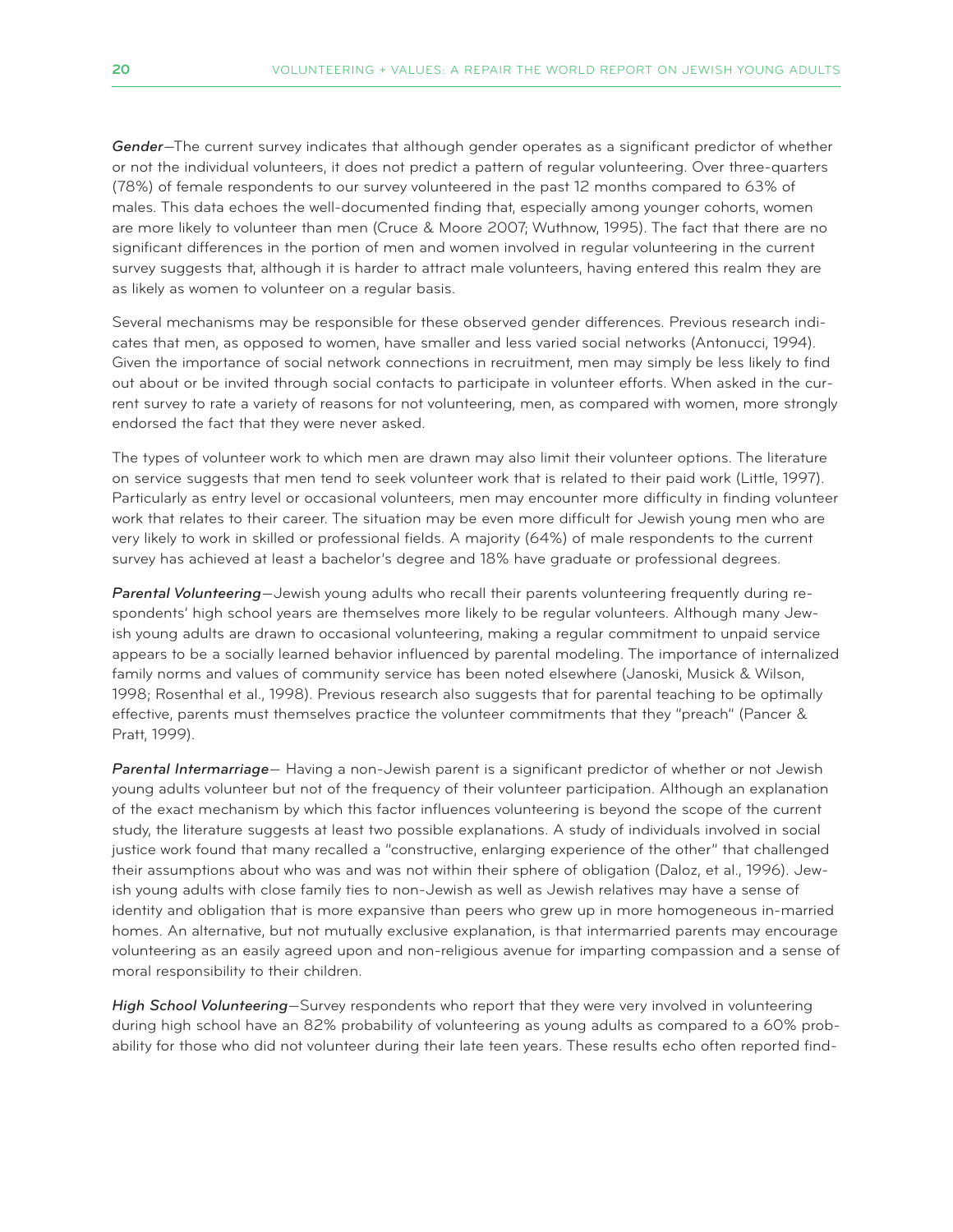*Gender*—The current survey indicates that although gender operates as a significant predictor of whether or not the individual volunteers, it does not predict a pattern of regular volunteering. Over three-quarters (78%) of female respondents to our survey volunteered in the past 12 months compared to 63% of males. This data echoes the well-documented finding that, especially among younger cohorts, women are more likely to volunteer than men (Cruce & Moore 2007; Wuthnow, 1995). The fact that there are no significant differences in the portion of men and women involved in regular volunteering in the current survey suggests that, although it is harder to attract male volunteers, having entered this realm they are as likely as women to volunteer on a regular basis.

Several mechanisms may be responsible for these observed gender differences. Previous research indicates that men, as opposed to women, have smaller and less varied social networks (Antonucci, 1994). Given the importance of social network connections in recruitment, men may simply be less likely to find out about or be invited through social contacts to participate in volunteer efforts. When asked in the current survey to rate a variety of reasons for not volunteering, men, as compared with women, more strongly endorsed the fact that they were never asked.

The types of volunteer work to which men are drawn may also limit their volunteer options. The literature on service suggests that men tend to seek volunteer work that is related to their paid work (Little, 1997). Particularly as entry level or occasional volunteers, men may encounter more difficulty in finding volunteer work that relates to their career. The situation may be even more difficult for Jewish young men who are very likely to work in skilled or professional fields. A majority (64%) of male respondents to the current survey has achieved at least a bachelor's degree and 18% have graduate or professional degrees.

*Parental Volunteering*—Jewish young adults who recall their parents volunteering frequently during respondents' high school years are themselves more likely to be regular volunteers. Although many Jewish young adults are drawn to occasional volunteering, making a regular commitment to unpaid service appears to be a socially learned behavior influenced by parental modeling. The importance of internalized family norms and values of community service has been noted elsewhere (Janoski, Musick & Wilson, 1998; Rosenthal et al., 1998). Previous research also suggests that for parental teaching to be optimally effective, parents must themselves practice the volunteer commitments that they "preach" (Pancer & Pratt, 1999).

*Parental Intermarriage*— Having a non-Jewish parent is a significant predictor of whether or not Jewish young adults volunteer but not of the frequency of their volunteer participation. Although an explanation of the exact mechanism by which this factor influences volunteering is beyond the scope of the current study, the literature suggests at least two possible explanations. A study of individuals involved in social justice work found that many recalled a "constructive, enlarging experience of the other" that challenged their assumptions about who was and was not within their sphere of obligation (Daloz, et al., 1996). Jewish young adults with close family ties to non-Jewish as well as Jewish relatives may have a sense of identity and obligation that is more expansive than peers who grew up in more homogeneous in-married homes. An alternative, but not mutually exclusive explanation, is that intermarried parents may encourage volunteering as an easily agreed upon and non-religious avenue for imparting compassion and a sense of moral responsibility to their children.

*High School Volunteering*—Survey respondents who report that they were very involved in volunteering during high school have an 82% probability of volunteering as young adults as compared to a 60% probability for those who did not volunteer during their late teen years. These results echo often reported find-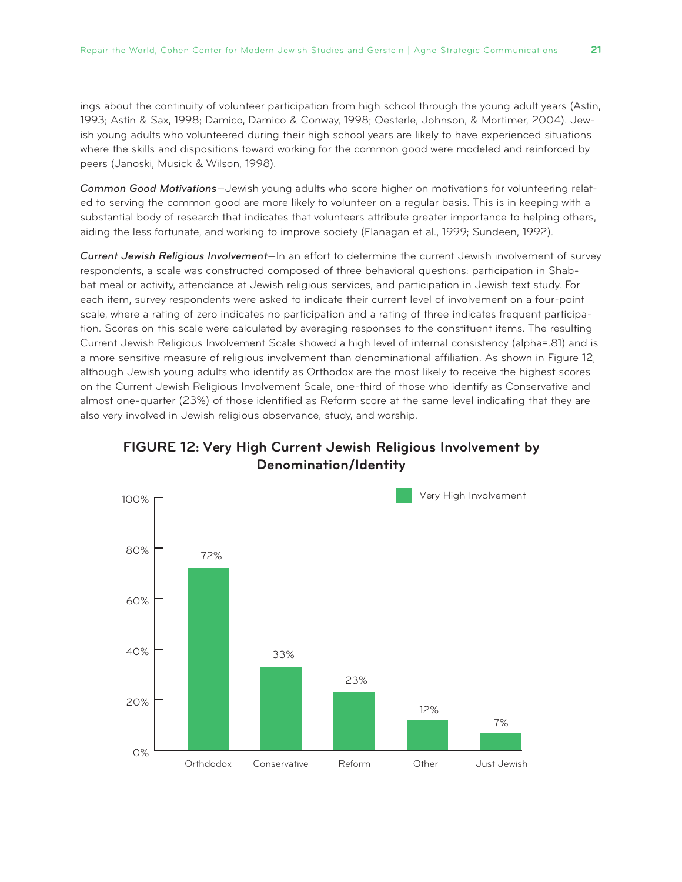ings about the continuity of volunteer participation from high school through the young adult years (Astin, 1993; Astin & Sax, 1998; Damico, Damico & Conway, 1998; Oesterle, Johnson, & Mortimer, 2004). Jewish young adults who volunteered during their high school years are likely to have experienced situations where the skills and dispositions toward working for the common good were modeled and reinforced by peers (Janoski, Musick & Wilson, 1998).

***Common Good Motivations***—Jewish young adults who score higher on motivations for volunteering related to serving the common good are more likely to volunteer on a regular basis. This is in keeping with a substantial body of research that indicates that volunteers attribute greater importance to helping others, aiding the less fortunate, and working to improve society (Flanagan et al., 1999; Sundeen, 1992).

***Current Jewish Religious Involvement***—In an effort to determine the current Jewish involvement of survey respondents, a scale was constructed composed of three behavioral questions: participation in Shabbat meal or activity, attendance at Jewish religious services, and participation in Jewish text study. For each item, survey respondents were asked to indicate their current level of involvement on a four-point scale, where a rating of zero indicates no participation and a rating of three indicates frequent participation. Scores on this scale were calculated by averaging responses to the constituent items. The resulting Current Jewish Religious Involvement Scale showed a high level of internal consistency (alpha=.81) and is a more sensitive measure of religious involvement than denominational affiliation. As shown in Figure 12, although Jewish young adults who identify as Orthodox are the most likely to receive the highest scores on the Current Jewish Religious Involvement Scale, one-third of those who identify as Conservative and almost one-quarter (23%) of those identified as Reform score at the same level indicating that they are also very involved in Jewish religious observance, study, and worship.

**FIGURE 12: Very High Current Jewish Religious Involvement by Denomination/Identity**

| Denomination/Identity | Very High Involvement |
|---|---|
| Orthdodox | 72% |
| Conservative | 33% |
| Reform | 23% |
| Other | 12% |
| Just Jewish | 7% |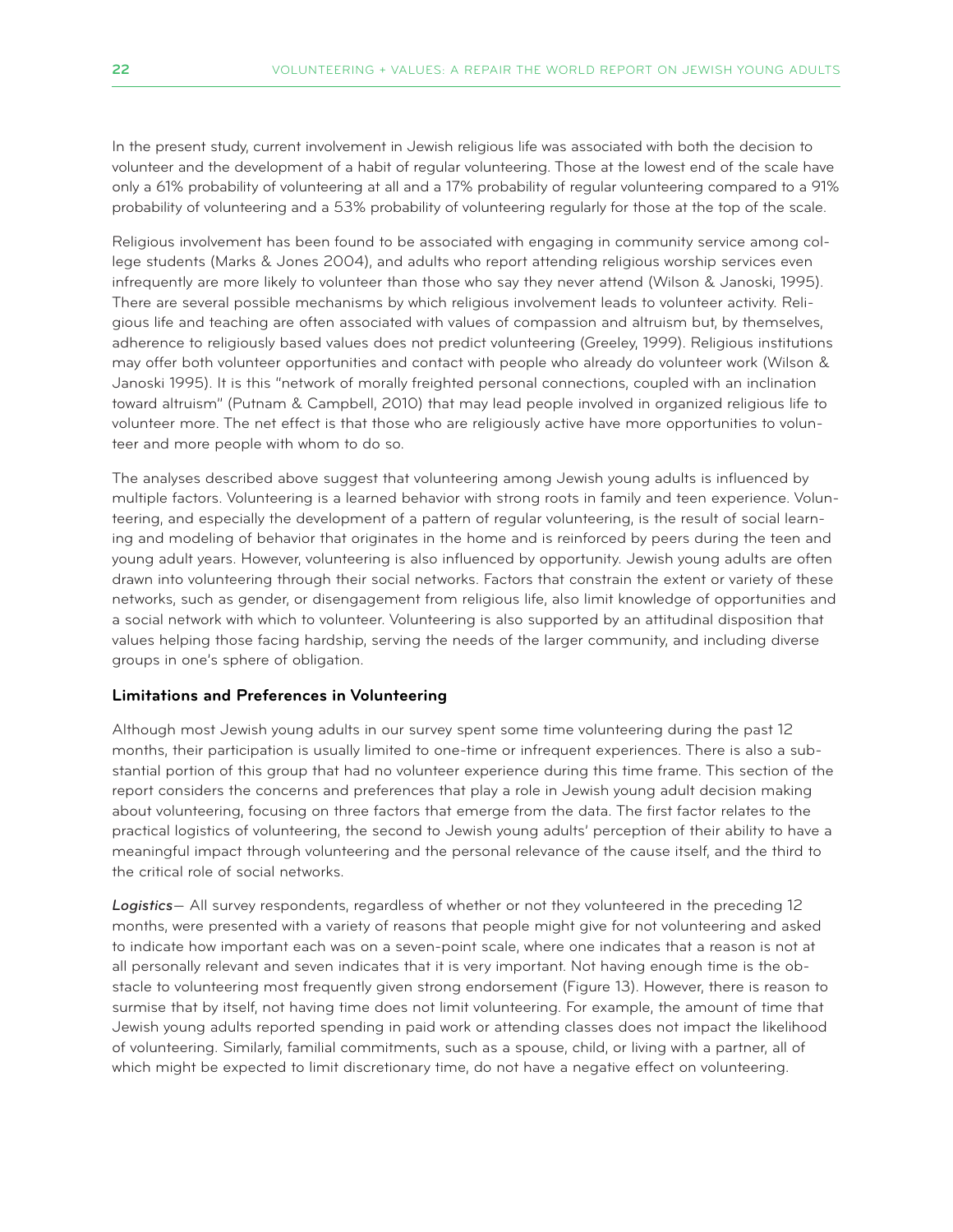In the present study, current involvement in Jewish religious life was associated with both the decision to volunteer and the development of a habit of regular volunteering. Those at the lowest end of the scale have only a 61% probability of volunteering at all and a 17% probability of regular volunteering compared to a 91% probability of volunteering and a 53% probability of volunteering regularly for those at the top of the scale.

Religious involvement has been found to be associated with engaging in community service among college students (Marks & Jones 2004), and adults who report attending religious worship services even infrequently are more likely to volunteer than those who say they never attend (Wilson & Janoski, 1995). There are several possible mechanisms by which religious involvement leads to volunteer activity. Religious life and teaching are often associated with values of compassion and altruism but, by themselves, adherence to religiously based values does not predict volunteering (Greeley, 1999). Religious institutions may offer both volunteer opportunities and contact with people who already do volunteer work (Wilson & Janoski 1995). It is this "network of morally freighted personal connections, coupled with an inclination toward altruism" (Putnam & Campbell, 2010) that may lead people involved in organized religious life to volunteer more. The net effect is that those who are religiously active have more opportunities to volunteer and more people with whom to do so.

The analyses described above suggest that volunteering among Jewish young adults is influenced by multiple factors. Volunteering is a learned behavior with strong roots in family and teen experience. Volunteering, and especially the development of a pattern of regular volunteering, is the result of social learning and modeling of behavior that originates in the home and is reinforced by peers during the teen and young adult years. However, volunteering is also influenced by opportunity. Jewish young adults are often drawn into volunteering through their social networks. Factors that constrain the extent or variety of these networks, such as gender, or disengagement from religious life, also limit knowledge of opportunities and a social network with which to volunteer. Volunteering is also supported by an attitudinal disposition that values helping those facing hardship, serving the needs of the larger community, and including diverse groups in one's sphere of obligation.

### Limitations and Preferences in Volunteering

Although most Jewish young adults in our survey spent some time volunteering during the past 12 months, their participation is usually limited to one-time or infrequent experiences. There is also a substantial portion of this group that had no volunteer experience during this time frame. This section of the report considers the concerns and preferences that play a role in Jewish young adult decision making about volunteering, focusing on three factors that emerge from the data. The first factor relates to the practical logistics of volunteering, the second to Jewish young adults' perception of their ability to have a meaningful impact through volunteering and the personal relevance of the cause itself, and the third to the critical role of social networks.

***Logistics***— All survey respondents, regardless of whether or not they volunteered in the preceding 12 months, were presented with a variety of reasons that people might give for not volunteering and asked to indicate how important each was on a seven-point scale, where one indicates that a reason is not at all personally relevant and seven indicates that it is very important. Not having enough time is the obstacle to volunteering most frequently given strong endorsement (Figure 13). However, there is reason to surmise that by itself, not having time does not limit volunteering. For example, the amount of time that Jewish young adults reported spending in paid work or attending classes does not impact the likelihood of volunteering. Similarly, familial commitments, such as a spouse, child, or living with a partner, all of which might be expected to limit discretionary time, do not have a negative effect on volunteering.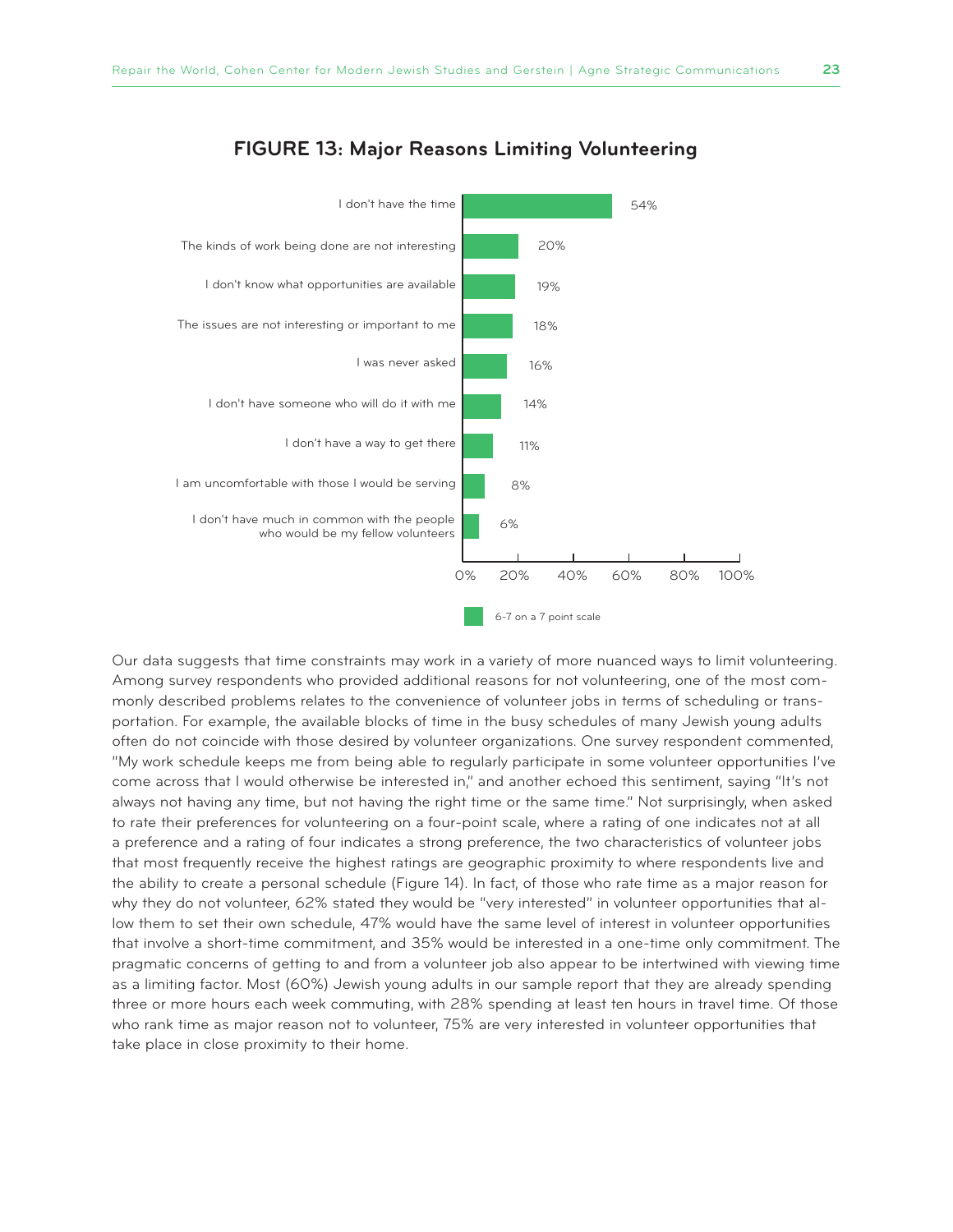## FIGURE 13: Major Reasons Limiting Volunteering

| Reason | 6-7 on a 7 point scale |
|---|---|
| I don't have the time | 54% |
| The kinds of work being done are not interesting | 20% |
| I don't know what opportunities are available | 19% |
| The issues are not interesting or important to me | 18% |
| I was never asked | 16% |
| I don't have someone who will do it with me | 14% |
| I don't have a way to get there | 11% |
| I am uncomfortable with those I would be serving | 8% |
| I don't have much in common with the people who would be my fellow volunteers | 6% |

Our data suggests that time constraints may work in a variety of more nuanced ways to limit volunteering. Among survey respondents who provided additional reasons for not volunteering, one of the most commonly described problems relates to the convenience of volunteer jobs in terms of scheduling or transportation. For example, the available blocks of time in the busy schedules of many Jewish young adults often do not coincide with those desired by volunteer organizations. One survey respondent commented, "My work schedule keeps me from being able to regularly participate in some volunteer opportunities I've come across that I would otherwise be interested in," and another echoed this sentiment, saying "It's not always not having any time, but not having the right time or the same time." Not surprisingly, when asked to rate their preferences for volunteering on a four-point scale, where a rating of one indicates not at all a preference and a rating of four indicates a strong preference, the two characteristics of volunteer jobs that most frequently receive the highest ratings are geographic proximity to where respondents live and the ability to create a personal schedule (Figure 14). In fact, of those who rate time as a major reason for why they do not volunteer, 62% stated they would be "very interested" in volunteer opportunities that allow them to set their own schedule, 47% would have the same level of interest in volunteer opportunities that involve a short-time commitment, and 35% would be interested in a one-time only commitment. The pragmatic concerns of getting to and from a volunteer job also appear to be intertwined with viewing time as a limiting factor. Most (60%) Jewish young adults in our sample report that they are already spending three or more hours each week commuting, with 28% spending at least ten hours in travel time. Of those who rank time as major reason not to volunteer, 75% are very interested in volunteer opportunities that take place in close proximity to their home.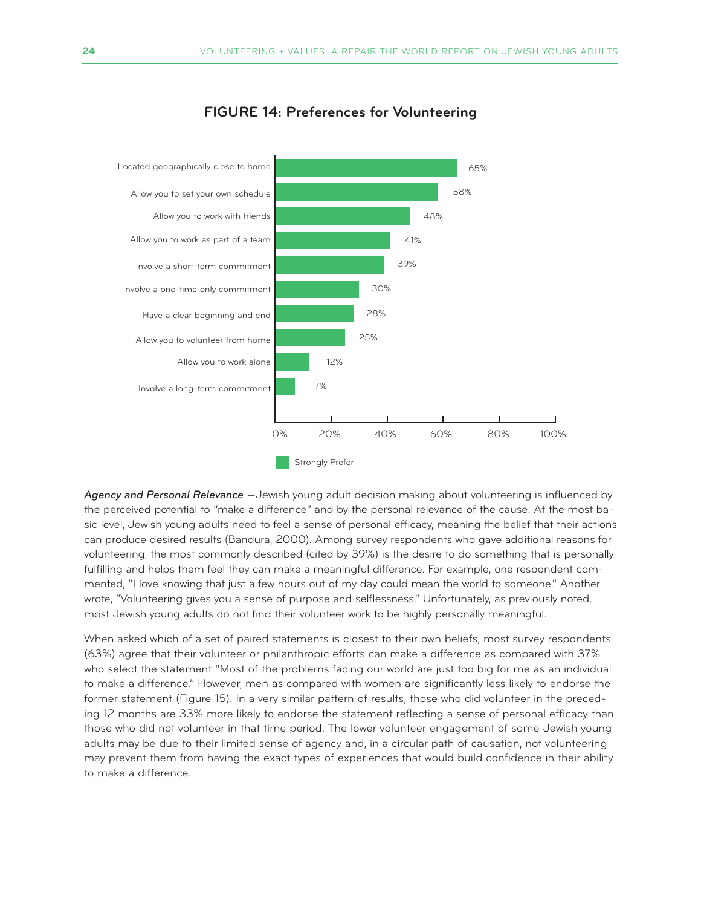## FIGURE 14: Preferences for Volunteering

| Preference | Strongly Prefer |
|---|---|
| Located geographically close to home | 65% |
| Allow you to set your own schedule | 58% |
| Allow you to work with friends | 48% |
| Allow you to work as part of a team | 41% |
| Involve a short-term commitment | 39% |
| Involve a one-time only commitment | 30% |
| Have a clear beginning and end | 28% |
| Allow you to volunteer from home | 25% |
| Allow you to work alone | 12% |
| Involve a long-term commitment | 7% |

*Agency and Personal Relevance* —Jewish young adult decision making about volunteering is influenced by the perceived potential to "make a difference" and by the personal relevance of the cause. At the most basic level, Jewish young adults need to feel a sense of personal efficacy, meaning the belief that their actions can produce desired results (Bandura, 2000). Among survey respondents who gave additional reasons for volunteering, the most commonly described (cited by 39%) is the desire to do something that is personally fulfilling and helps them feel they can make a meaningful difference. For example, one respondent commented, "I love knowing that just a few hours out of my day could mean the world to someone." Another wrote, "Volunteering gives you a sense of purpose and selflessness." Unfortunately, as previously noted, most Jewish young adults do not find their volunteer work to be highly personally meaningful.

When asked which of a set of paired statements is closest to their own beliefs, most survey respondents (63%) agree that their volunteer or philanthropic efforts can make a difference as compared with 37% who select the statement "Most of the problems facing our world are just too big for me as an individual to make a difference." However, men as compared with women are significantly less likely to endorse the former statement (Figure 15). In a very similar pattern of results, those who did volunteer in the preceding 12 months are 33% more likely to endorse the statement reflecting a sense of personal efficacy than those who did not volunteer in that time period. The lower volunteer engagement of some Jewish young adults may be due to their limited sense of agency and, in a circular path of causation, not volunteering may prevent them from having the exact types of experiences that would build confidence in their ability to make a difference.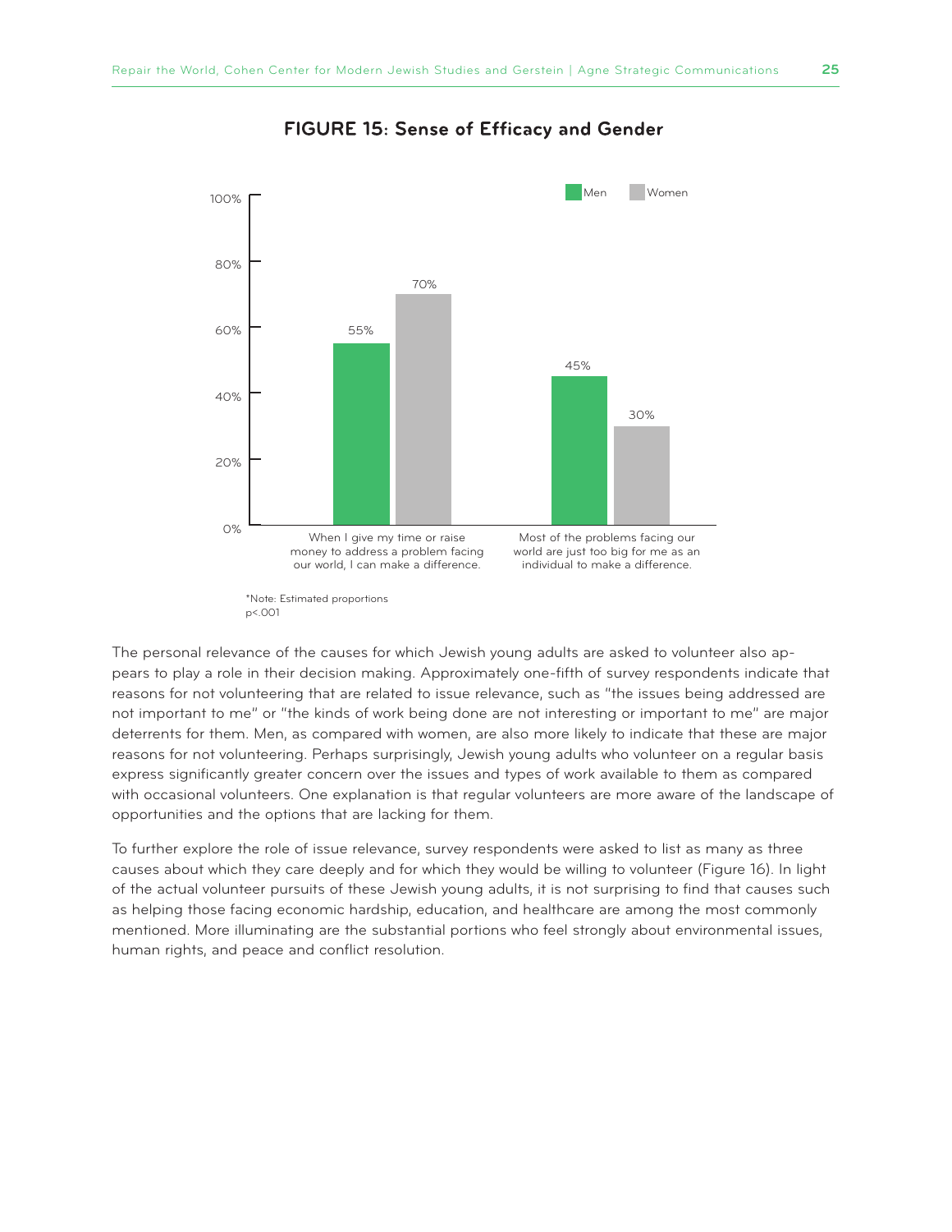**FIGURE 15: Sense of Efficacy and Gender**

| | Men | Women |
|---|---|---|
| When I give my time or raise money to address a problem facing our world, I can make a difference. | 55% | 70% |
| Most of the problems facing our world are just too big for me as an individual to make a difference. | 45% | 30% |

*Note: Estimated proportions
p<.001

The personal relevance of the causes for which Jewish young adults are asked to volunteer also appears to play a role in their decision making. Approximately one-fifth of survey respondents indicate that reasons for not volunteering that are related to issue relevance, such as "the issues being addressed are not important to me" or "the kinds of work being done are not interesting or important to me" are major deterrents for them. Men, as compared with women, are also more likely to indicate that these are major reasons for not volunteering. Perhaps surprisingly, Jewish young adults who volunteer on a regular basis express significantly greater concern over the issues and types of work available to them as compared with occasional volunteers. One explanation is that regular volunteers are more aware of the landscape of opportunities and the options that are lacking for them.

To further explore the role of issue relevance, survey respondents were asked to list as many as three causes about which they care deeply and for which they would be willing to volunteer (Figure 16). In light of the actual volunteer pursuits of these Jewish young adults, it is not surprising to find that causes such as helping those facing economic hardship, education, and healthcare are among the most commonly mentioned. More illuminating are the substantial portions who feel strongly about environmental issues, human rights, and peace and conflict resolution.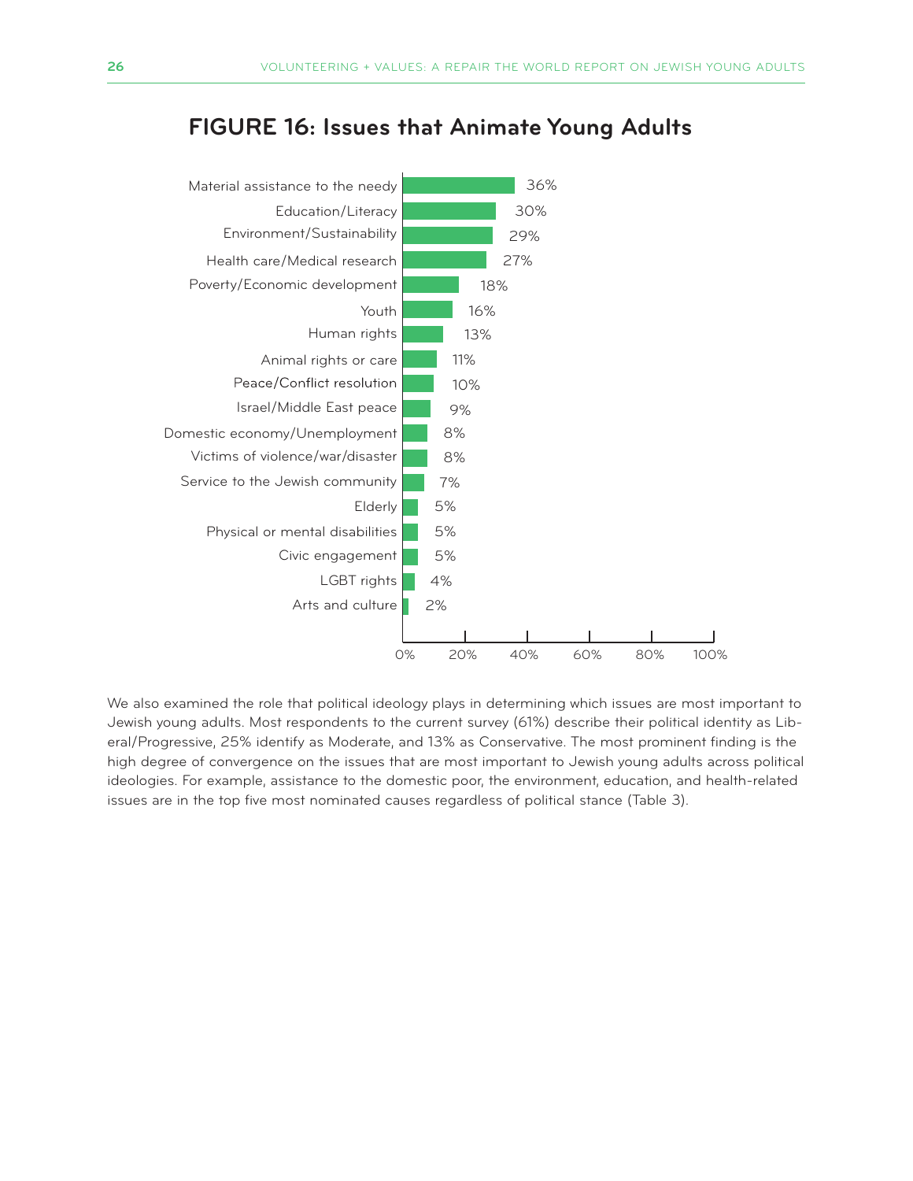## FIGURE 16: Issues that Animate Young Adults

| Issue | Percentage |
|---|---|
| Material assistance to the needy | 36% |
| Education/Literacy | 30% |
| Environment/Sustainability | 29% |
| Health care/Medical research | 27% |
| Poverty/Economic development | 18% |
| Youth | 16% |
| Human rights | 13% |
| Animal rights or care | 11% |
| Peace/Conflict resolution | 10% |
| Israel/Middle East peace | 9% |
| Domestic economy/Unemployment | 8% |
| Victims of violence/war/disaster | 8% |
| Service to the Jewish community | 7% |
| Elderly | 5% |
| Physical or mental disabilities | 5% |
| Civic engagement | 5% |
| LGBT rights | 4% |
| Arts and culture | 2% |

We also examined the role that political ideology plays in determining which issues are most important to Jewish young adults. Most respondents to the current survey (61%) describe their political identity as Liberal/Progressive, 25% identify as Moderate, and 13% as Conservative. The most prominent finding is the high degree of convergence on the issues that are most important to Jewish young adults across political ideologies. For example, assistance to the domestic poor, the environment, education, and health-related issues are in the top five most nominated causes regardless of political stance (Table 3).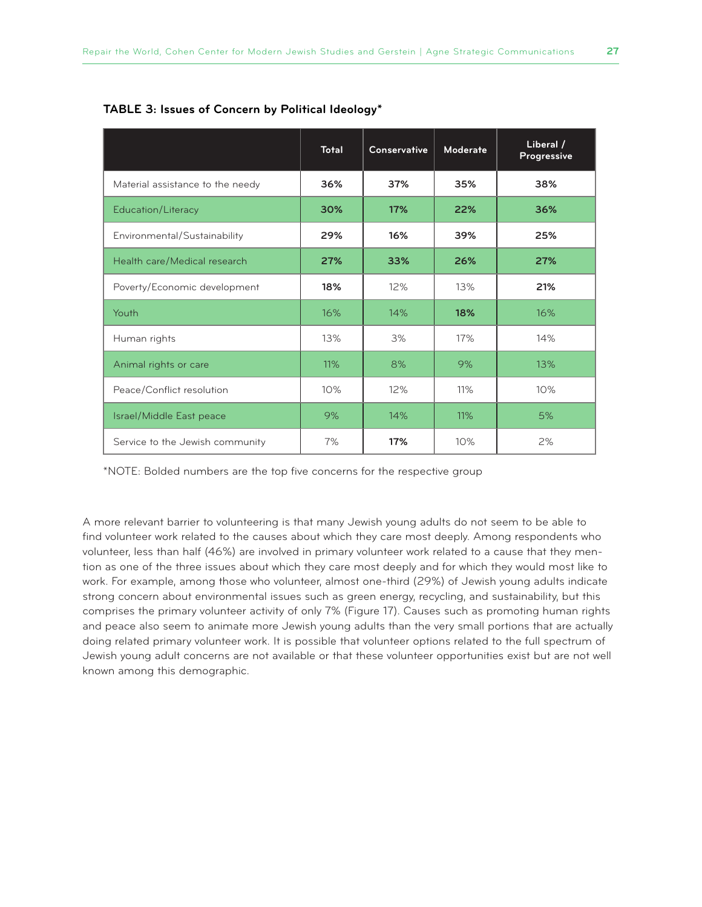**TABLE 3: Issues of Concern by Political Ideology***

| | Total | Conservative | Moderate | Liberal / Progressive |
|---|---|---|---|---|
| Material assistance to the needy | **36%** | **37%** | **35%** | **38%** |
| Education/Literacy | **30%** | **17%** | **22%** | **36%** |
| Environmental/Sustainability | **29%** | **16%** | **39%** | **25%** |
| Health care/Medical research | **27%** | **33%** | **26%** | **27%** |
| Poverty/Economic development | **18%** | 12% | 13% | **21%** |
| Youth | 16% | 14% | **18%** | 16% |
| Human rights | 13% | 3% | 17% | 14% |
| Animal rights or care | 11% | 8% | 9% | 13% |
| Peace/Conflict resolution | 10% | 12% | 11% | 10% |
| Israel/Middle East peace | 9% | 14% | 11% | 5% |
| Service to the Jewish community | 7% | **17%** | 10% | 2% |

*NOTE: Bolded numbers are the top five concerns for the respective group

A more relevant barrier to volunteering is that many Jewish young adults do not seem to be able to find volunteer work related to the causes about which they care most deeply. Among respondents who volunteer, less than half (46%) are involved in primary volunteer work related to a cause that they mention as one of the three issues about which they care most deeply and for which they would most like to work. For example, among those who volunteer, almost one-third (29%) of Jewish young adults indicate strong concern about environmental issues such as green energy, recycling, and sustainability, but this comprises the primary volunteer activity of only 7% (Figure 17). Causes such as promoting human rights and peace also seem to animate more Jewish young adults than the very small portions that are actually doing related primary volunteer work. It is possible that volunteer options related to the full spectrum of Jewish young adult concerns are not available or that these volunteer opportunities exist but are not well known among this demographic.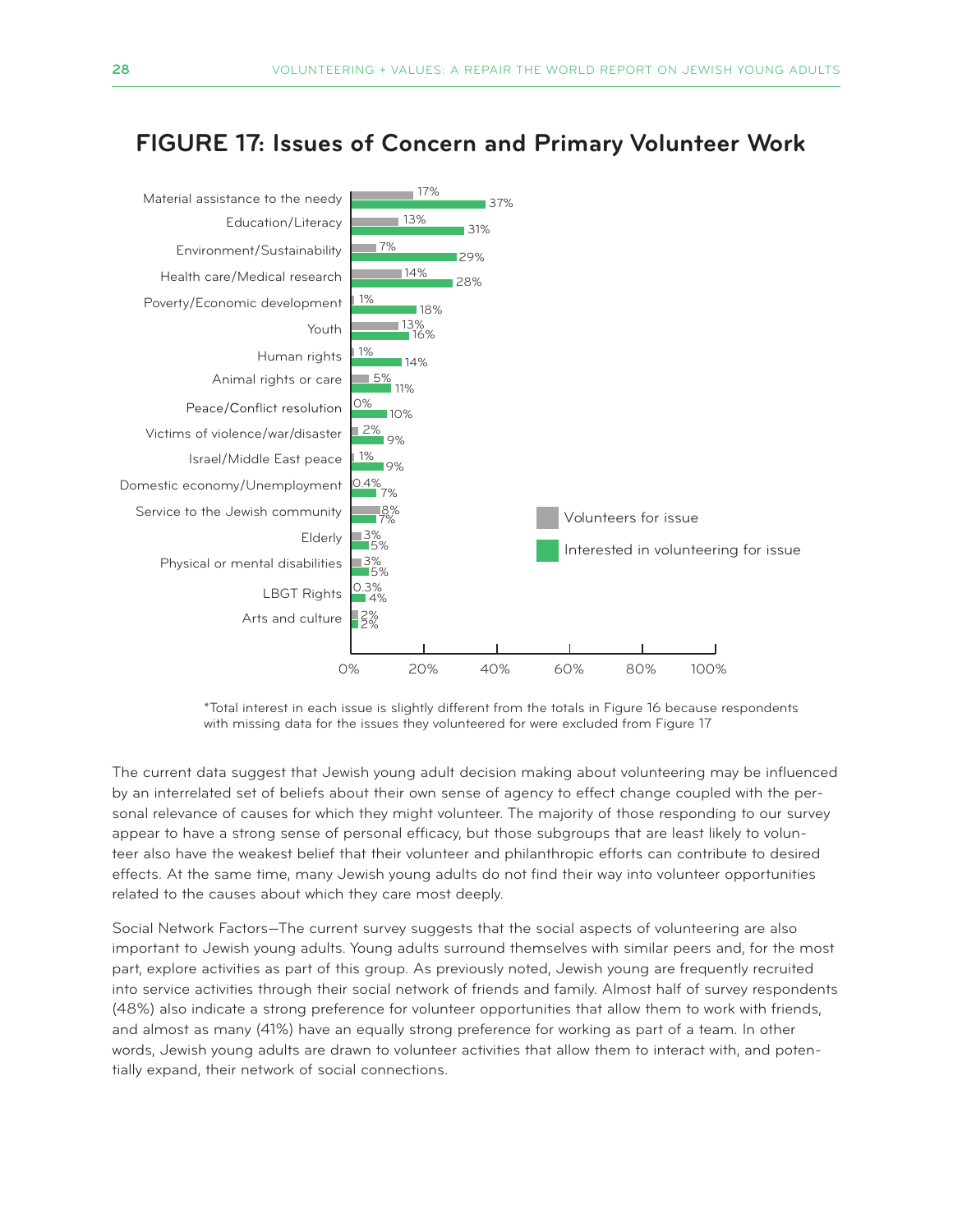## FIGURE 17: Issues of Concern and Primary Volunteer Work

| Issue | Volunteers for issue | Interested in volunteering for issue |
|---|---|---|
| Material assistance to the needy | 17% | 37% |
| Education/Literacy | 13% | 31% |
| Environment/Sustainability | 7% | 29% |
| Health care/Medical research | 14% | 28% |
| Poverty/Economic development | 1% | 18% |
| Youth | 13% | 16% |
| Human rights | 1% | 14% |
| Animal rights or care | 5% | 11% |
| Peace/Conflict resolution | 0% | 10% |
| Victims of violence/war/disaster | 2% | 9% |
| Israel/Middle East peace | 1% | 9% |
| Domestic economy/Unemployment | 0.4% | 7% |
| Service to the Jewish community | 8% | 7% |
| Elderly | 3% | 5% |
| Physical or mental disabilities | 3% | 5% |
| LBGT Rights | 0.3% | 4% |
| Arts and culture | 2% | 2% |

*Total interest in each issue is slightly different from the totals in Figure 16 because respondents with missing data for the issues they volunteered for were excluded from Figure 17

The current data suggest that Jewish young adult decision making about volunteering may be influenced by an interrelated set of beliefs about their own sense of agency to effect change coupled with the personal relevance of causes for which they might volunteer. The majority of those responding to our survey appear to have a strong sense of personal efficacy, but those subgroups that are least likely to volunteer also have the weakest belief that their volunteer and philanthropic efforts can contribute to desired effects. At the same time, many Jewish young adults do not find their way into volunteer opportunities related to the causes about which they care most deeply.

Social Network Factors—The current survey suggests that the social aspects of volunteering are also important to Jewish young adults. Young adults surround themselves with similar peers and, for the most part, explore activities as part of this group. As previously noted, Jewish young are frequently recruited into service activities through their social network of friends and family. Almost half of survey respondents (48%) also indicate a strong preference for volunteer opportunities that allow them to work with friends, and almost as many (41%) have an equally strong preference for working as part of a team. In other words, Jewish young adults are drawn to volunteer activities that allow them to interact with, and potentially expand, their network of social connections.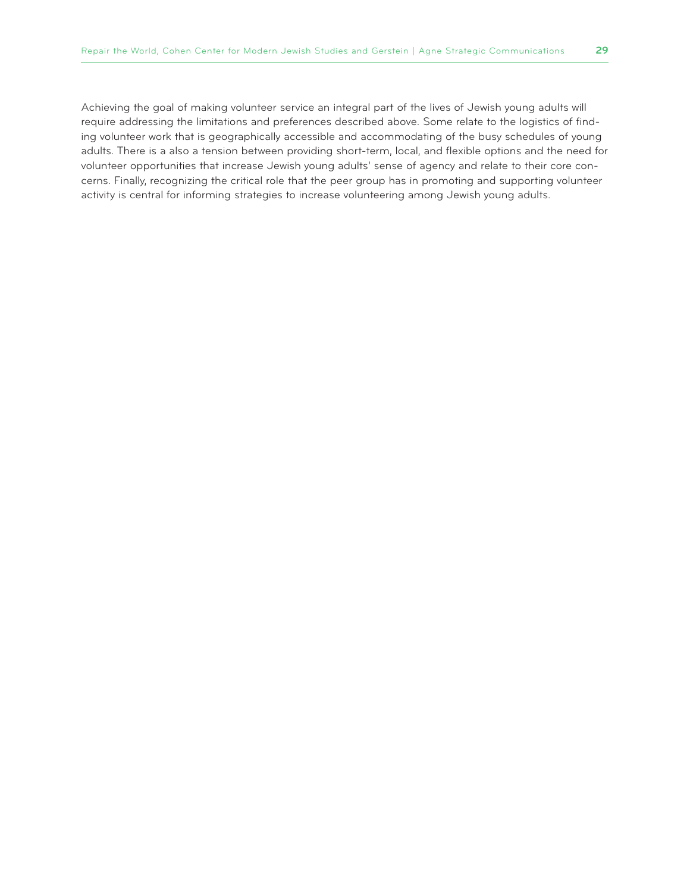Achieving the goal of making volunteer service an integral part of the lives of Jewish young adults will require addressing the limitations and preferences described above. Some relate to the logistics of finding volunteer work that is geographically accessible and accommodating of the busy schedules of young adults. There is a also a tension between providing short-term, local, and flexible options and the need for volunteer opportunities that increase Jewish young adults' sense of agency and relate to their core concerns. Finally, recognizing the critical role that the peer group has in promoting and supporting volunteer activity is central for informing strategies to increase volunteering among Jewish young adults.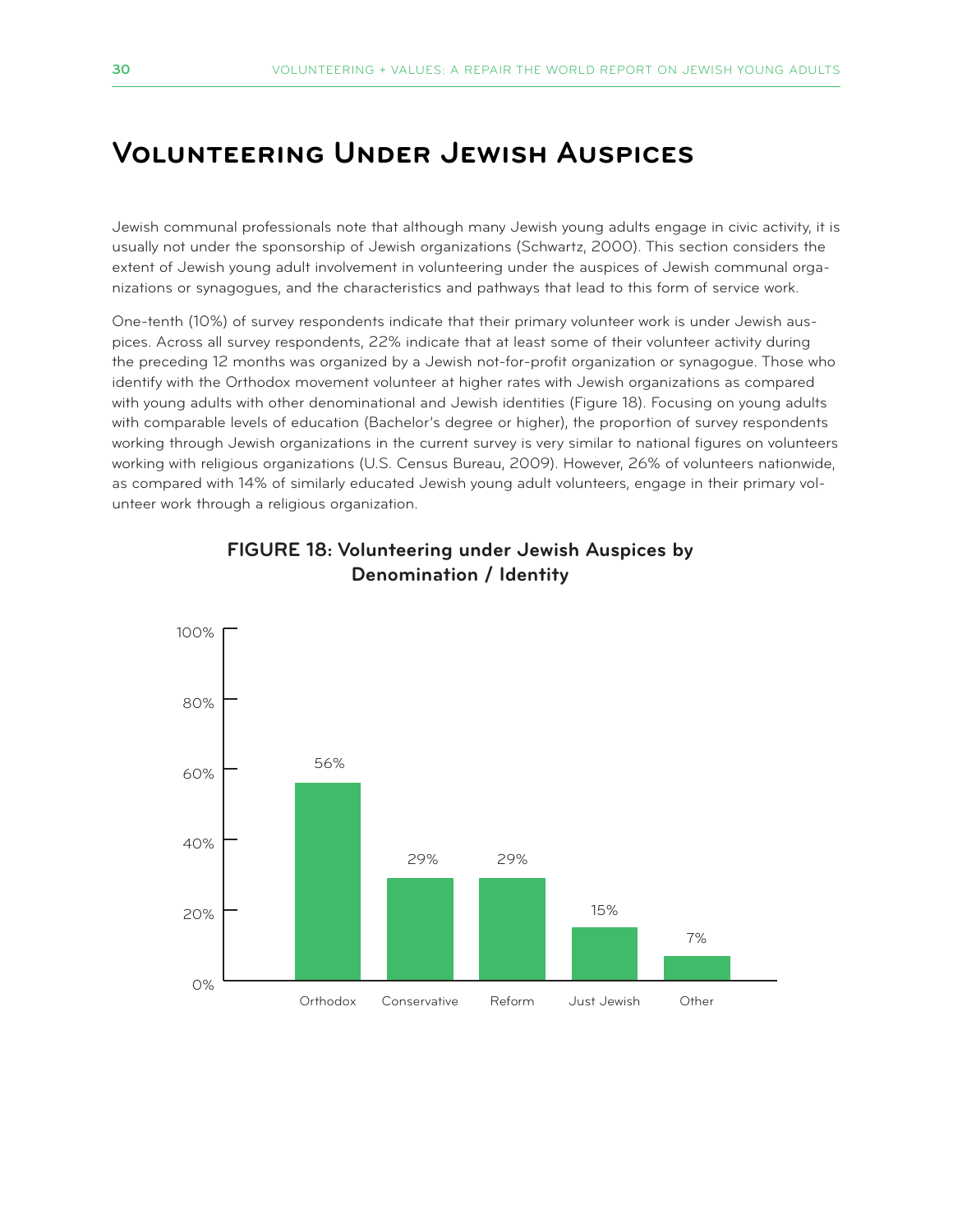# Volunteering Under Jewish Auspices

Jewish communal professionals note that although many Jewish young adults engage in civic activity, it is usually not under the sponsorship of Jewish organizations (Schwartz, 2000). This section considers the extent of Jewish young adult involvement in volunteering under the auspices of Jewish communal organizations or synagogues, and the characteristics and pathways that lead to this form of service work.

One-tenth (10%) of survey respondents indicate that their primary volunteer work is under Jewish auspices. Across all survey respondents, 22% indicate that at least some of their volunteer activity during the preceding 12 months was organized by a Jewish not-for-profit organization or synagogue. Those who identify with the Orthodox movement volunteer at higher rates with Jewish organizations as compared with young adults with other denominational and Jewish identities (Figure 18). Focusing on young adults with comparable levels of education (Bachelor's degree or higher), the proportion of survey respondents working through Jewish organizations in the current survey is very similar to national figures on volunteers working with religious organizations (U.S. Census Bureau, 2009). However, 26% of volunteers nationwide, as compared with 14% of similarly educated Jewish young adult volunteers, engage in their primary volunteer work through a religious organization.

**FIGURE 18: Volunteering under Jewish Auspices by Denomination / Identity**

| Denomination / Identity | Percentage |
|---|---|
| Orthodox | 56% |
| Conservative | 29% |
| Reform | 29% |
| Just Jewish | 15% |
| Other | 7% |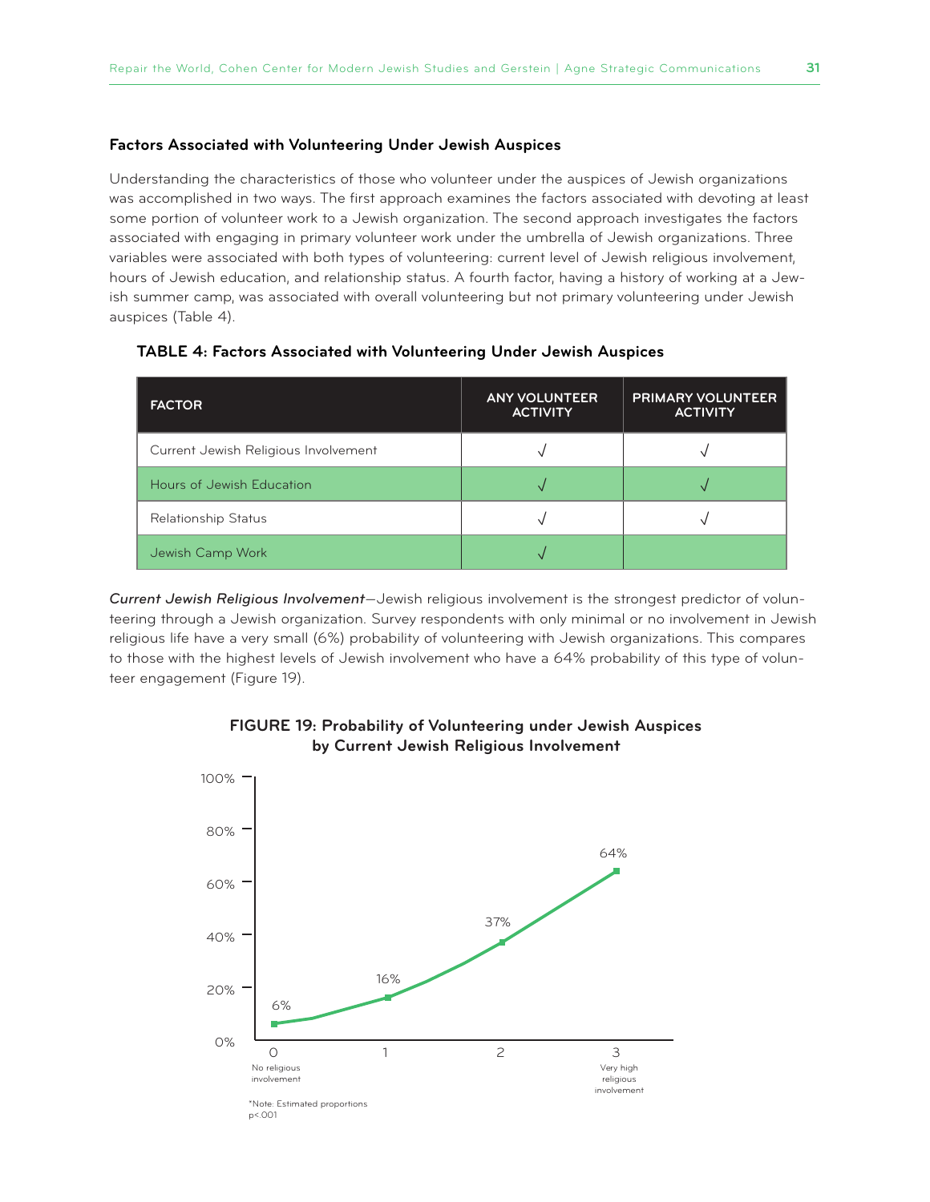### Factors Associated with Volunteering Under Jewish Auspices

Understanding the characteristics of those who volunteer under the auspices of Jewish organizations was accomplished in two ways. The first approach examines the factors associated with devoting at least some portion of volunteer work to a Jewish organization. The second approach investigates the factors associated with engaging in primary volunteer work under the umbrella of Jewish organizations. Three variables were associated with both types of volunteering: current level of Jewish religious involvement, hours of Jewish education, and relationship status. A fourth factor, having a history of working at a Jewish summer camp, was associated with overall volunteering but not primary volunteering under Jewish auspices (Table 4).

**TABLE 4: Factors Associated with Volunteering Under Jewish Auspices**

| FACTOR | ANY VOLUNTEER ACTIVITY | PRIMARY VOLUNTEER ACTIVITY |
|---|---|---|
| Current Jewish Religious Involvement | √ | √ |
| Hours of Jewish Education | √ | √ |
| Relationship Status | √ | √ |
| Jewish Camp Work | √ | |

*Current Jewish Religious Involvement*—Jewish religious involvement is the strongest predictor of volunteering through a Jewish organization. Survey respondents with only minimal or no involvement in Jewish religious life have a very small (6%) probability of volunteering with Jewish organizations. This compares to those with the highest levels of Jewish involvement who have a 64% probability of this type of volunteer engagement (Figure 19).

**FIGURE 19: Probability of Volunteering under Jewish Auspices by Current Jewish Religious Involvement**

| Current Jewish Religious Involvement | Probability |
|---|---|
| 0 (No religious involvement) | 6% |
| 1 | 16% |
| 2 | 37% |
| 3 (Very high religious involvement) | 64% |

*Note: Estimated proportions
$p < .001$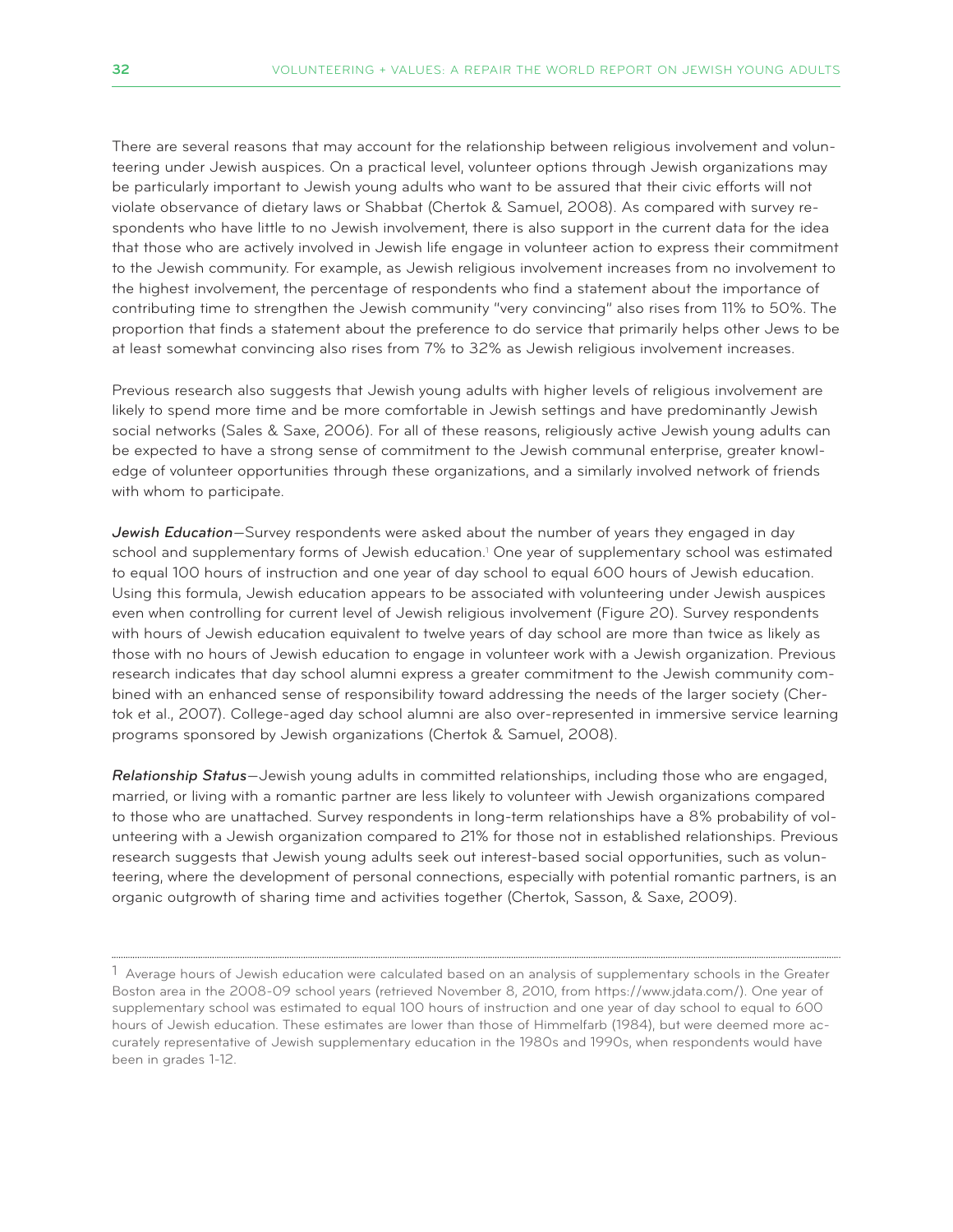There are several reasons that may account for the relationship between religious involvement and volunteering under Jewish auspices. On a practical level, volunteer options through Jewish organizations may be particularly important to Jewish young adults who want to be assured that their civic efforts will not violate observance of dietary laws or Shabbat (Chertok & Samuel, 2008). As compared with survey respondents who have little to no Jewish involvement, there is also support in the current data for the idea that those who are actively involved in Jewish life engage in volunteer action to express their commitment to the Jewish community. For example, as Jewish religious involvement increases from no involvement to the highest involvement, the percentage of respondents who find a statement about the importance of contributing time to strengthen the Jewish community "very convincing" also rises from 11% to 50%. The proportion that finds a statement about the preference to do service that primarily helps other Jews to be at least somewhat convincing also rises from 7% to 32% as Jewish religious involvement increases.

Previous research also suggests that Jewish young adults with higher levels of religious involvement are likely to spend more time and be more comfortable in Jewish settings and have predominantly Jewish social networks (Sales & Saxe, 2006). For all of these reasons, religiously active Jewish young adults can be expected to have a strong sense of commitment to the Jewish communal enterprise, greater knowledge of volunteer opportunities through these organizations, and a similarly involved network of friends with whom to participate.

*Jewish Education*—Survey respondents were asked about the number of years they engaged in day school and supplementary forms of Jewish education.[1] One year of supplementary school was estimated to equal 100 hours of instruction and one year of day school to equal 600 hours of Jewish education. Using this formula, Jewish education appears to be associated with volunteering under Jewish auspices even when controlling for current level of Jewish religious involvement (Figure 20). Survey respondents with hours of Jewish education equivalent to twelve years of day school are more than twice as likely as those with no hours of Jewish education to engage in volunteer work with a Jewish organization. Previous research indicates that day school alumni express a greater commitment to the Jewish community combined with an enhanced sense of responsibility toward addressing the needs of the larger society (Chertok et al., 2007). College-aged day school alumni are also over-represented in immersive service learning programs sponsored by Jewish organizations (Chertok & Samuel, 2008).

*Relationship Status*—Jewish young adults in committed relationships, including those who are engaged, married, or living with a romantic partner are less likely to volunteer with Jewish organizations compared to those who are unattached. Survey respondents in long-term relationships have a 8% probability of volunteering with a Jewish organization compared to 21% for those not in established relationships. Previous research suggests that Jewish young adults seek out interest-based social opportunities, such as volunteering, where the development of personal connections, especially with potential romantic partners, is an organic outgrowth of sharing time and activities together (Chertok, Sasson, & Saxe, 2009).

---

[1] Average hours of Jewish education were calculated based on an analysis of supplementary schools in the Greater Boston area in the 2008-09 school years (retrieved November 8, 2010, from https://www.jdata.com/). One year of supplementary school was estimated to equal 100 hours of instruction and one year of day school to equal to 600 hours of Jewish education. These estimates are lower than those of Himmelfarb (1984), but were deemed more accurately representative of Jewish supplementary education in the 1980s and 1990s, when respondents would have been in grades 1-12.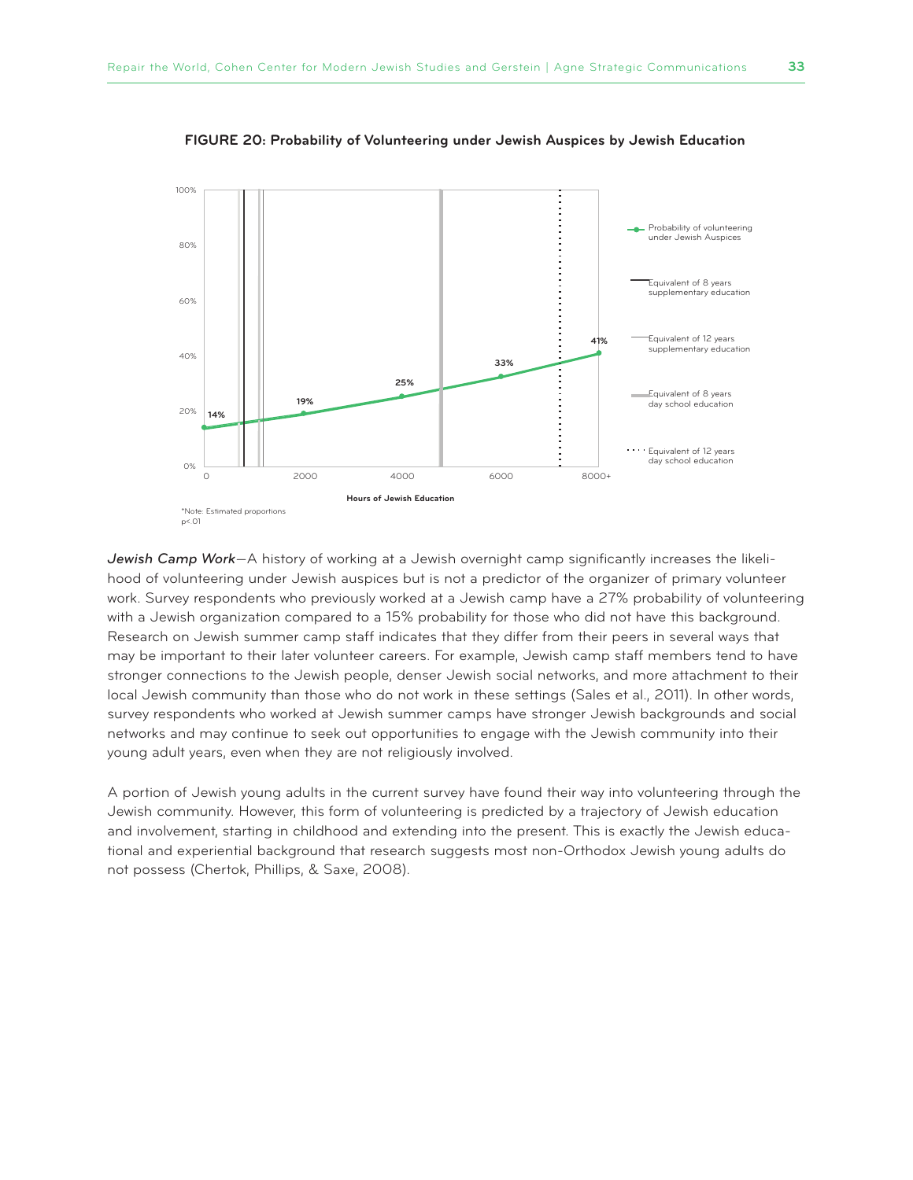**FIGURE 20: Probability of Volunteering under Jewish Auspices by Jewish Education**

*Note: Estimated proportions
p<.01

*Jewish Camp Work*—A history of working at a Jewish overnight camp significantly increases the likelihood of volunteering under Jewish auspices but is not a predictor of the organizer of primary volunteer work. Survey respondents who previously worked at a Jewish camp have a 27% probability of volunteering with a Jewish organization compared to a 15% probability for those who did not have this background. Research on Jewish summer camp staff indicates that they differ from their peers in several ways that may be important to their later volunteer careers. For example, Jewish camp staff members tend to have stronger connections to the Jewish people, denser Jewish social networks, and more attachment to their local Jewish community than those who do not work in these settings (Sales et al., 2011). In other words, survey respondents who worked at Jewish summer camps have stronger Jewish backgrounds and social networks and may continue to seek out opportunities to engage with the Jewish community into their young adult years, even when they are not religiously involved.

A portion of Jewish young adults in the current survey have found their way into volunteering through the Jewish community. However, this form of volunteering is predicted by a trajectory of Jewish education and involvement, starting in childhood and extending into the present. This is exactly the Jewish educational and experiential background that research suggests most non-Orthodox Jewish young adults do not possess (Chertok, Phillips, & Saxe, 2008).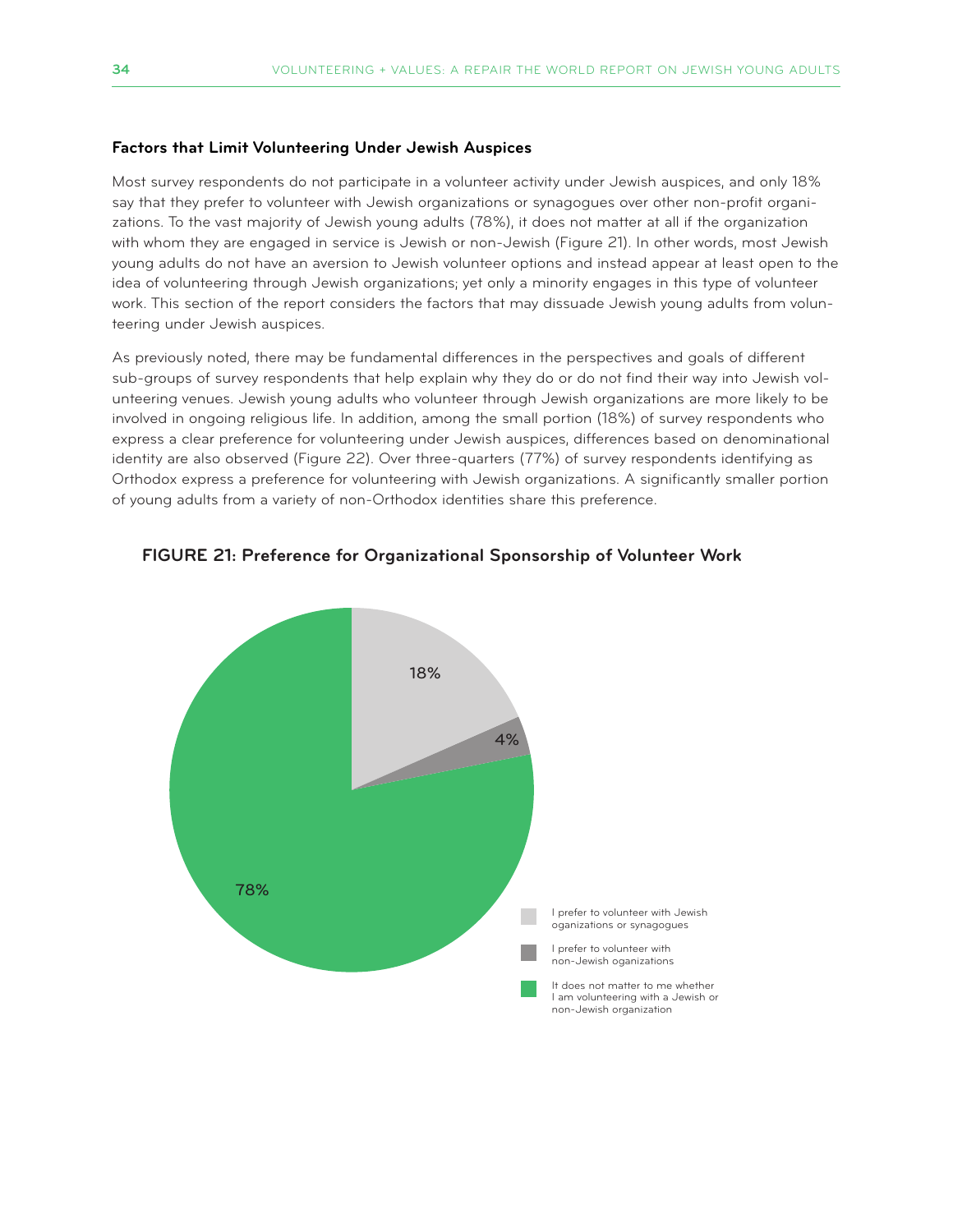### Factors that Limit Volunteering Under Jewish Auspices

Most survey respondents do not participate in a volunteer activity under Jewish auspices, and only 18% say that they prefer to volunteer with Jewish organizations or synagogues over other non-profit organizations. To the vast majority of Jewish young adults (78%), it does not matter at all if the organization with whom they are engaged in service is Jewish or non-Jewish (Figure 21). In other words, most Jewish young adults do not have an aversion to Jewish volunteer options and instead appear at least open to the idea of volunteering through Jewish organizations; yet only a minority engages in this type of volunteer work. This section of the report considers the factors that may dissuade Jewish young adults from volunteering under Jewish auspices.

As previously noted, there may be fundamental differences in the perspectives and goals of different sub-groups of survey respondents that help explain why they do or do not find their way into Jewish volunteering venues. Jewish young adults who volunteer through Jewish organizations are more likely to be involved in ongoing religious life. In addition, among the small portion (18%) of survey respondents who express a clear preference for volunteering under Jewish auspices, differences based on denominational identity are also observed (Figure 22). Over three-quarters (77%) of survey respondents identifying as Orthodox express a preference for volunteering with Jewish organizations. A significantly smaller portion of young adults from a variety of non-Orthodox identities share this preference.

**FIGURE 21: Preference for Organizational Sponsorship of Volunteer Work**

| Response | Percent |
| --- | --- |
| I prefer to volunteer with Jewish oganizations or synagogues | 18% |
| I prefer to volunteer with non-Jewish oganizations | 4% |
| It does not matter to me whether I am volunteering with a Jewish or non-Jewish organization | 78% |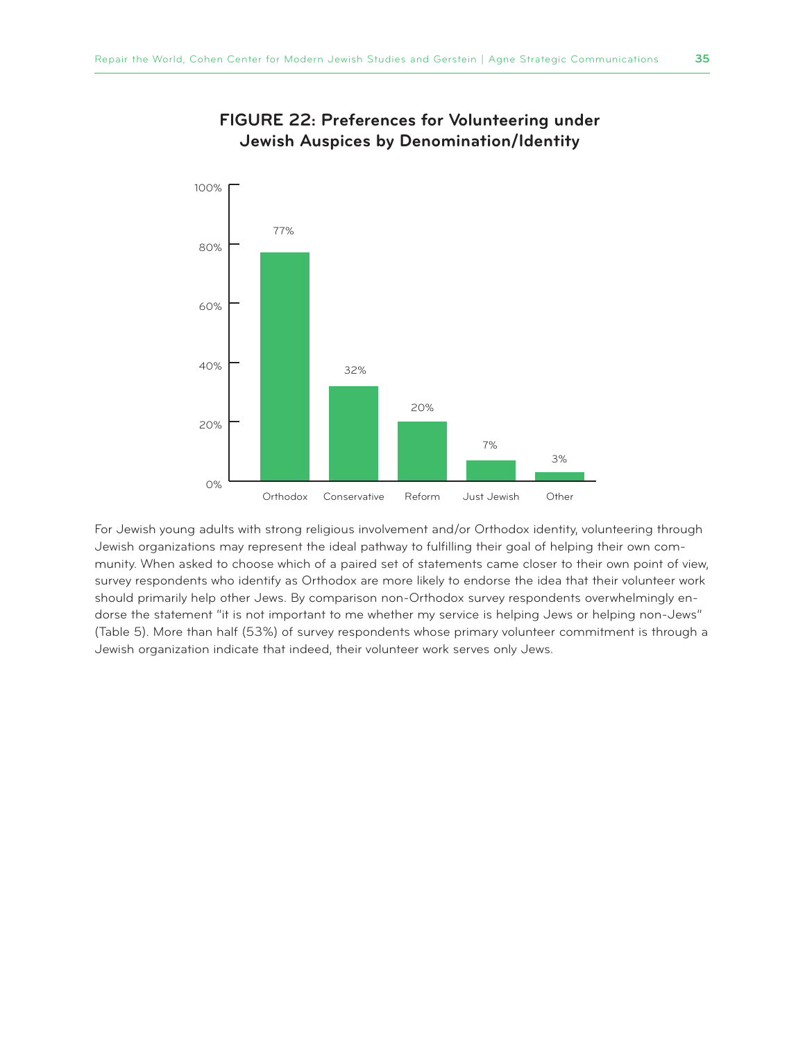**FIGURE 22: Preferences for Volunteering under Jewish Auspices by Denomination/Identity**

| Denomination/Identity | Percentage |
| --- | --- |
| Orthodox | 77% |
| Conservative | 32% |
| Reform | 20% |
| Just Jewish | 7% |
| Other | 3% |

For Jewish young adults with strong religious involvement and/or Orthodox identity, volunteering through Jewish organizations may represent the ideal pathway to fulfilling their goal of helping their own community. When asked to choose which of a paired set of statements came closer to their own point of view, survey respondents who identify as Orthodox are more likely to endorse the idea that their volunteer work should primarily help other Jews. By comparison non-Orthodox survey respondents overwhelmingly endorse the statement "it is not important to me whether my service is helping Jews or helping non-Jews" (Table 5). More than half (53%) of survey respondents whose primary volunteer commitment is through a Jewish organization indicate that indeed, their volunteer work serves only Jews.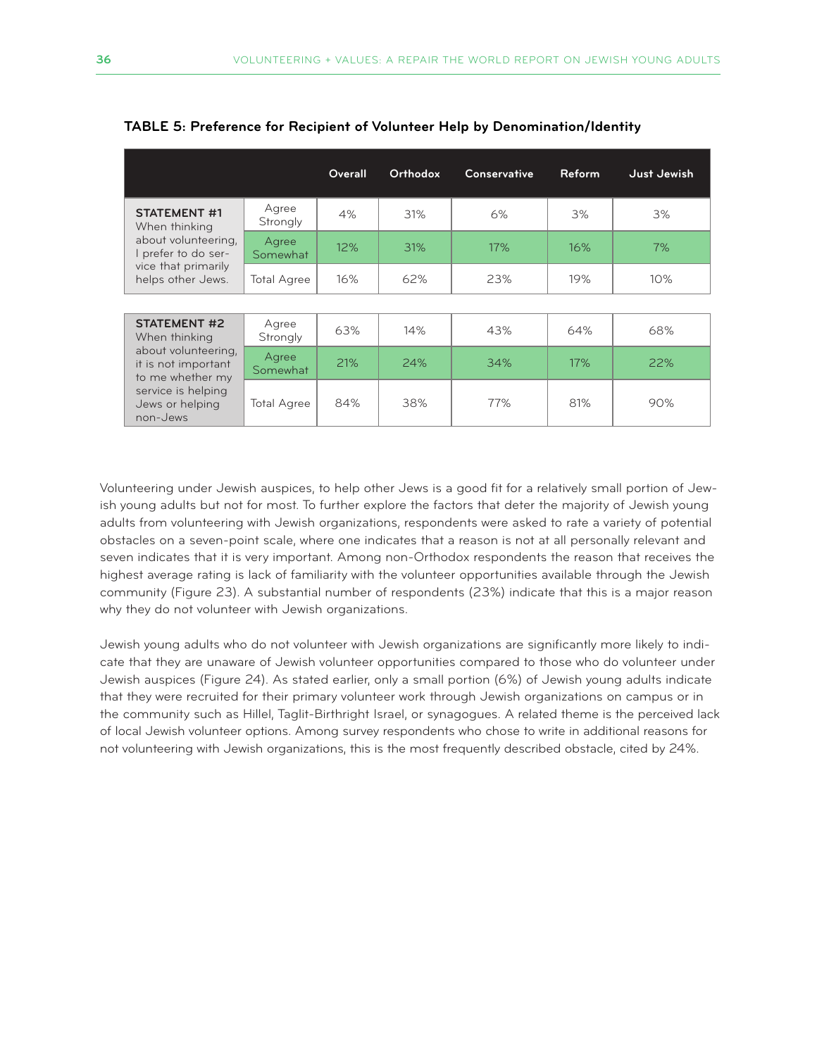**TABLE 5: Preference for Recipient of Volunteer Help by Denomination/Identity**

| | | Overall | Orthodox | Conservative | Reform | Just Jewish |
|---|---|---|---|---|---|---|
| **STATEMENT #1** When thinking about volunteering, I prefer to do service that primarily helps other Jews. | Agree Strongly | 4% | 31% | 6% | 3% | 3% |
| | Agree Somewhat | 12% | 31% | 17% | 16% | 7% |
| | Total Agree | 16% | 62% | 23% | 19% | 10% |
| **STATEMENT #2** When thinking about volunteering, it is not important to me whether my service is helping Jews or helping non-Jews | Agree Strongly | 63% | 14% | 43% | 64% | 68% |
| | Agree Somewhat | 21% | 24% | 34% | 17% | 22% |
| | Total Agree | 84% | 38% | 77% | 81% | 90% |

Volunteering under Jewish auspices, to help other Jews is a good fit for a relatively small portion of Jewish young adults but not for most. To further explore the factors that deter the majority of Jewish young adults from volunteering with Jewish organizations, respondents were asked to rate a variety of potential obstacles on a seven-point scale, where one indicates that a reason is not at all personally relevant and seven indicates that it is very important. Among non-Orthodox respondents the reason that receives the highest average rating is lack of familiarity with the volunteer opportunities available through the Jewish community (Figure 23). A substantial number of respondents (23%) indicate that this is a major reason why they do not volunteer with Jewish organizations.

Jewish young adults who do not volunteer with Jewish organizations are significantly more likely to indicate that they are unaware of Jewish volunteer opportunities compared to those who do volunteer under Jewish auspices (Figure 24). As stated earlier, only a small portion (6%) of Jewish young adults indicate that they were recruited for their primary volunteer work through Jewish organizations on campus or in the community such as Hillel, Taglit-Birthright Israel, or synagogues. A related theme is the perceived lack of local Jewish volunteer options. Among survey respondents who chose to write in additional reasons for not volunteering with Jewish organizations, this is the most frequently described obstacle, cited by 24%.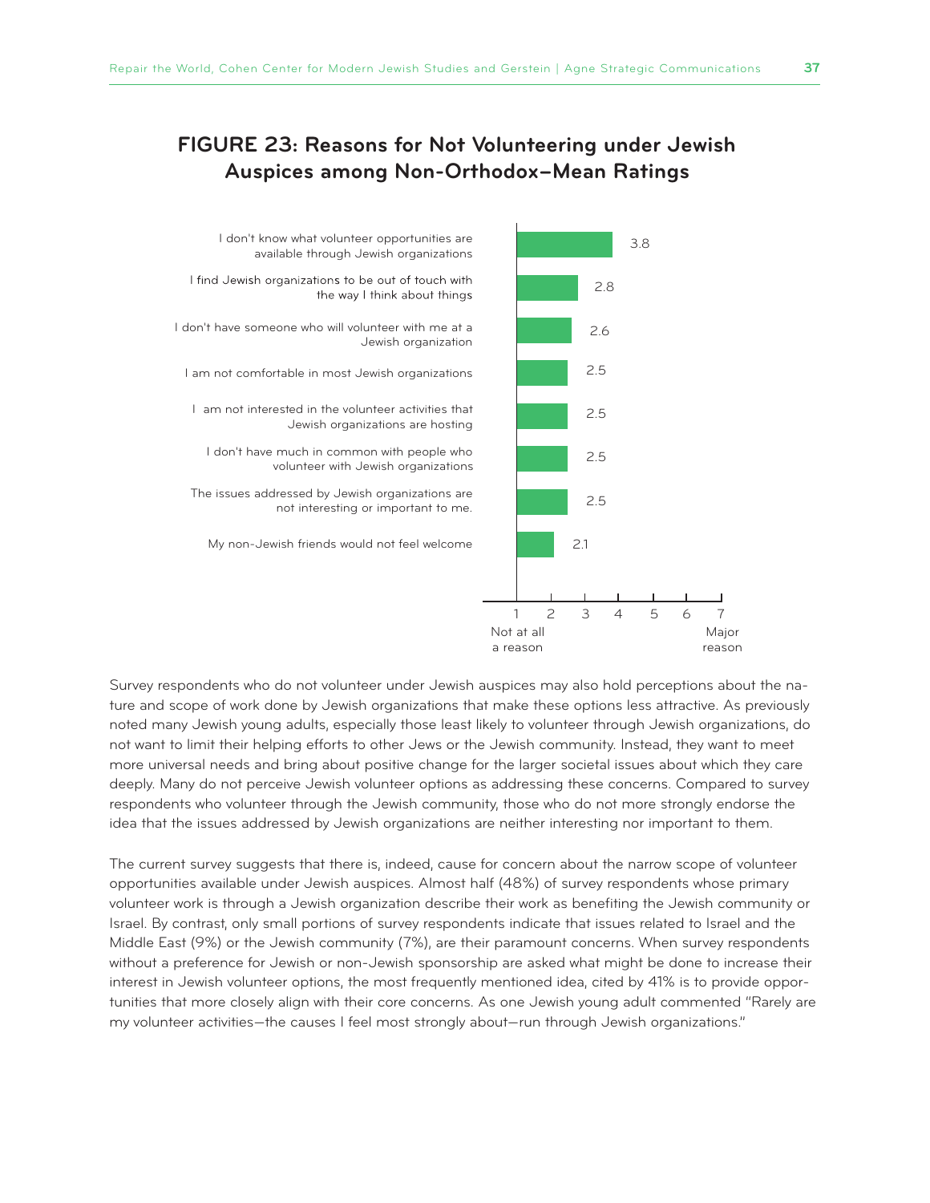## FIGURE 23: Reasons for Not Volunteering under Jewish Auspices among Non-Orthodox–Mean Ratings

| Reason | Mean rating |
|---|---|
| I don't know what volunteer opportunities are available through Jewish organizations | 3.8 |
| I find Jewish organizations to be out of touch with the way I think about things | 2.8 |
| I don't have someone who will volunteer with me at a Jewish organization | 2.6 |
| I am not comfortable in most Jewish organizations | 2.5 |
| I am not interested in the volunteer activities that Jewish organizations are hosting | 2.5 |
| I don't have much in common with people who volunteer with Jewish organizations | 2.5 |
| The issues addressed by Jewish organizations are not interesting or important to me. | 2.5 |
| My non-Jewish friends would not feel welcome | 2.1 |

Scale: 1 = Not at all a reason; 7 = Major reason

Survey respondents who do not volunteer under Jewish auspices may also hold perceptions about the nature and scope of work done by Jewish organizations that make these options less attractive. As previously noted many Jewish young adults, especially those least likely to volunteer through Jewish organizations, do not want to limit their helping efforts to other Jews or the Jewish community. Instead, they want to meet more universal needs and bring about positive change for the larger societal issues about which they care deeply. Many do not perceive Jewish volunteer options as addressing these concerns. Compared to survey respondents who volunteer through the Jewish community, those who do not more strongly endorse the idea that the issues addressed by Jewish organizations are neither interesting nor important to them.

The current survey suggests that there is, indeed, cause for concern about the narrow scope of volunteer opportunities available under Jewish auspices. Almost half (48%) of survey respondents whose primary volunteer work is through a Jewish organization describe their work as benefiting the Jewish community or Israel. By contrast, only small portions of survey respondents indicate that issues related to Israel and the Middle East (9%) or the Jewish community (7%), are their paramount concerns. When survey respondents without a preference for Jewish or non-Jewish sponsorship are asked what might be done to increase their interest in Jewish volunteer options, the most frequently mentioned idea, cited by 41% is to provide opportunities that more closely align with their core concerns. As one Jewish young adult commented "Rarely are my volunteer activities—the causes I feel most strongly about—run through Jewish organizations."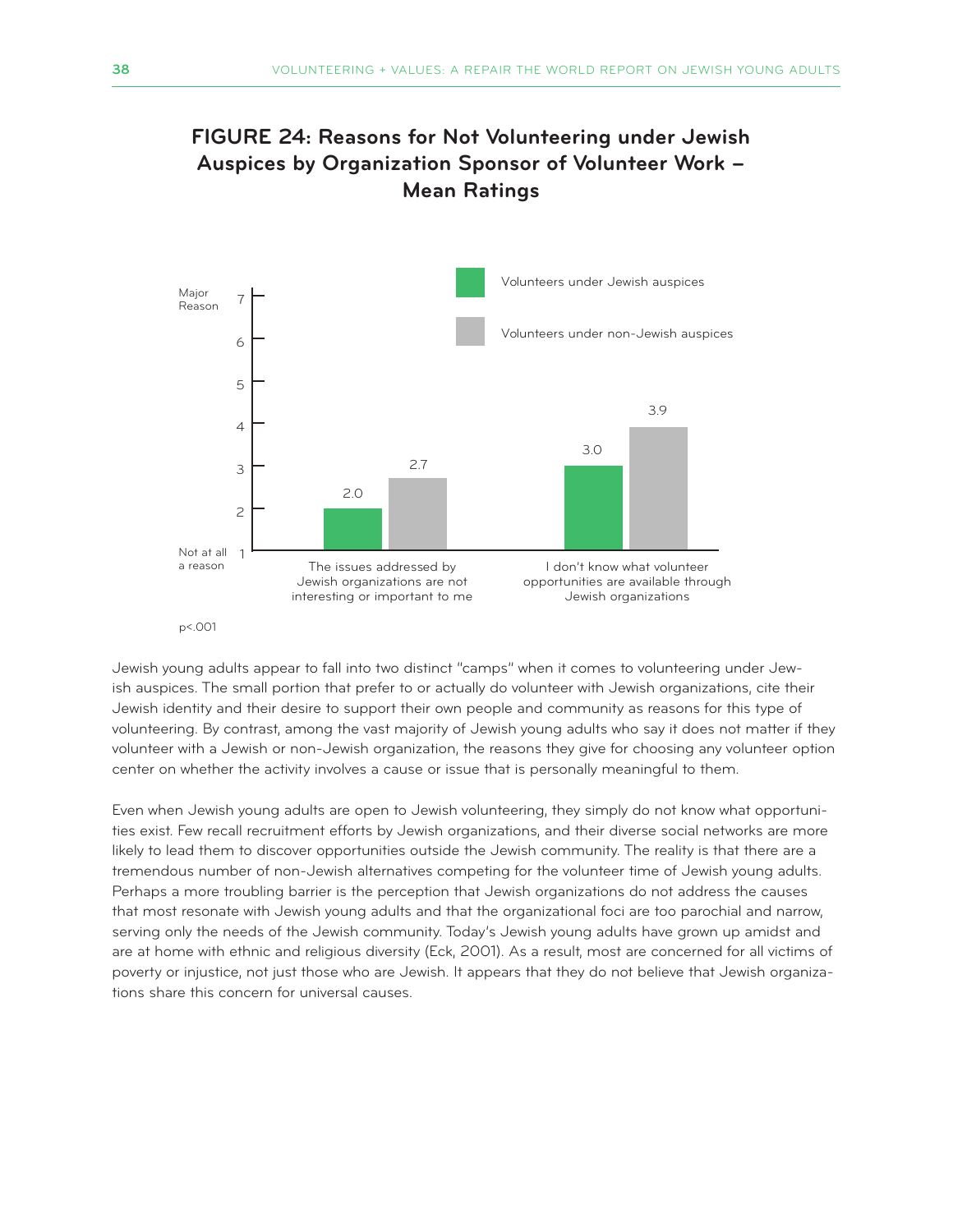## FIGURE 24: Reasons for Not Volunteering under Jewish Auspices by Organization Sponsor of Volunteer Work – Mean Ratings

| | Volunteers under Jewish auspices | Volunteers under non-Jewish auspices |
|---|---|---|
| The issues addressed by Jewish organizations are not interesting or important to me | 2.0 | 2.7 |
| I don't know what volunteer opportunities are available through Jewish organizations | 3.0 | 3.9 |

Scale: 1 = Not at all a reason; 7 = Major Reason

$p<.001$

Jewish young adults appear to fall into two distinct "camps" when it comes to volunteering under Jewish auspices. The small portion that prefer to or actually do volunteer with Jewish organizations, cite their Jewish identity and their desire to support their own people and community as reasons for this type of volunteering. By contrast, among the vast majority of Jewish young adults who say it does not matter if they volunteer with a Jewish or non-Jewish organization, the reasons they give for choosing any volunteer option center on whether the activity involves a cause or issue that is personally meaningful to them.

Even when Jewish young adults are open to Jewish volunteering, they simply do not know what opportunities exist. Few recall recruitment efforts by Jewish organizations, and their diverse social networks are more likely to lead them to discover opportunities outside the Jewish community. The reality is that there are a tremendous number of non-Jewish alternatives competing for the volunteer time of Jewish young adults. Perhaps a more troubling barrier is the perception that Jewish organizations do not address the causes that most resonate with Jewish young adults and that the organizational foci are too parochial and narrow, serving only the needs of the Jewish community. Today's Jewish young adults have grown up amidst and are at home with ethnic and religious diversity (Eck, 2001). As a result, most are concerned for all victims of poverty or injustice, not just those who are Jewish. It appears that they do not believe that Jewish organizations share this concern for universal causes.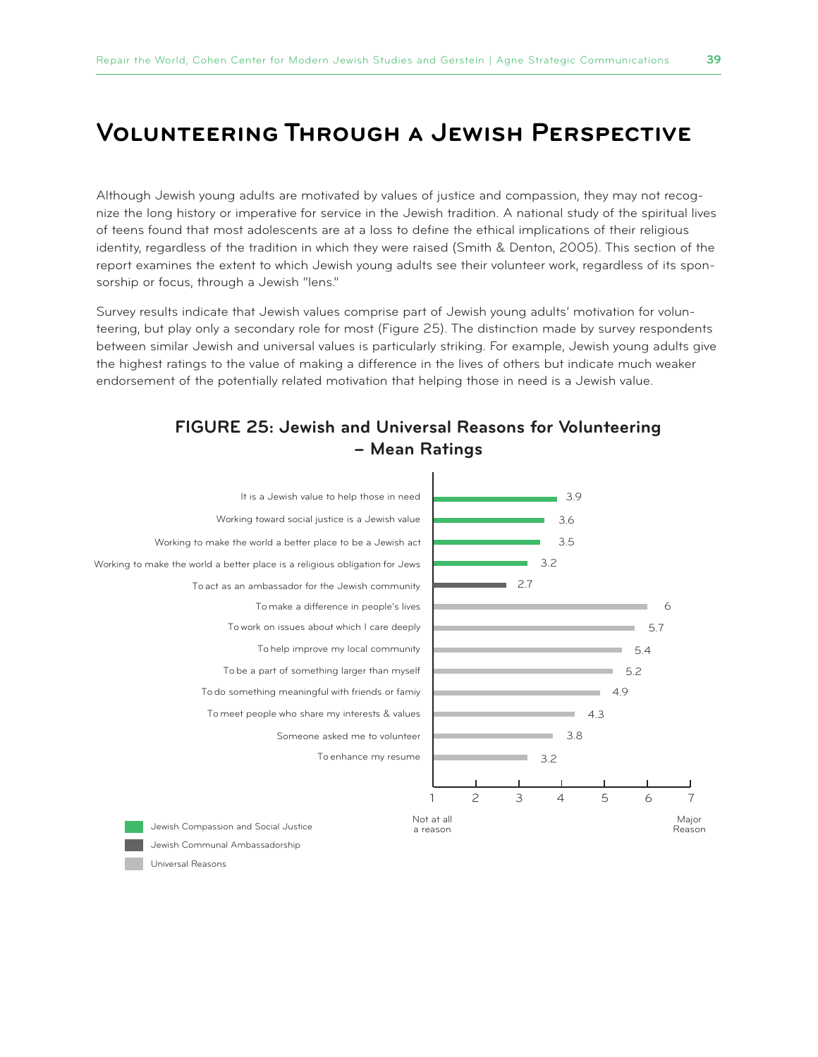# Volunteering Through a Jewish Perspective

Although Jewish young adults are motivated by values of justice and compassion, they may not recognize the long history or imperative for service in the Jewish tradition. A national study of the spiritual lives of teens found that most adolescents are at a loss to define the ethical implications of their religious identity, regardless of the tradition in which they were raised (Smith & Denton, 2005). This section of the report examines the extent to which Jewish young adults see their volunteer work, regardless of its sponsorship or focus, through a Jewish "lens."

Survey results indicate that Jewish values comprise part of Jewish young adults' motivation for volunteering, but play only a secondary role for most (Figure 25). The distinction made by survey respondents between similar Jewish and universal values is particularly striking. For example, Jewish young adults give the highest ratings to the value of making a difference in the lives of others but indicate much weaker endorsement of the potentially related motivation that helping those in need is a Jewish value.

## FIGURE 25: Jewish and Universal Reasons for Volunteering – Mean Ratings

| Reason | Category | Mean Rating |
|---|---|---|
| It is a Jewish value to help those in need | Jewish Compassion and Social Justice | 3.9 |
| Working toward social justice is a Jewish value | Jewish Compassion and Social Justice | 3.6 |
| Working to make the world a better place to be a Jewish act | Jewish Compassion and Social Justice | 3.5 |
| Working to make the world a better place is a religious obligation for Jews | Jewish Compassion and Social Justice | 3.2 |
| To act as an ambassador for the Jewish community | Jewish Communal Ambassadorship | 2.7 |
| To make a difference in people's lives | Universal Reasons | 6 |
| To work on issues about which I care deeply | Universal Reasons | 5.7 |
| To help improve my local community | Universal Reasons | 5.4 |
| To be a part of something larger than myself | Universal Reasons | 5.2 |
| To do something meaningful with friends or famiy | Universal Reasons | 4.9 |
| To meet people who share my interests & values | Universal Reasons | 4.3 |
| Someone asked me to volunteer | Universal Reasons | 3.8 |
| To enhance my resume | Universal Reasons | 3.2 |

Scale: 1 = Not at all a reason; 7 = Major Reason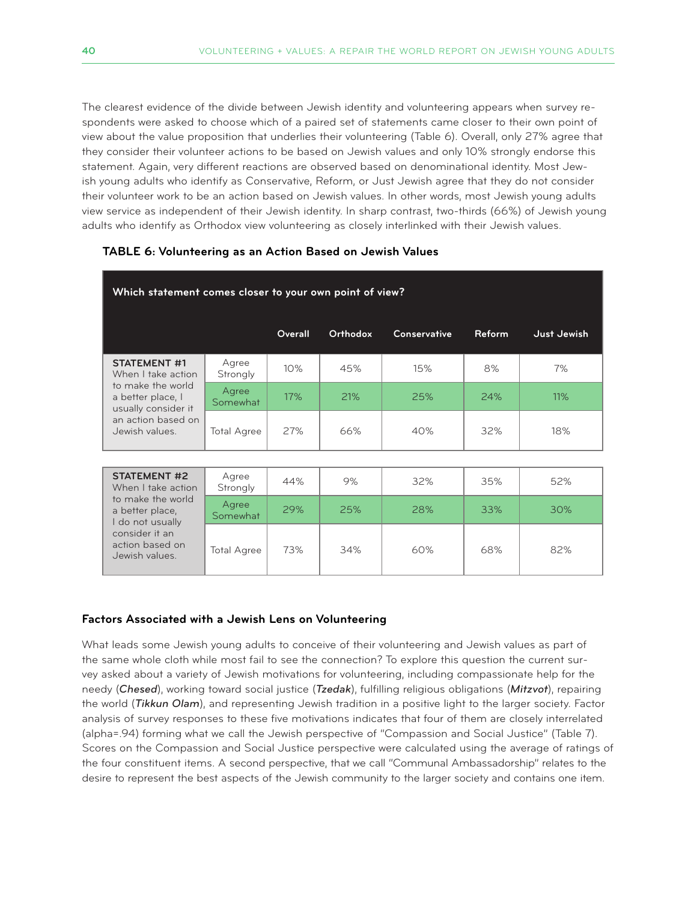The clearest evidence of the divide between Jewish identity and volunteering appears when survey respondents were asked to choose which of a paired set of statements came closer to their own point of view about the value proposition that underlies their volunteering (Table 6). Overall, only 27% agree that they consider their volunteer actions to be based on Jewish values and only 10% strongly endorse this statement. Again, very different reactions are observed based on denominational identity. Most Jewish young adults who identify as Conservative, Reform, or Just Jewish agree that they do not consider their volunteer work to be an action based on Jewish values. In other words, most Jewish young adults view service as independent of their Jewish identity. In sharp contrast, two-thirds (66%) of Jewish young adults who identify as Orthodox view volunteering as closely interlinked with their Jewish values.

**TABLE 6: Volunteering as an Action Based on Jewish Values**

| Which statement comes closer to your own point of view? | | Overall | Orthodox | Conservative | Reform | Just Jewish |
|---|---|---|---|---|---|---|
| **STATEMENT #1** When I take action to make the world a better place, I usually consider it an action based on Jewish values. | Agree Strongly | 10% | 45% | 15% | 8% | 7% |
| | Agree Somewhat | 17% | 21% | 25% | 24% | 11% |
| | Total Agree | 27% | 66% | 40% | 32% | 18% |
| **STATEMENT #2** When I take action to make the world a better place, I do not usually consider it an action based on Jewish values. | Agree Strongly | 44% | 9% | 32% | 35% | 52% |
| | Agree Somewhat | 29% | 25% | 28% | 33% | 30% |
| | Total Agree | 73% | 34% | 60% | 68% | 82% |

### Factors Associated with a Jewish Lens on Volunteering

What leads some Jewish young adults to conceive of their volunteering and Jewish values as part of the same whole cloth while most fail to see the connection? To explore this question the current survey asked about a variety of Jewish motivations for volunteering, including compassionate help for the needy (***Chesed***), working toward social justice (***Tzedak***), fulfilling religious obligations (***Mitzvot***), repairing the world (***Tikkun Olam***), and representing Jewish tradition in a positive light to the larger society. Factor analysis of survey responses to these five motivations indicates that four of them are closely interrelated (alpha=.94) forming what we call the Jewish perspective of "Compassion and Social Justice" (Table 7). Scores on the Compassion and Social Justice perspective were calculated using the average of ratings of the four constituent items. A second perspective, that we call "Communal Ambassadorship" relates to the desire to represent the best aspects of the Jewish community to the larger society and contains one item.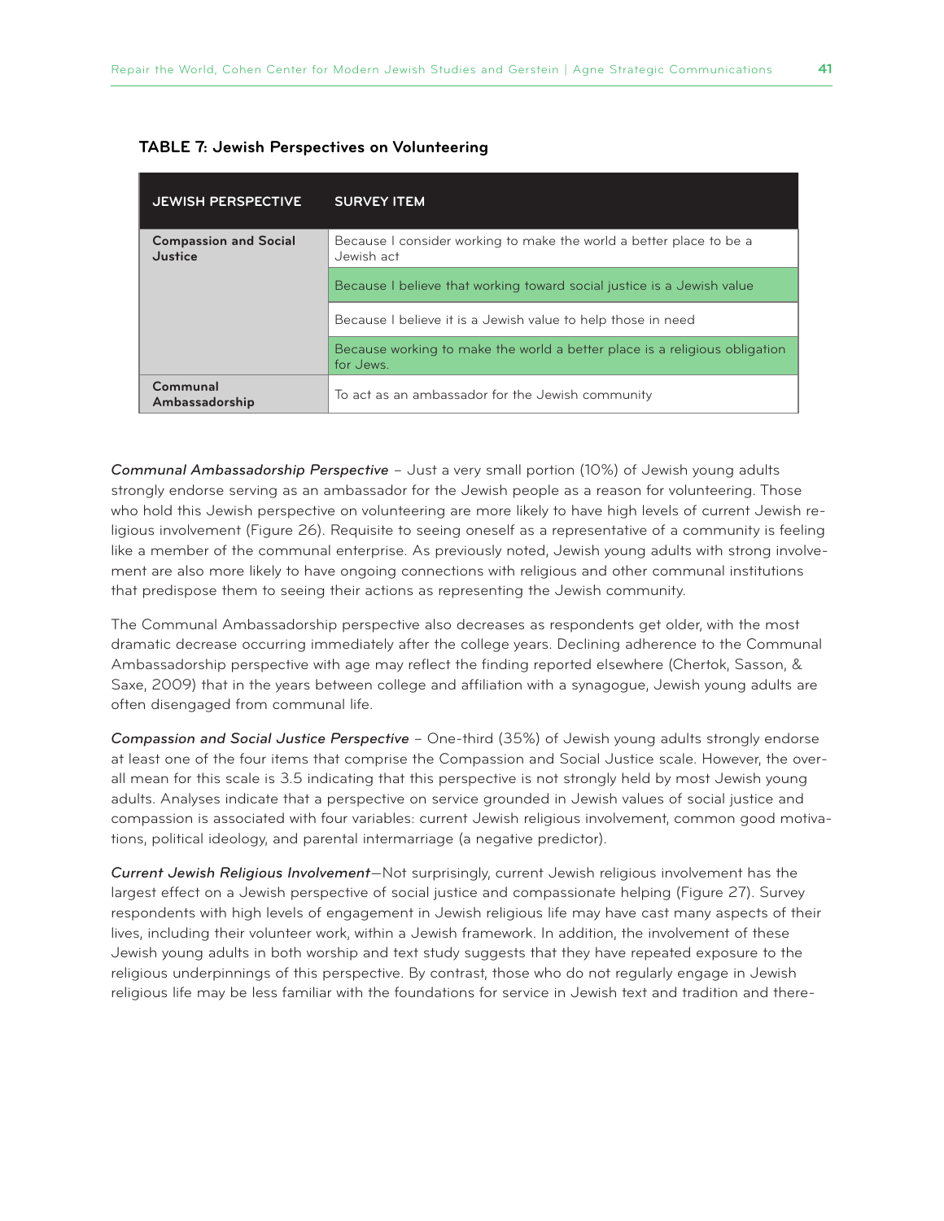**TABLE 7: Jewish Perspectives on Volunteering**

| JEWISH PERSPECTIVE | SURVEY ITEM |
|---|---|
| **Compassion and Social Justice** | Because I consider working to make the world a better place to be a Jewish act |
| | Because I believe that working toward social justice is a Jewish value |
| | Because I believe it is a Jewish value to help those in need |
| | Because working to make the world a better place is a religious obligation for Jews. |
| **Communal Ambassadorship** | To act as an ambassador for the Jewish community |

*Communal Ambassadorship Perspective* – Just a very small portion (10%) of Jewish young adults strongly endorse serving as an ambassador for the Jewish people as a reason for volunteering. Those who hold this Jewish perspective on volunteering are more likely to have high levels of current Jewish religious involvement (Figure 26). Requisite to seeing oneself as a representative of a community is feeling like a member of the communal enterprise. As previously noted, Jewish young adults with strong involvement are also more likely to have ongoing connections with religious and other communal institutions that predispose them to seeing their actions as representing the Jewish community.

The Communal Ambassadorship perspective also decreases as respondents get older, with the most dramatic decrease occurring immediately after the college years. Declining adherence to the Communal Ambassadorship perspective with age may reflect the finding reported elsewhere (Chertok, Sasson, & Saxe, 2009) that in the years between college and affiliation with a synagogue, Jewish young adults are often disengaged from communal life.

*Compassion and Social Justice Perspective* – One-third (35%) of Jewish young adults strongly endorse at least one of the four items that comprise the Compassion and Social Justice scale. However, the overall mean for this scale is 3.5 indicating that this perspective is not strongly held by most Jewish young adults. Analyses indicate that a perspective on service grounded in Jewish values of social justice and compassion is associated with four variables: current Jewish religious involvement, common good motivations, political ideology, and parental intermarriage (a negative predictor).

*Current Jewish Religious Involvement*—Not surprisingly, current Jewish religious involvement has the largest effect on a Jewish perspective of social justice and compassionate helping (Figure 27). Survey respondents with high levels of engagement in Jewish religious life may have cast many aspects of their lives, including their volunteer work, within a Jewish framework. In addition, the involvement of these Jewish young adults in both worship and text study suggests that they have repeated exposure to the religious underpinnings of this perspective. By contrast, those who do not regularly engage in Jewish religious life may be less familiar with the foundations for service in Jewish text and tradition and there-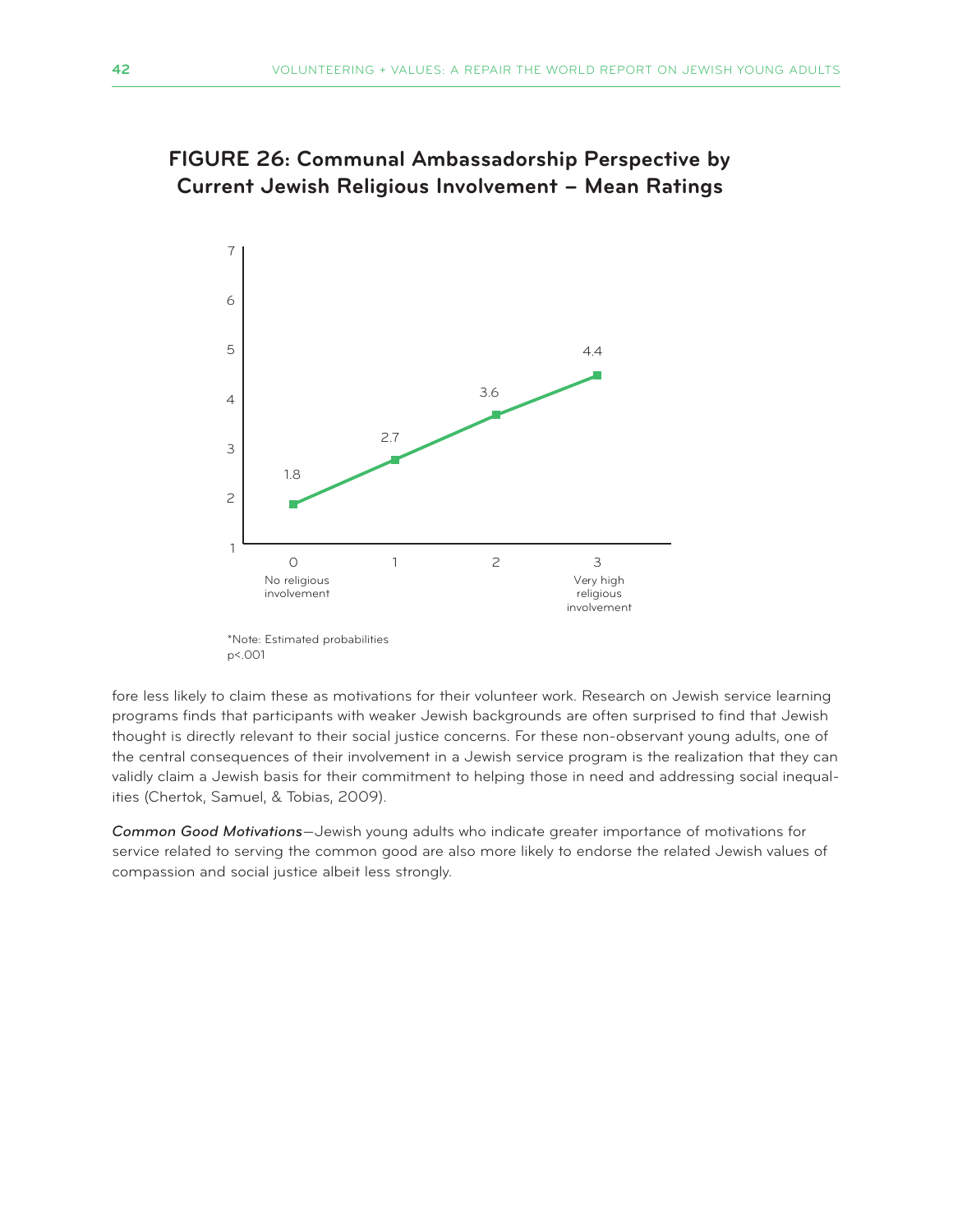## FIGURE 26: Communal Ambassadorship Perspective by Current Jewish Religious Involvement – Mean Ratings

| Current Jewish Religious Involvement | Mean Rating |
|---|---|
| 0 (No religious involvement) | 1.8 |
| 1 | 2.7 |
| 2 | 3.6 |
| 3 (Very high religious involvement) | 4.4 |

*Note: Estimated probabilities
$p < .001$

fore less likely to claim these as motivations for their volunteer work. Research on Jewish service learning programs finds that participants with weaker Jewish backgrounds are often surprised to find that Jewish thought is directly relevant to their social justice concerns. For these non-observant young adults, one of the central consequences of their involvement in a Jewish service program is the realization that they can validly claim a Jewish basis for their commitment to helping those in need and addressing social inequalities (Chertok, Samuel, & Tobias, 2009).

*Common Good Motivations*—Jewish young adults who indicate greater importance of motivations for service related to serving the common good are also more likely to endorse the related Jewish values of compassion and social justice albeit less strongly.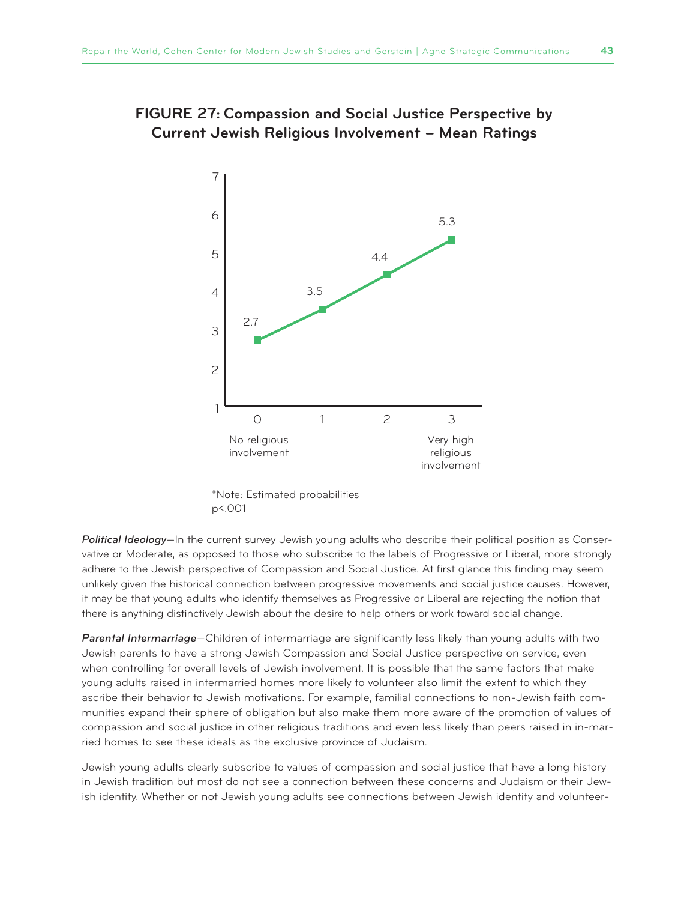## FIGURE 27: Compassion and Social Justice Perspective by Current Jewish Religious Involvement – Mean Ratings

| Religious involvement | Mean rating |
|---|---|
| 0 (No religious involvement) | 2.7 |
| 1 | 3.5 |
| 2 | 4.4 |
| 3 (Very high religious involvement) | 5.3 |

*Note: Estimated probabilities
$p<.001$

*Political Ideology*—In the current survey Jewish young adults who describe their political position as Conservative or Moderate, as opposed to those who subscribe to the labels of Progressive or Liberal, more strongly adhere to the Jewish perspective of Compassion and Social Justice. At first glance this finding may seem unlikely given the historical connection between progressive movements and social justice causes. However, it may be that young adults who identify themselves as Progressive or Liberal are rejecting the notion that there is anything distinctively Jewish about the desire to help others or work toward social change.

*Parental Intermarriage*—Children of intermarriage are significantly less likely than young adults with two Jewish parents to have a strong Jewish Compassion and Social Justice perspective on service, even when controlling for overall levels of Jewish involvement. It is possible that the same factors that make young adults raised in intermarried homes more likely to volunteer also limit the extent to which they ascribe their behavior to Jewish motivations. For example, familial connections to non-Jewish faith communities expand their sphere of obligation but also make them more aware of the promotion of values of compassion and social justice in other religious traditions and even less likely than peers raised in in-married homes to see these ideals as the exclusive province of Judaism.

Jewish young adults clearly subscribe to values of compassion and social justice that have a long history in Jewish tradition but most do not see a connection between these concerns and Judaism or their Jewish identity. Whether or not Jewish young adults see connections between Jewish identity and volunteer-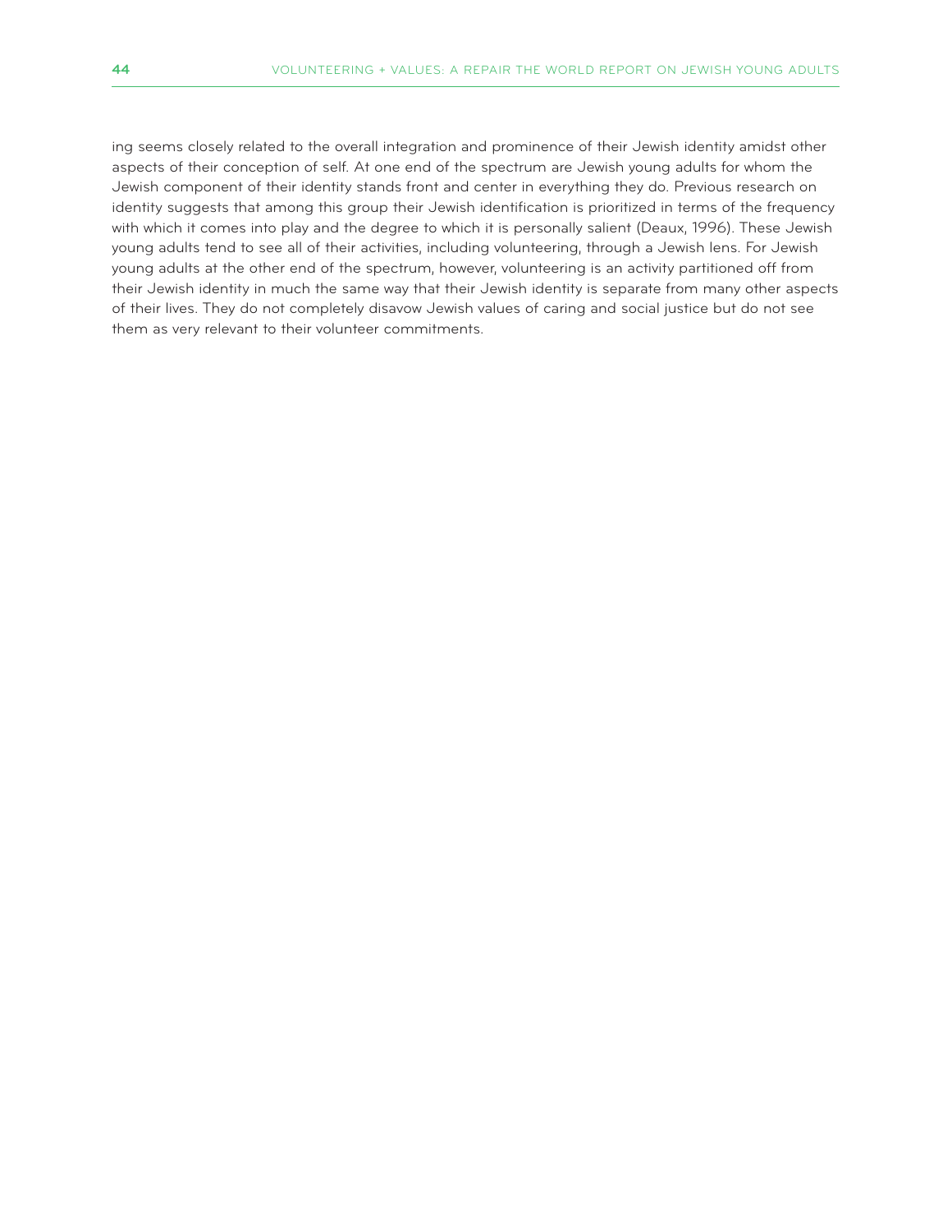ing seems closely related to the overall integration and prominence of their Jewish identity amidst other aspects of their conception of self. At one end of the spectrum are Jewish young adults for whom the Jewish component of their identity stands front and center in everything they do. Previous research on identity suggests that among this group their Jewish identification is prioritized in terms of the frequency with which it comes into play and the degree to which it is personally salient (Deaux, 1996). These Jewish young adults tend to see all of their activities, including volunteering, through a Jewish lens. For Jewish young adults at the other end of the spectrum, however, volunteering is an activity partitioned off from their Jewish identity in much the same way that their Jewish identity is separate from many other aspects of their lives. They do not completely disavow Jewish values of caring and social justice but do not see them as very relevant to their volunteer commitments.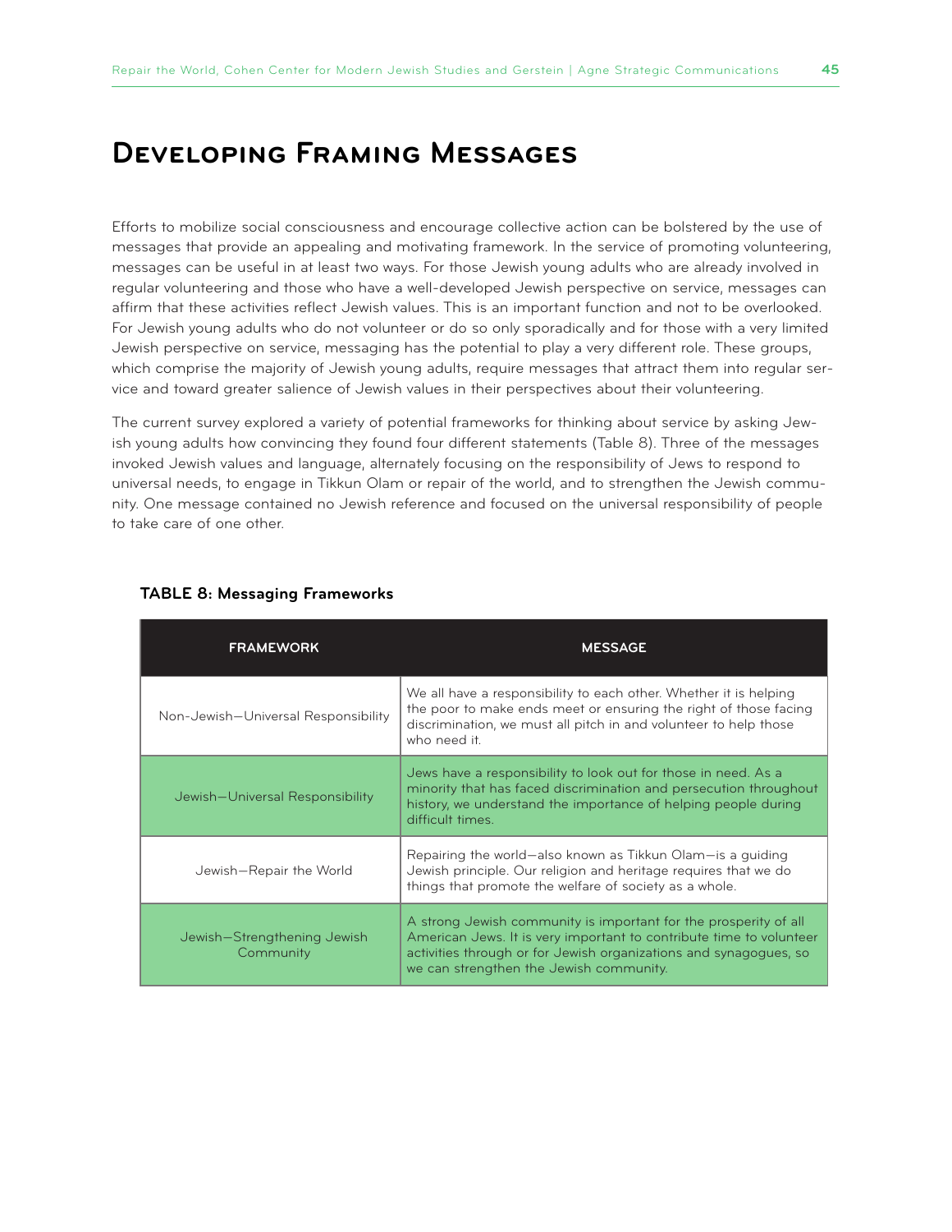# Developing Framing Messages

Efforts to mobilize social consciousness and encourage collective action can be bolstered by the use of messages that provide an appealing and motivating framework. In the service of promoting volunteering, messages can be useful in at least two ways. For those Jewish young adults who are already involved in regular volunteering and those who have a well-developed Jewish perspective on service, messages can affirm that these activities reflect Jewish values. This is an important function and not to be overlooked. For Jewish young adults who do not volunteer or do so only sporadically and for those with a very limited Jewish perspective on service, messaging has the potential to play a very different role. These groups, which comprise the majority of Jewish young adults, require messages that attract them into regular service and toward greater salience of Jewish values in their perspectives about their volunteering.

The current survey explored a variety of potential frameworks for thinking about service by asking Jewish young adults how convincing they found four different statements (Table 8). Three of the messages invoked Jewish values and language, alternately focusing on the responsibility of Jews to respond to universal needs, to engage in Tikkun Olam or repair of the world, and to strengthen the Jewish community. One message contained no Jewish reference and focused on the universal responsibility of people to take care of one other.

**TABLE 8: Messaging Frameworks**

| FRAMEWORK | MESSAGE |
| --- | --- |
| Non-Jewish—Universal Responsibility | We all have a responsibility to each other. Whether it is helping the poor to make ends meet or ensuring the right of those facing discrimination, we must all pitch in and volunteer to help those who need it. |
| Jewish—Universal Responsibility | Jews have a responsibility to look out for those in need. As a minority that has faced discrimination and persecution throughout history, we understand the importance of helping people during difficult times. |
| Jewish—Repair the World | Repairing the world—also known as Tikkun Olam—is a guiding Jewish principle. Our religion and heritage requires that we do things that promote the welfare of society as a whole. |
| Jewish—Strengthening Jewish Community | A strong Jewish community is important for the prosperity of all American Jews. It is very important to contribute time to volunteer activities through or for Jewish organizations and synagogues, so we can strengthen the Jewish community. |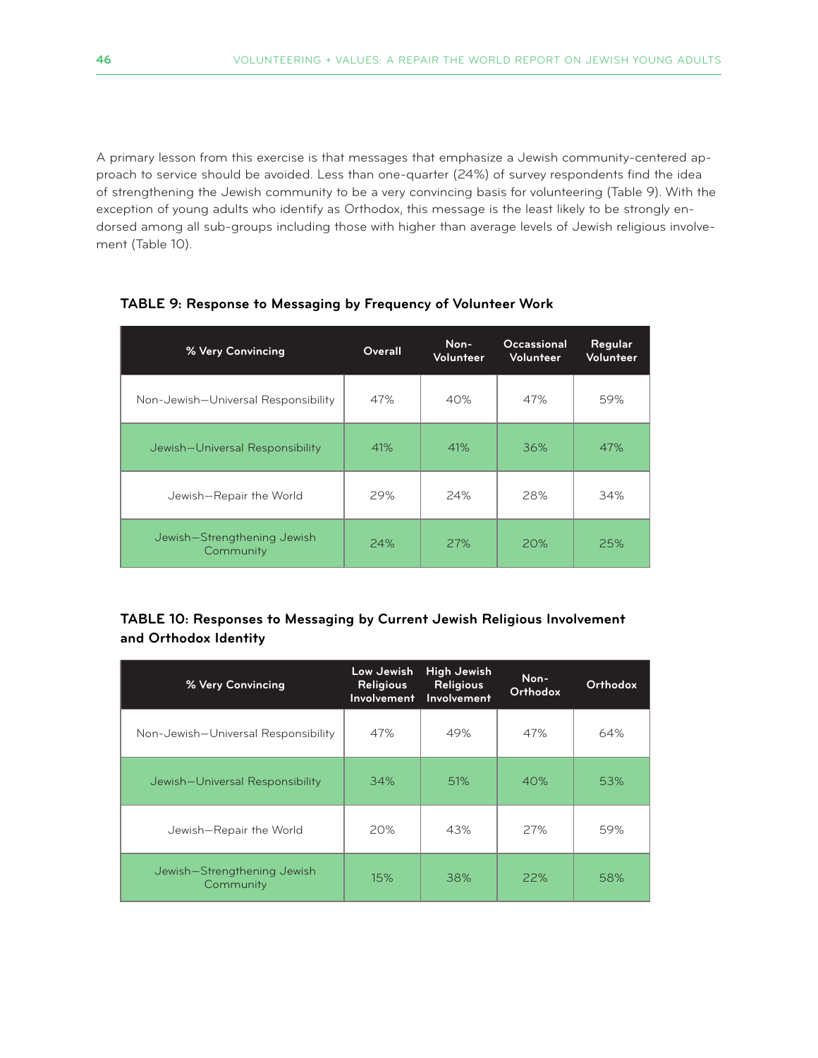A primary lesson from this exercise is that messages that emphasize a Jewish community-centered approach to service should be avoided. Less than one-quarter (24%) of survey respondents find the idea of strengthening the Jewish community to be a very convincing basis for volunteering (Table 9). With the exception of young adults who identify as Orthodox, this message is the least likely to be strongly endorsed among all sub-groups including those with higher than average levels of Jewish religious involvement (Table 10).

**TABLE 9: Response to Messaging by Frequency of Volunteer Work**

| % Very Convincing | Overall | Non-Volunteer | Occassional Volunteer | Regular Volunteer |
|---|---|---|---|---|
| Non-Jewish—Universal Responsibility | 47% | 40% | 47% | 59% |
| Jewish—Universal Responsibility | 41% | 41% | 36% | 47% |
| Jewish—Repair the World | 29% | 24% | 28% | 34% |
| Jewish—Strengthening Jewish Community | 24% | 27% | 20% | 25% |

**TABLE 10: Responses to Messaging by Current Jewish Religious Involvement and Orthodox Identity**

| % Very Convincing | Low Jewish Religious Involvement | High Jewish Religious Involvement | Non-Orthodox | Orthodox |
|---|---|---|---|---|
| Non-Jewish—Universal Responsibility | 47% | 49% | 47% | 64% |
| Jewish—Universal Responsibility | 34% | 51% | 40% | 53% |
| Jewish—Repair the World | 20% | 43% | 27% | 59% |
| Jewish—Strengthening Jewish Community | 15% | 38% | 22% | 58% |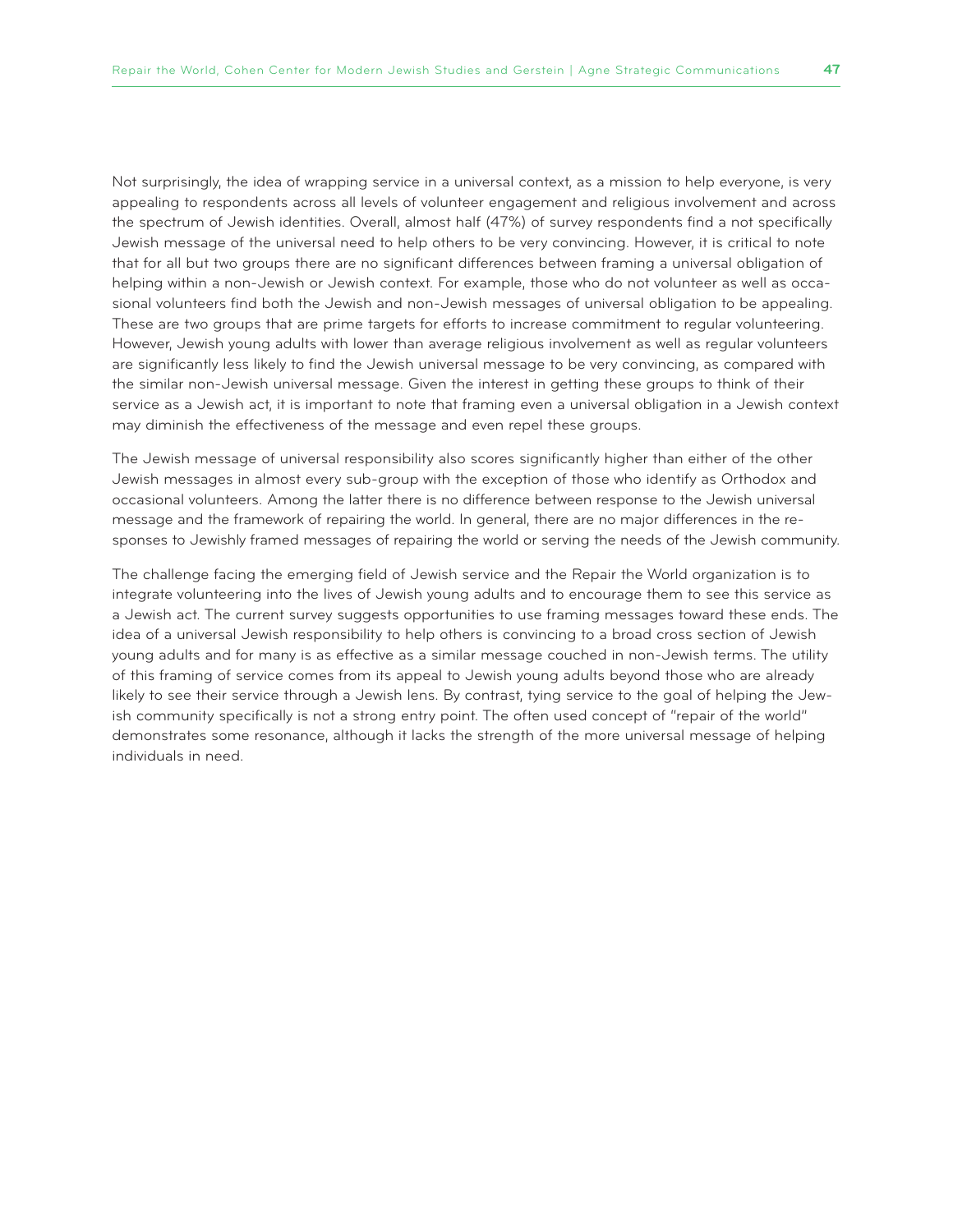Not surprisingly, the idea of wrapping service in a universal context, as a mission to help everyone, is very appealing to respondents across all levels of volunteer engagement and religious involvement and across the spectrum of Jewish identities. Overall, almost half (47%) of survey respondents find a not specifically Jewish message of the universal need to help others to be very convincing. However, it is critical to note that for all but two groups there are no significant differences between framing a universal obligation of helping within a non-Jewish or Jewish context. For example, those who do not volunteer as well as occasional volunteers find both the Jewish and non-Jewish messages of universal obligation to be appealing. These are two groups that are prime targets for efforts to increase commitment to regular volunteering. However, Jewish young adults with lower than average religious involvement as well as regular volunteers are significantly less likely to find the Jewish universal message to be very convincing, as compared with the similar non-Jewish universal message. Given the interest in getting these groups to think of their service as a Jewish act, it is important to note that framing even a universal obligation in a Jewish context may diminish the effectiveness of the message and even repel these groups.

The Jewish message of universal responsibility also scores significantly higher than either of the other Jewish messages in almost every sub-group with the exception of those who identify as Orthodox and occasional volunteers. Among the latter there is no difference between response to the Jewish universal message and the framework of repairing the world. In general, there are no major differences in the responses to Jewishly framed messages of repairing the world or serving the needs of the Jewish community.

The challenge facing the emerging field of Jewish service and the Repair the World organization is to integrate volunteering into the lives of Jewish young adults and to encourage them to see this service as a Jewish act. The current survey suggests opportunities to use framing messages toward these ends. The idea of a universal Jewish responsibility to help others is convincing to a broad cross section of Jewish young adults and for many is as effective as a similar message couched in non-Jewish terms. The utility of this framing of service comes from its appeal to Jewish young adults beyond those who are already likely to see their service through a Jewish lens. By contrast, tying service to the goal of helping the Jewish community specifically is not a strong entry point. The often used concept of "repair of the world" demonstrates some resonance, although it lacks the strength of the more universal message of helping individuals in need.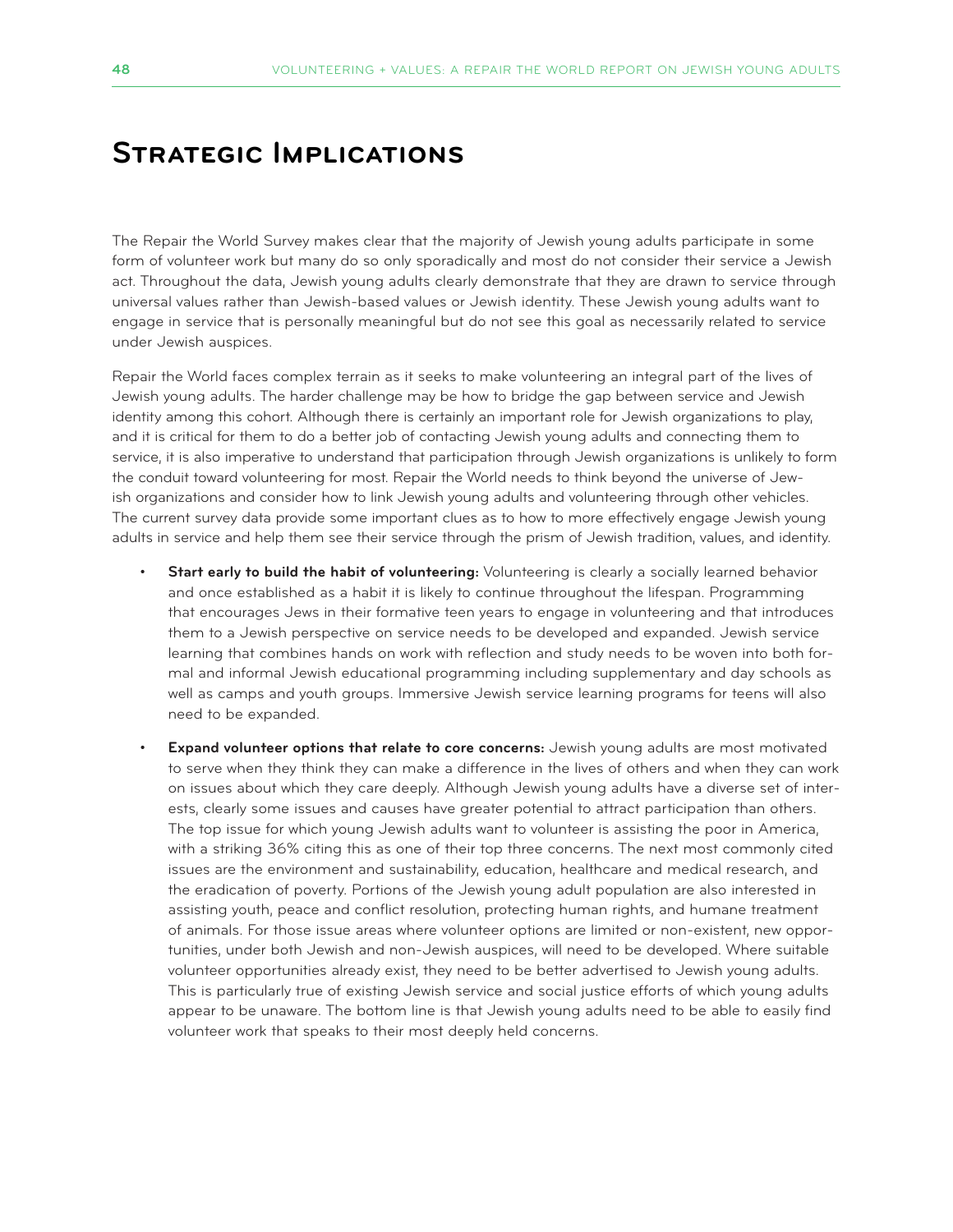# Strategic Implications

The Repair the World Survey makes clear that the majority of Jewish young adults participate in some form of volunteer work but many do so only sporadically and most do not consider their service a Jewish act. Throughout the data, Jewish young adults clearly demonstrate that they are drawn to service through universal values rather than Jewish-based values or Jewish identity. These Jewish young adults want to engage in service that is personally meaningful but do not see this goal as necessarily related to service under Jewish auspices.

Repair the World faces complex terrain as it seeks to make volunteering an integral part of the lives of Jewish young adults. The harder challenge may be how to bridge the gap between service and Jewish identity among this cohort. Although there is certainly an important role for Jewish organizations to play, and it is critical for them to do a better job of contacting Jewish young adults and connecting them to service, it is also imperative to understand that participation through Jewish organizations is unlikely to form the conduit toward volunteering for most. Repair the World needs to think beyond the universe of Jewish organizations and consider how to link Jewish young adults and volunteering through other vehicles. The current survey data provide some important clues as to how to more effectively engage Jewish young adults in service and help them see their service through the prism of Jewish tradition, values, and identity.

- **Start early to build the habit of volunteering:** Volunteering is clearly a socially learned behavior and once established as a habit it is likely to continue throughout the lifespan. Programming that encourages Jews in their formative teen years to engage in volunteering and that introduces them to a Jewish perspective on service needs to be developed and expanded. Jewish service learning that combines hands on work with reflection and study needs to be woven into both formal and informal Jewish educational programming including supplementary and day schools as well as camps and youth groups. Immersive Jewish service learning programs for teens will also need to be expanded.

- **Expand volunteer options that relate to core concerns:** Jewish young adults are most motivated to serve when they think they can make a difference in the lives of others and when they can work on issues about which they care deeply. Although Jewish young adults have a diverse set of interests, clearly some issues and causes have greater potential to attract participation than others. The top issue for which young Jewish adults want to volunteer is assisting the poor in America, with a striking 36% citing this as one of their top three concerns. The next most commonly cited issues are the environment and sustainability, education, healthcare and medical research, and the eradication of poverty. Portions of the Jewish young adult population are also interested in assisting youth, peace and conflict resolution, protecting human rights, and humane treatment of animals. For those issue areas where volunteer options are limited or non-existent, new opportunities, under both Jewish and non-Jewish auspices, will need to be developed. Where suitable volunteer opportunities already exist, they need to be better advertised to Jewish young adults. This is particularly true of existing Jewish service and social justice efforts of which young adults appear to be unaware. The bottom line is that Jewish young adults need to be able to easily find volunteer work that speaks to their most deeply held concerns.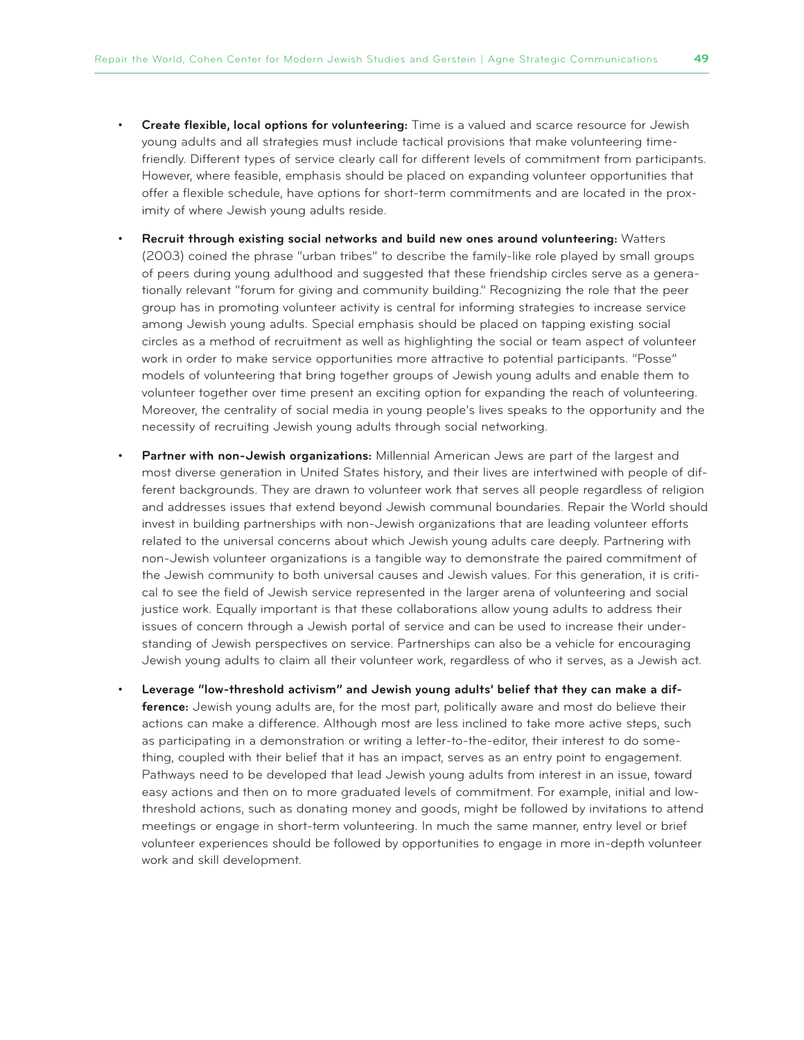- **Create flexible, local options for volunteering:** Time is a valued and scarce resource for Jewish young adults and all strategies must include tactical provisions that make volunteering time-friendly. Different types of service clearly call for different levels of commitment from participants. However, where feasible, emphasis should be placed on expanding volunteer opportunities that offer a flexible schedule, have options for short-term commitments and are located in the proximity of where Jewish young adults reside.

- **Recruit through existing social networks and build new ones around volunteering:** Watters (2003) coined the phrase "urban tribes" to describe the family-like role played by small groups of peers during young adulthood and suggested that these friendship circles serve as a generationally relevant "forum for giving and community building." Recognizing the role that the peer group has in promoting volunteer activity is central for informing strategies to increase service among Jewish young adults. Special emphasis should be placed on tapping existing social circles as a method of recruitment as well as highlighting the social or team aspect of volunteer work in order to make service opportunities more attractive to potential participants. "Posse" models of volunteering that bring together groups of Jewish young adults and enable them to volunteer together over time present an exciting option for expanding the reach of volunteering. Moreover, the centrality of social media in young people's lives speaks to the opportunity and the necessity of recruiting Jewish young adults through social networking.

- **Partner with non-Jewish organizations:** Millennial American Jews are part of the largest and most diverse generation in United States history, and their lives are intertwined with people of different backgrounds. They are drawn to volunteer work that serves all people regardless of religion and addresses issues that extend beyond Jewish communal boundaries. Repair the World should invest in building partnerships with non-Jewish organizations that are leading volunteer efforts related to the universal concerns about which Jewish young adults care deeply. Partnering with non-Jewish volunteer organizations is a tangible way to demonstrate the paired commitment of the Jewish community to both universal causes and Jewish values. For this generation, it is critical to see the field of Jewish service represented in the larger arena of volunteering and social justice work. Equally important is that these collaborations allow young adults to address their issues of concern through a Jewish portal of service and can be used to increase their understanding of Jewish perspectives on service. Partnerships can also be a vehicle for encouraging Jewish young adults to claim all their volunteer work, regardless of who it serves, as a Jewish act.

- **Leverage "low-threshold activism" and Jewish young adults' belief that they can make a difference:** Jewish young adults are, for the most part, politically aware and most do believe their actions can make a difference. Although most are less inclined to take more active steps, such as participating in a demonstration or writing a letter-to-the-editor, their interest to do something, coupled with their belief that it has an impact, serves as an entry point to engagement. Pathways need to be developed that lead Jewish young adults from interest in an issue, toward easy actions and then on to more graduated levels of commitment. For example, initial and low-threshold actions, such as donating money and goods, might be followed by invitations to attend meetings or engage in short-term volunteering. In much the same manner, entry level or brief volunteer experiences should be followed by opportunities to engage in more in-depth volunteer work and skill development.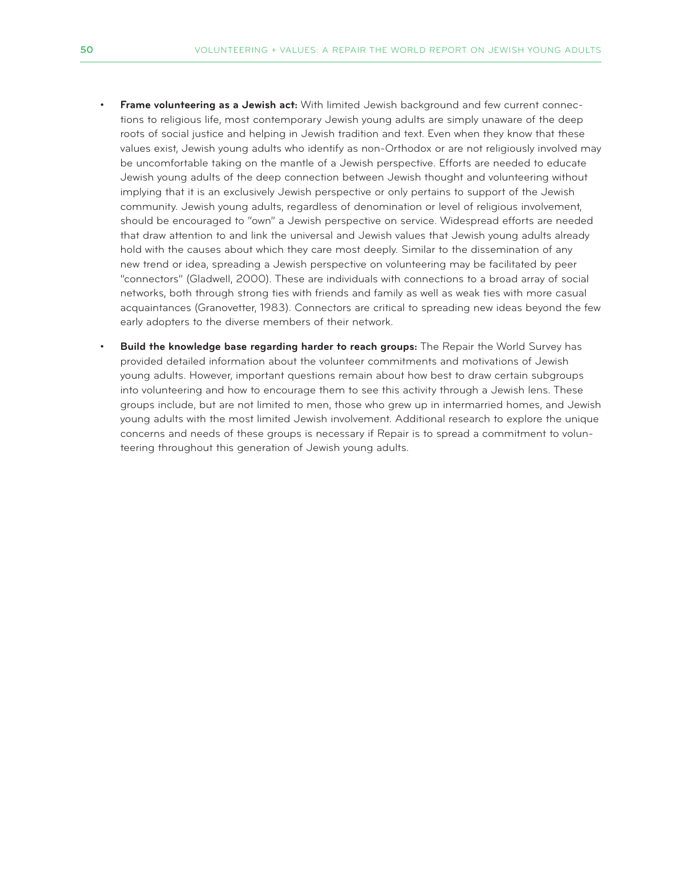- **Frame volunteering as a Jewish act:** With limited Jewish background and few current connections to religious life, most contemporary Jewish young adults are simply unaware of the deep roots of social justice and helping in Jewish tradition and text. Even when they know that these values exist, Jewish young adults who identify as non-Orthodox or are not religiously involved may be uncomfortable taking on the mantle of a Jewish perspective. Efforts are needed to educate Jewish young adults of the deep connection between Jewish thought and volunteering without implying that it is an exclusively Jewish perspective or only pertains to support of the Jewish community. Jewish young adults, regardless of denomination or level of religious involvement, should be encouraged to "own" a Jewish perspective on service. Widespread efforts are needed that draw attention to and link the universal and Jewish values that Jewish young adults already hold with the causes about which they care most deeply. Similar to the dissemination of any new trend or idea, spreading a Jewish perspective on volunteering may be facilitated by peer "connectors" (Gladwell, 2000). These are individuals with connections to a broad array of social networks, both through strong ties with friends and family as well as weak ties with more casual acquaintances (Granovetter, 1983). Connectors are critical to spreading new ideas beyond the few early adopters to the diverse members of their network.

- **Build the knowledge base regarding harder to reach groups:** The Repair the World Survey has provided detailed information about the volunteer commitments and motivations of Jewish young adults. However, important questions remain about how best to draw certain subgroups into volunteering and how to encourage them to see this activity through a Jewish lens. These groups include, but are not limited to men, those who grew up in intermarried homes, and Jewish young adults with the most limited Jewish involvement. Additional research to explore the unique concerns and needs of these groups is necessary if Repair is to spread a commitment to volunteering throughout this generation of Jewish young adults.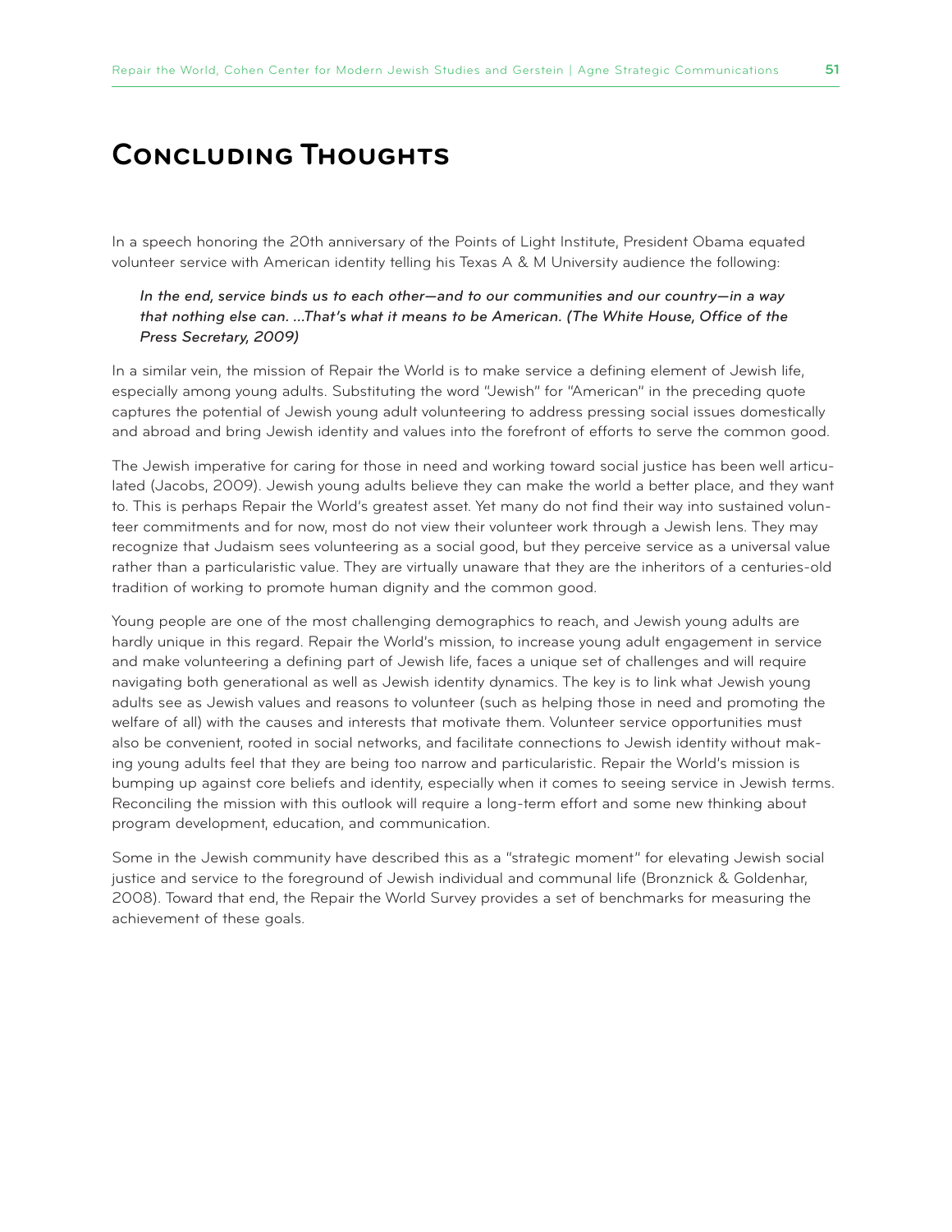# Concluding Thoughts

In a speech honoring the 20th anniversary of the Points of Light Institute, President Obama equated volunteer service with American identity telling his Texas A & M University audience the following:

> *In the end, service binds us to each other—and to our communities and our country—in a way that nothing else can. ...That's what it means to be American. (The White House, Office of the Press Secretary, 2009)*

In a similar vein, the mission of Repair the World is to make service a defining element of Jewish life, especially among young adults. Substituting the word "Jewish" for "American" in the preceding quote captures the potential of Jewish young adult volunteering to address pressing social issues domestically and abroad and bring Jewish identity and values into the forefront of efforts to serve the common good.

The Jewish imperative for caring for those in need and working toward social justice has been well articulated (Jacobs, 2009). Jewish young adults believe they can make the world a better place, and they want to. This is perhaps Repair the World's greatest asset. Yet many do not find their way into sustained volunteer commitments and for now, most do not view their volunteer work through a Jewish lens. They may recognize that Judaism sees volunteering as a social good, but they perceive service as a universal value rather than a particularistic value. They are virtually unaware that they are the inheritors of a centuries-old tradition of working to promote human dignity and the common good.

Young people are one of the most challenging demographics to reach, and Jewish young adults are hardly unique in this regard. Repair the World's mission, to increase young adult engagement in service and make volunteering a defining part of Jewish life, faces a unique set of challenges and will require navigating both generational as well as Jewish identity dynamics. The key is to link what Jewish young adults see as Jewish values and reasons to volunteer (such as helping those in need and promoting the welfare of all) with the causes and interests that motivate them. Volunteer service opportunities must also be convenient, rooted in social networks, and facilitate connections to Jewish identity without making young adults feel that they are being too narrow and particularistic. Repair the World's mission is bumping up against core beliefs and identity, especially when it comes to seeing service in Jewish terms. Reconciling the mission with this outlook will require a long-term effort and some new thinking about program development, education, and communication.

Some in the Jewish community have described this as a "strategic moment" for elevating Jewish social justice and service to the foreground of Jewish individual and communal life (Bronznick & Goldenhar, 2008). Toward that end, the Repair the World Survey provides a set of benchmarks for measuring the achievement of these goals.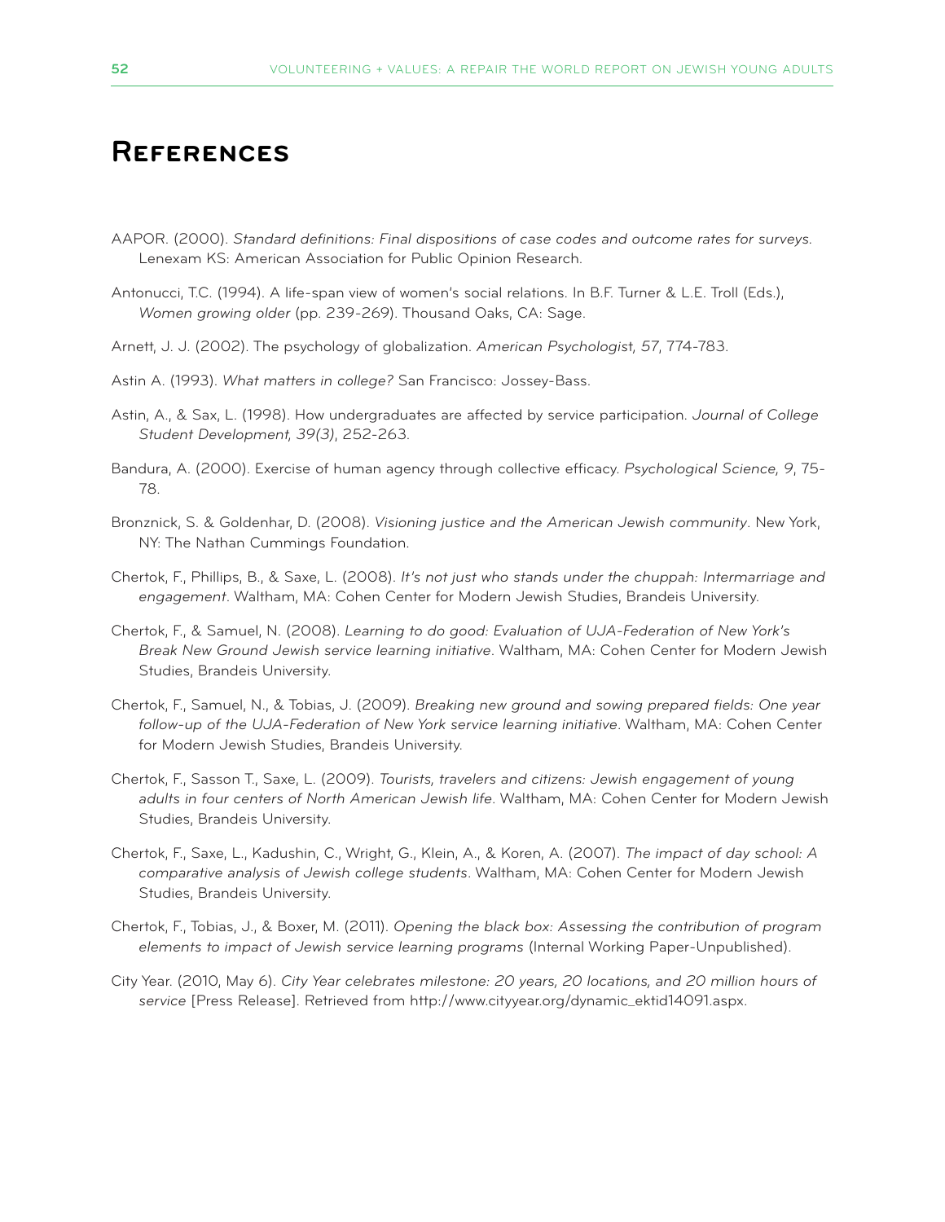# References

AAPOR. (2000). *Standard definitions: Final dispositions of case codes and outcome rates for surveys.* Lenexam KS: American Association for Public Opinion Research.

Antonucci, T.C. (1994). A life-span view of women's social relations. In B.F. Turner & L.E. Troll (Eds.), *Women growing older* (pp. 239-269). Thousand Oaks, CA: Sage.

Arnett, J. J. (2002). The psychology of globalization. *American Psychologist, 57*, 774-783.

Astin A. (1993). *What matters in college?* San Francisco: Jossey-Bass.

Astin, A., & Sax, L. (1998). How undergraduates are affected by service participation. *Journal of College Student Development, 39(3)*, 252-263.

Bandura, A. (2000). Exercise of human agency through collective efficacy. *Psychological Science, 9*, 75-78.

Bronznick, S. & Goldenhar, D. (2008). *Visioning justice and the American Jewish community*. New York, NY: The Nathan Cummings Foundation.

Chertok, F., Phillips, B., & Saxe, L. (2008). *It's not just who stands under the chuppah: Intermarriage and engagement*. Waltham, MA: Cohen Center for Modern Jewish Studies, Brandeis University.

Chertok, F., & Samuel, N. (2008). *Learning to do good: Evaluation of UJA-Federation of New York's Break New Ground Jewish service learning initiative.* Waltham, MA: Cohen Center for Modern Jewish Studies, Brandeis University.

Chertok, F., Samuel, N., & Tobias, J. (2009). *Breaking new ground and sowing prepared fields: One year follow-up of the UJA-Federation of New York service learning initiative*. Waltham, MA: Cohen Center for Modern Jewish Studies, Brandeis University.

Chertok, F., Sasson T., Saxe, L. (2009). *Tourists, travelers and citizens: Jewish engagement of young adults in four centers of North American Jewish life.* Waltham, MA: Cohen Center for Modern Jewish Studies, Brandeis University.

Chertok, F., Saxe, L., Kadushin, C., Wright, G., Klein, A., & Koren, A. (2007). *The impact of day school: A comparative analysis of Jewish college students*. Waltham, MA: Cohen Center for Modern Jewish Studies, Brandeis University.

Chertok, F., Tobias, J., & Boxer, M. (2011). *Opening the black box: Assessing the contribution of program elements to impact of Jewish service learning programs* (Internal Working Paper-Unpublished).

City Year. (2010, May 6). *City Year celebrates milestone: 20 years, 20 locations, and 20 million hours of service* [Press Release]. Retrieved from http://www.cityyear.org/dynamic_ektid14091.aspx.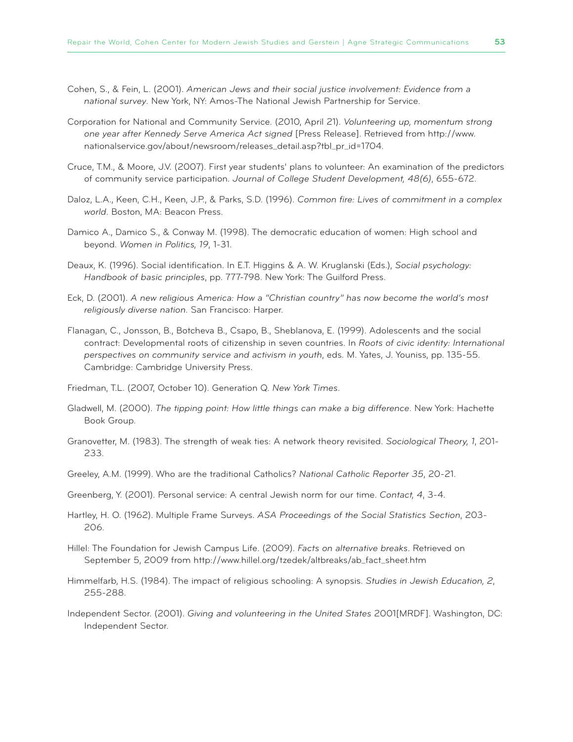Cohen, S., & Fein, L. (2001). *American Jews and their social justice involvement: Evidence from a national survey*. New York, NY: Amos-The National Jewish Partnership for Service.

Corporation for National and Community Service. (2010, April 21). *Volunteering up, momentum strong one year after Kennedy Serve America Act signed* [Press Release]. Retrieved from http://www.nationalservice.gov/about/newsroom/releases_detail.asp?tbl_pr_id=1704.

Cruce, T.M., & Moore, J.V. (2007). First year students' plans to volunteer: An examination of the predictors of community service participation. *Journal of College Student Development, 48(6)*, 655-672.

Daloz, L.A., Keen, C.H., Keen, J.P., & Parks, S.D. (1996). *Common fire: Lives of commitment in a complex world*. Boston, MA: Beacon Press.

Damico A., Damico S., & Conway M. (1998). The democratic education of women: High school and beyond. *Women in Politics, 19*, 1-31.

Deaux, K. (1996). Social identification. In E.T. Higgins & A. W. Kruglanski (Eds.), *Social psychology: Handbook of basic principles*, pp. 777-798. New York: The Guilford Press.

Eck, D. (2001). *A new religious America: How a "Christian country" has now become the world's most religiously diverse nation*. San Francisco: Harper.

Flanagan, C., Jonsson, B., Botcheva B., Csapo, B., Sheblanova, E. (1999). Adolescents and the social contract: Developmental roots of citizenship in seven countries. In *Roots of civic identity: International perspectives on community service and activism in youth*, eds. M. Yates, J. Youniss, pp. 135-55. Cambridge: Cambridge University Press.

Friedman, T.L. (2007, October 10). Generation Q. *New York Times*.

Gladwell, M. (2000). *The tipping point: How little things can make a big difference*. New York: Hachette Book Group.

Granovetter, M. (1983). The strength of weak ties: A network theory revisited. *Sociological Theory, 1*, 201-233.

Greeley, A.M. (1999). Who are the traditional Catholics? *National Catholic Reporter 35*, 20-21.

Greenberg, Y. (2001). Personal service: A central Jewish norm for our time. *Contact, 4*, 3-4.

Hartley, H. O. (1962). Multiple Frame Surveys. *ASA Proceedings of the Social Statistics Section*, 203-206.

Hillel: The Foundation for Jewish Campus Life. (2009). *Facts on alternative breaks*. Retrieved on September 5, 2009 from http://www.hillel.org/tzedek/altbreaks/ab_fact_sheet.htm

Himmelfarb, H.S. (1984). The impact of religious schooling: A synopsis. *Studies in Jewish Education, 2*, 255-288.

Independent Sector. (2001). *Giving and volunteering in the United States* 2001[MRDF]. Washington, DC: Independent Sector.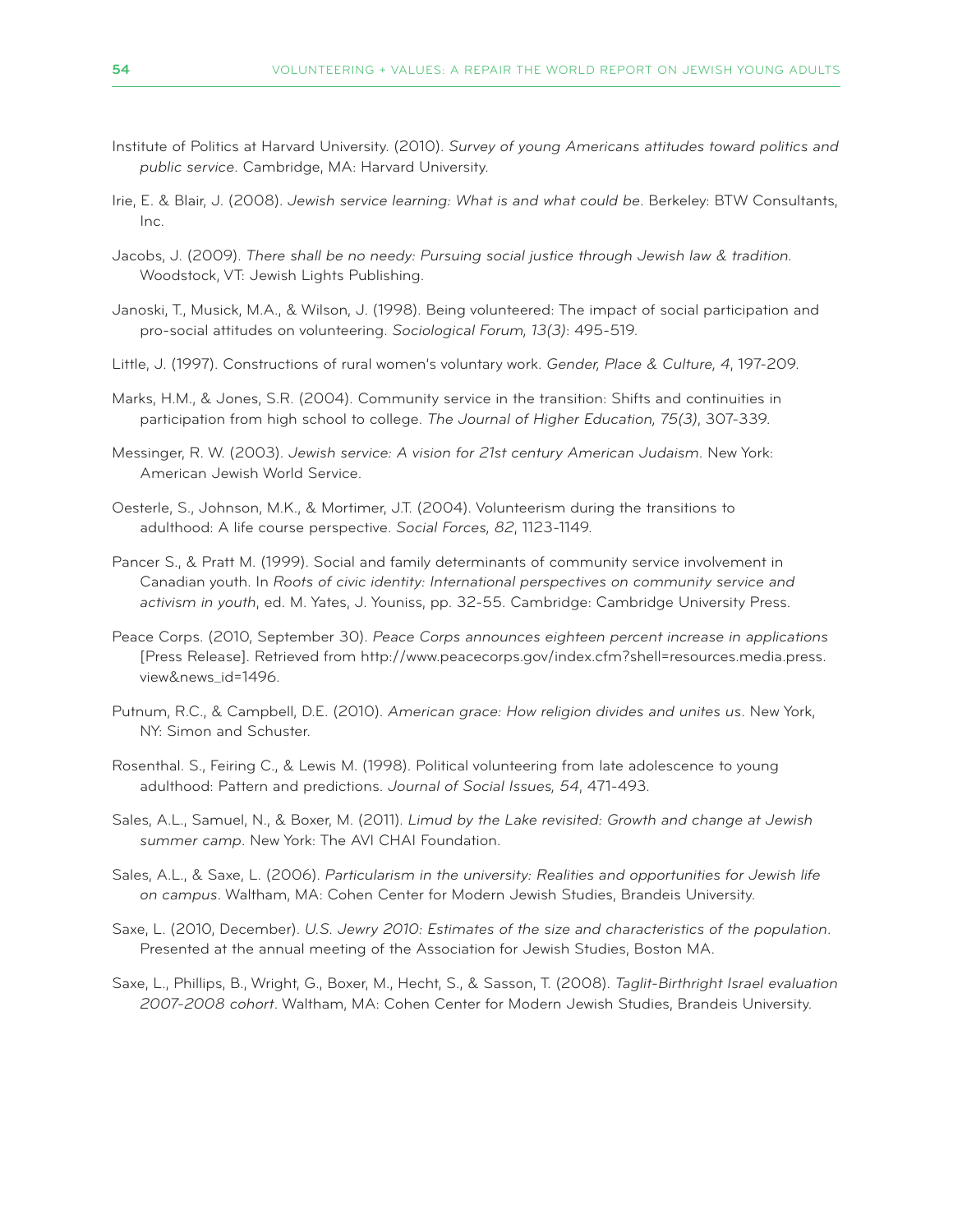Institute of Politics at Harvard University. (2010). *Survey of young Americans attitudes toward politics and public service*. Cambridge, MA: Harvard University.

Irie, E. & Blair, J. (2008). *Jewish service learning: What is and what could be*. Berkeley: BTW Consultants, Inc.

Jacobs, J. (2009). *There shall be no needy: Pursuing social justice through Jewish law & tradition.* Woodstock, VT: Jewish Lights Publishing.

Janoski, T., Musick, M.A., & Wilson, J. (1998). Being volunteered: The impact of social participation and pro-social attitudes on volunteering. *Sociological Forum, 13(3)*: 495-519.

Little, J. (1997). Constructions of rural women's voluntary work. *Gender, Place & Culture, 4*, 197-209.

Marks, H.M., & Jones, S.R. (2004). Community service in the transition: Shifts and continuities in participation from high school to college. *The Journal of Higher Education, 75(3)*, 307-339.

Messinger, R. W. (2003). *Jewish service: A vision for 21st century American Judaism*. New York: American Jewish World Service.

Oesterle, S., Johnson, M.K., & Mortimer, J.T. (2004). Volunteerism during the transitions to adulthood: A life course perspective. *Social Forces, 82*, 1123-1149.

Pancer S., & Pratt M. (1999). Social and family determinants of community service involvement in Canadian youth. In *Roots of civic identity: International perspectives on community service and activism in youth*, ed. M. Yates, J. Youniss, pp. 32-55. Cambridge: Cambridge University Press.

Peace Corps. (2010, September 30). *Peace Corps announces eighteen percent increase in applications* [Press Release]. Retrieved from http://www.peacecorps.gov/index.cfm?shell=resources.media.press.view&news_id=1496.

Putnum, R.C., & Campbell, D.E. (2010). *American grace: How religion divides and unites us*. New York, NY: Simon and Schuster.

Rosenthal. S., Feiring C., & Lewis M. (1998). Political volunteering from late adolescence to young adulthood: Pattern and predictions. *Journal of Social Issues, 54*, 471-493.

Sales, A.L., Samuel, N., & Boxer, M. (2011). *Limud by the Lake revisited: Growth and change at Jewish summer camp*. New York: The AVI CHAI Foundation.

Sales, A.L., & Saxe, L. (2006). *Particularism in the university: Realities and opportunities for Jewish life on campus*. Waltham, MA: Cohen Center for Modern Jewish Studies, Brandeis University.

Saxe, L. (2010, December). *U.S. Jewry 2010: Estimates of the size and characteristics of the population*. Presented at the annual meeting of the Association for Jewish Studies, Boston MA.

Saxe, L., Phillips, B., Wright, G., Boxer, M., Hecht, S., & Sasson, T. (2008). *Taglit-Birthright Israel evaluation 2007-2008 cohort*. Waltham, MA: Cohen Center for Modern Jewish Studies, Brandeis University.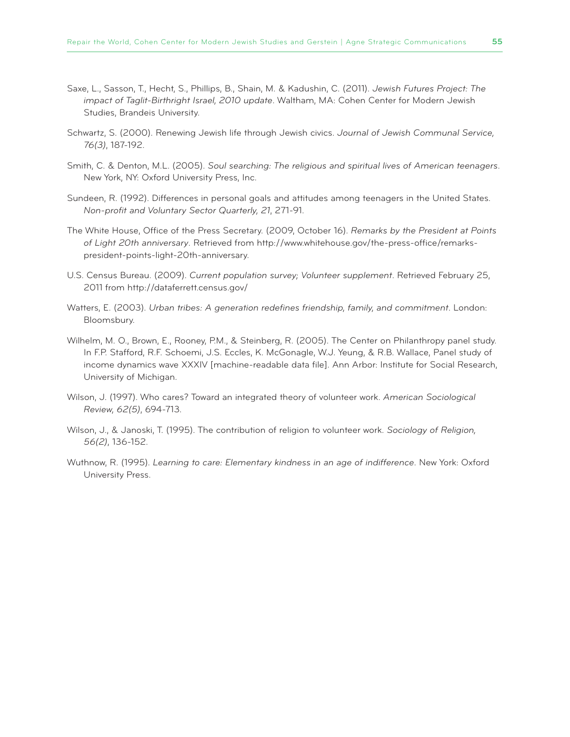Saxe, L., Sasson, T., Hecht, S., Phillips, B., Shain, M. & Kadushin, C. (2011). *Jewish Futures Project: The impact of Taglit-Birthright Israel, 2010 update*. Waltham, MA: Cohen Center for Modern Jewish Studies, Brandeis University.

Schwartz, S. (2000). Renewing Jewish life through Jewish civics. *Journal of Jewish Communal Service, 76(3)*, 187-192.

Smith, C. & Denton, M.L. (2005). *Soul searching: The religious and spiritual lives of American teenagers*. New York, NY: Oxford University Press, Inc.

Sundeen, R. (1992). Differences in personal goals and attitudes among teenagers in the United States. *Non-profit and Voluntary Sector Quarterly, 21*, 271-91.

The White House, Office of the Press Secretary. (2009, October 16). *Remarks by the President at Points of Light 20th anniversary*. Retrieved from http://www.whitehouse.gov/the-press-office/remarks-president-points-light-20th-anniversary.

U.S. Census Bureau. (2009). *Current population survey; Volunteer supplement*. Retrieved February 25, 2011 from http://dataferrett.census.gov/

Watters, E. (2003). *Urban tribes: A generation redefines friendship, family, and commitment*. London: Bloomsbury.

Wilhelm, M. O., Brown, E., Rooney, P.M., & Steinberg, R. (2005). The Center on Philanthropy panel study. In F.P. Stafford, R.F. Schoemi, J.S. Eccles, K. McGonagle, W.J. Yeung, & R.B. Wallace, Panel study of income dynamics wave XXXIV [machine-readable data file]. Ann Arbor: Institute for Social Research, University of Michigan.

Wilson, J. (1997). Who cares? Toward an integrated theory of volunteer work. *American Sociological Review, 62(5)*, 694-713.

Wilson, J., & Janoski, T. (1995). The contribution of religion to volunteer work. *Sociology of Religion, 56(2)*, 136-152.

Wuthnow, R. (1995). *Learning to care: Elementary kindness in an age of indifference*. New York: Oxford University Press.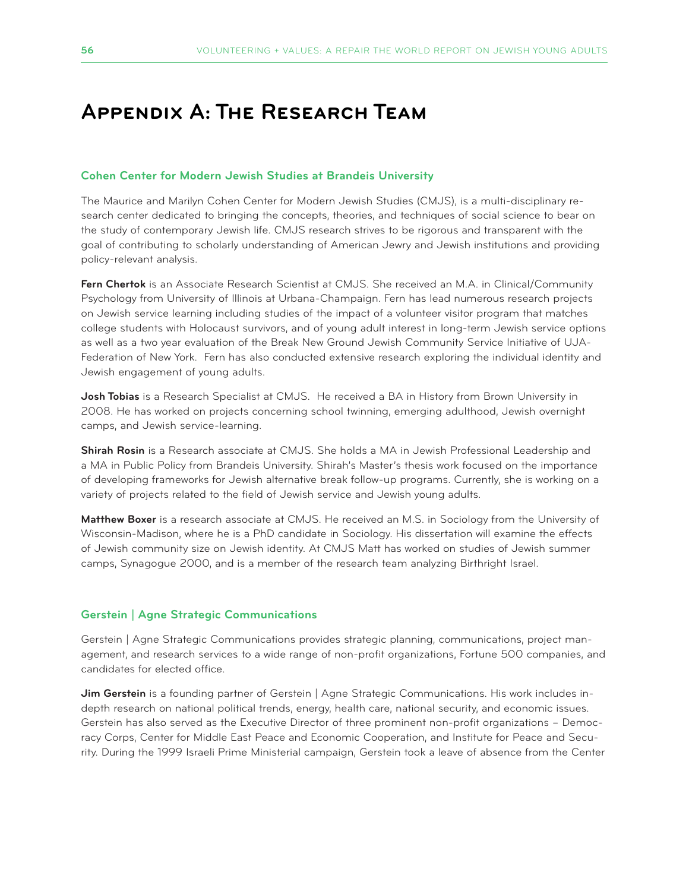# Appendix A: The Research Team

## Cohen Center for Modern Jewish Studies at Brandeis University

The Maurice and Marilyn Cohen Center for Modern Jewish Studies (CMJS), is a multi-disciplinary research center dedicated to bringing the concepts, theories, and techniques of social science to bear on the study of contemporary Jewish life. CMJS research strives to be rigorous and transparent with the goal of contributing to scholarly understanding of American Jewry and Jewish institutions and providing policy-relevant analysis.

**Fern Chertok** is an Associate Research Scientist at CMJS. She received an M.A. in Clinical/Community Psychology from University of Illinois at Urbana-Champaign. Fern has lead numerous research projects on Jewish service learning including studies of the impact of a volunteer visitor program that matches college students with Holocaust survivors, and of young adult interest in long-term Jewish service options as well as a two year evaluation of the Break New Ground Jewish Community Service Initiative of UJA-Federation of New York. Fern has also conducted extensive research exploring the individual identity and Jewish engagement of young adults.

**Josh Tobias** is a Research Specialist at CMJS. He received a BA in History from Brown University in 2008. He has worked on projects concerning school twinning, emerging adulthood, Jewish overnight camps, and Jewish service-learning.

**Shirah Rosin** is a Research associate at CMJS. She holds a MA in Jewish Professional Leadership and a MA in Public Policy from Brandeis University. Shirah's Master's thesis work focused on the importance of developing frameworks for Jewish alternative break follow-up programs. Currently, she is working on a variety of projects related to the field of Jewish service and Jewish young adults.

**Matthew Boxer** is a research associate at CMJS. He received an M.S. in Sociology from the University of Wisconsin-Madison, where he is a PhD candidate in Sociology. His dissertation will examine the effects of Jewish community size on Jewish identity. At CMJS Matt has worked on studies of Jewish summer camps, Synagogue 2000, and is a member of the research team analyzing Birthright Israel.

## Gerstein | Agne Strategic Communications

Gerstein | Agne Strategic Communications provides strategic planning, communications, project management, and research services to a wide range of non-profit organizations, Fortune 500 companies, and candidates for elected office.

**Jim Gerstein** is a founding partner of Gerstein | Agne Strategic Communications. His work includes in-depth research on national political trends, energy, health care, national security, and economic issues. Gerstein has also served as the Executive Director of three prominent non-profit organizations – Democracy Corps, Center for Middle East Peace and Economic Cooperation, and Institute for Peace and Security. During the 1999 Israeli Prime Ministerial campaign, Gerstein took a leave of absence from the Center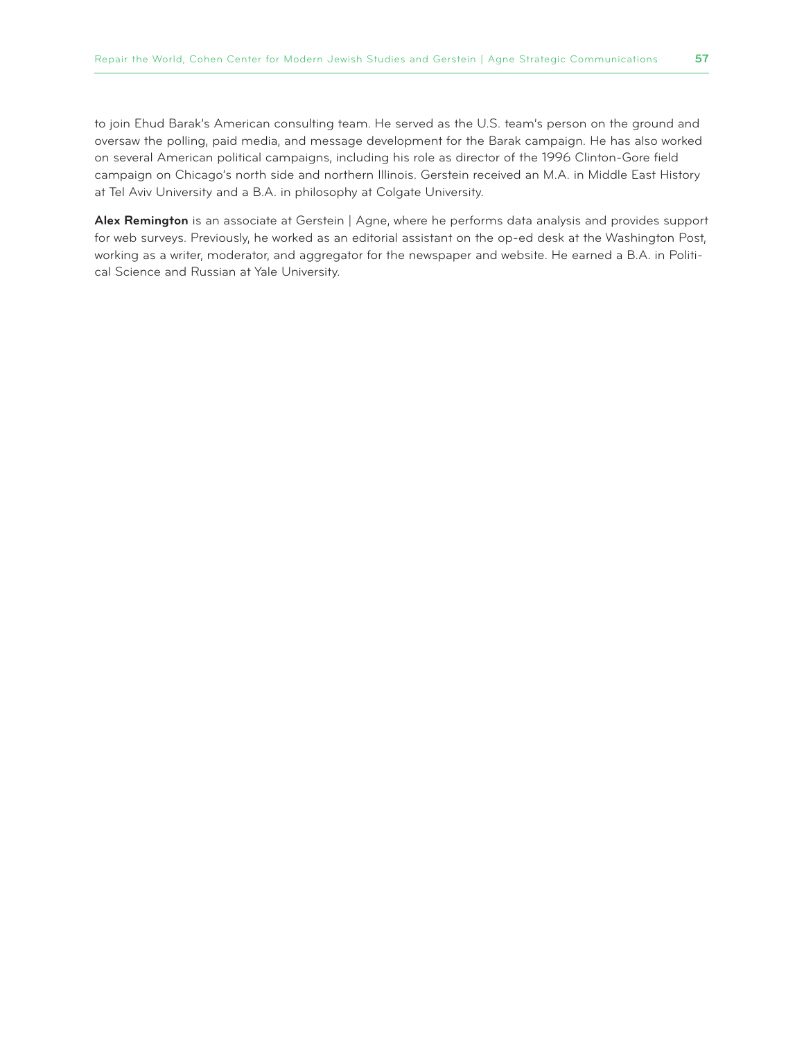to join Ehud Barak's American consulting team. He served as the U.S. team's person on the ground and oversaw the polling, paid media, and message development for the Barak campaign. He has also worked on several American political campaigns, including his role as director of the 1996 Clinton-Gore field campaign on Chicago's north side and northern Illinois. Gerstein received an M.A. in Middle East History at Tel Aviv University and a B.A. in philosophy at Colgate University.

**Alex Remington** is an associate at Gerstein | Agne, where he performs data analysis and provides support for web surveys. Previously, he worked as an editorial assistant on the op-ed desk at the Washington Post, working as a writer, moderator, and aggregator for the newspaper and website. He earned a B.A. in Political Science and Russian at Yale University.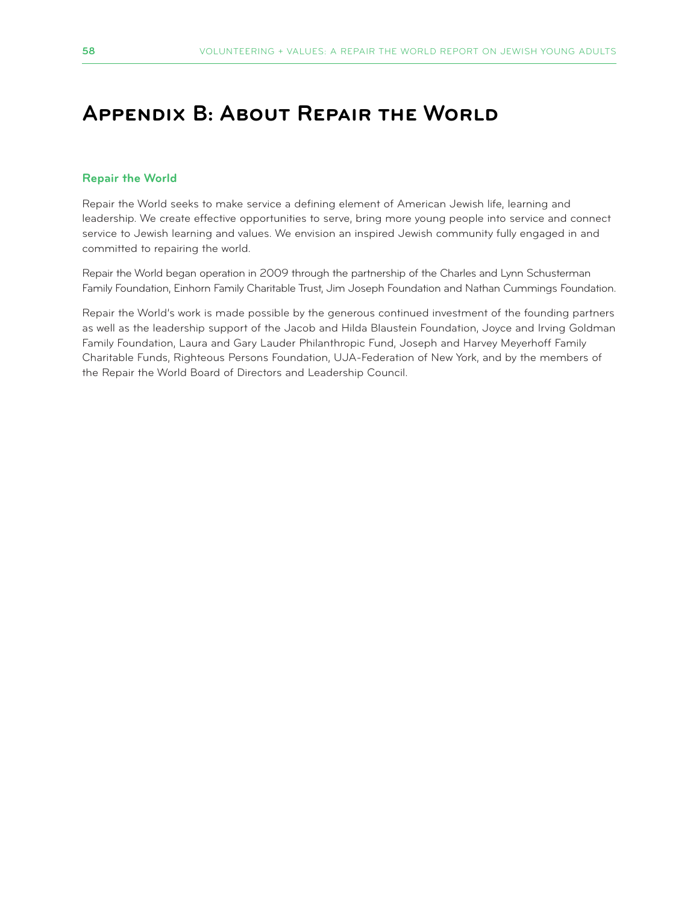# Appendix B: About Repair the World

## Repair the World

Repair the World seeks to make service a defining element of American Jewish life, learning and leadership. We create effective opportunities to serve, bring more young people into service and connect service to Jewish learning and values. We envision an inspired Jewish community fully engaged in and committed to repairing the world.

Repair the World began operation in 2009 through the partnership of the Charles and Lynn Schusterman Family Foundation, Einhorn Family Charitable Trust, Jim Joseph Foundation and Nathan Cummings Foundation.

Repair the World's work is made possible by the generous continued investment of the founding partners as well as the leadership support of the Jacob and Hilda Blaustein Foundation, Joyce and Irving Goldman Family Foundation, Laura and Gary Lauder Philanthropic Fund, Joseph and Harvey Meyerhoff Family Charitable Funds, Righteous Persons Foundation, UJA-Federation of New York, and by the members of the Repair the World Board of Directors and Leadership Council.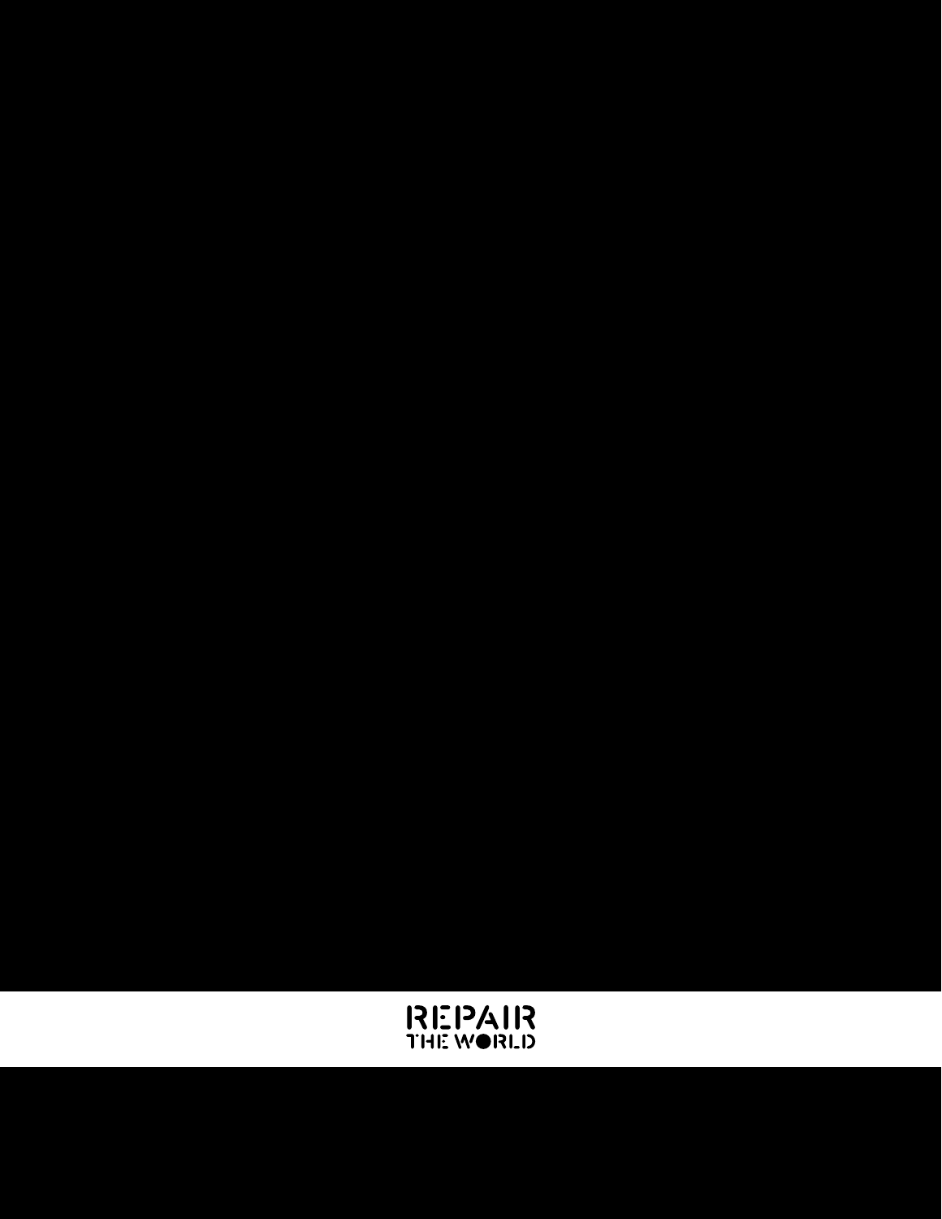REPAIR
THE WORLD